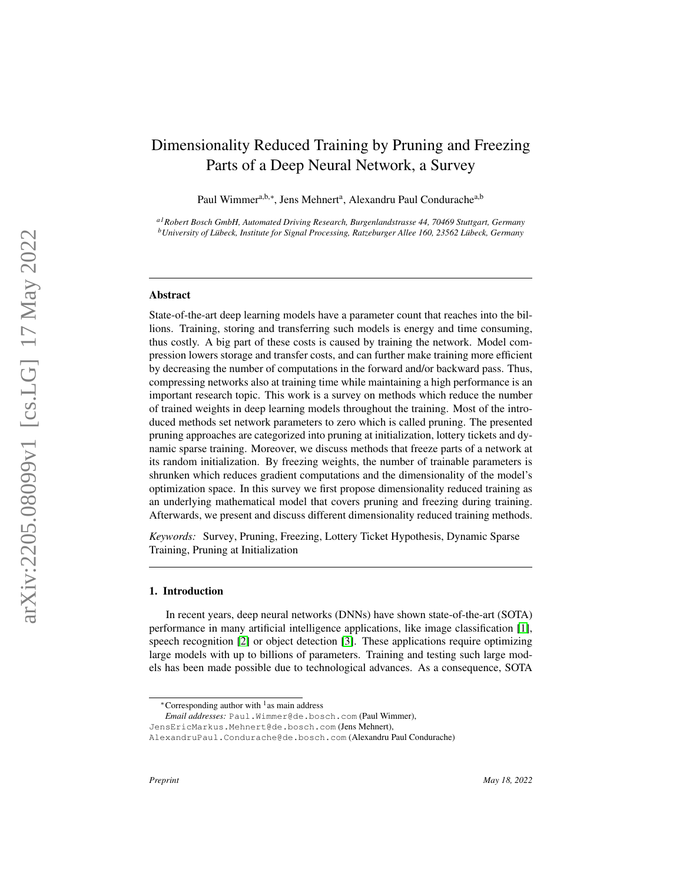# Dimensionality Reduced Training by Pruning and Freezing Parts of a Deep Neural Network, a Survey

Paul Wimmer[a,b,*], Jens Mehnert[a], Alexandru Paul Condurache[a,b]

[a1] *Robert Bosch GmbH, Automated Driving Research, Burgenlandstrasse 44, 70469 Stuttgart, Germany*
[b] *University of Lübeck, Institute for Signal Processing, Ratzeburger Allee 160, 23562 Lübeck, Germany*

---

## Abstract

State-of-the-art deep learning models have a parameter count that reaches into the billions. Training, storing and transferring such models is energy and time consuming, thus costly. A big part of these costs is caused by training the network. Model compression lowers storage and transfer costs, and can further make training more efficient by decreasing the number of computations in the forward and/or backward pass. Thus, compressing networks also at training time while maintaining a high performance is an important research topic. This work is a survey on methods which reduce the number of trained weights in deep learning models throughout the training. Most of the introduced methods set network parameters to zero which is called pruning. The presented pruning approaches are categorized into pruning at initialization, lottery tickets and dynamic sparse training. Moreover, we discuss methods that freeze parts of a network at its random initialization. By freezing weights, the number of trainable parameters is shrunken which reduces gradient computations and the dimensionality of the model's optimization space. In this survey we first propose dimensionality reduced training as an underlying mathematical model that covers pruning and freezing during training. Afterwards, we present and discuss different dimensionality reduced training methods.

*Keywords:* Survey, Pruning, Freezing, Lottery Ticket Hypothesis, Dynamic Sparse Training, Pruning at Initialization

---

## 1. Introduction

In recent years, deep neural networks (DNNs) have shown state-of-the-art (SOTA) performance in many artificial intelligence applications, like image classification [1], speech recognition [2] or object detection [3]. These applications require optimizing large models with up to billions of parameters. Training and testing such large models has been made possible due to technological advances. As a consequence, SOTA

---

*Corresponding author with [1] as main address

*Email addresses:* Paul.Wimmer@de.bosch.com (Paul Wimmer), JensEricMarkus.Mehnert@de.bosch.com (Jens Mehnert), AlexandruPaul.Condurache@de.bosch.com (Alexandru Paul Condurache)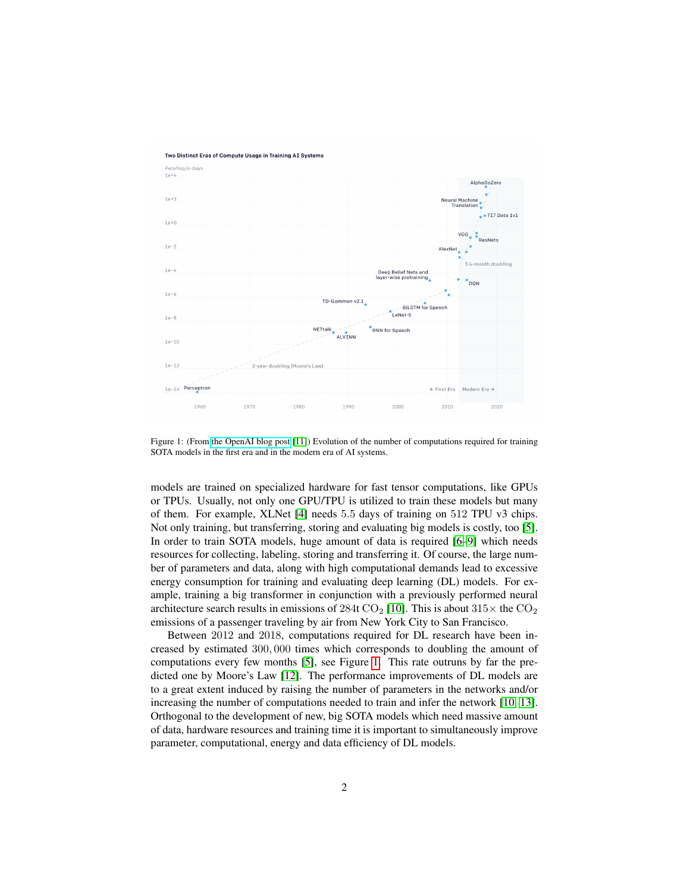Figure 1: (From the OpenAI blog post [11]) Evolution of the number of computations required for training SOTA models in the first era and in the modern era of AI systems.

models are trained on specialized hardware for fast tensor computations, like GPUs or TPUs. Usually, not only one GPU/TPU is utilized to train these models but many of them. For example, XLNet [4] needs 5.5 days of training on 512 TPU v3 chips. Not only training, but transferring, storing and evaluating big models is costly, too [5]. In order to train SOTA models, huge amount of data is required [6–9] which needs resources for collecting, labeling, storing and transferring it. Of course, the large number of parameters and data, along with high computational demands lead to excessive energy consumption for training and evaluating deep learning (DL) models. For example, training a big transformer in conjunction with a previously performed neural architecture search results in emissions of 284t $CO_2$ [10]. This is about $315\times$ the $CO_2$ emissions of a passenger traveling by air from New York City to San Francisco.

Between 2012 and 2018, computations required for DL research have been increased by estimated $300,000$ times which corresponds to doubling the amount of computations every few months [5], see Figure 1. This rate outruns by far the predicted one by Moore's Law [12]. The performance improvements of DL models are to a great extent induced by raising the number of parameters in the networks and/or increasing the number of computations needed to train and infer the network [10, 13]. Orthogonal to the development of new, big SOTA models which need massive amount of data, hardware resources and training time it is important to simultaneously improve parameter, computational, energy and data efficiency of DL models.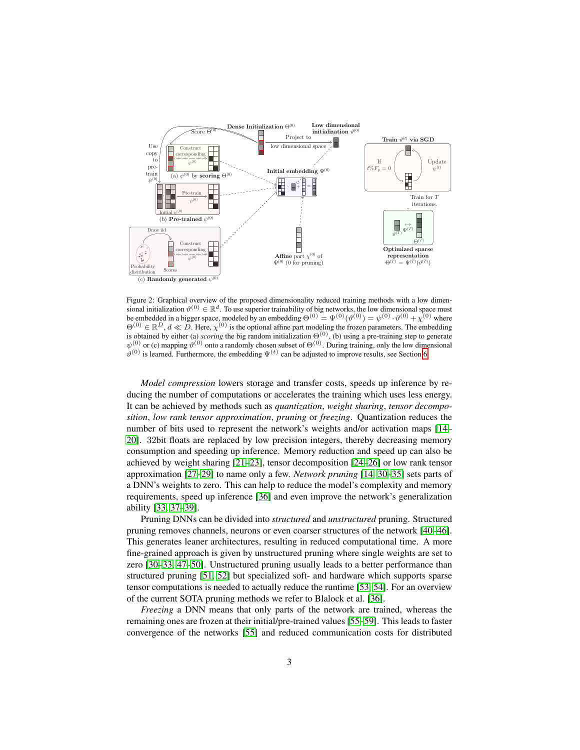Figure 2: Graphical overview of the proposed dimensionality reduced training methods with a low dimensional initialization $\vartheta^{(0)} \in \mathbb{R}^d$. To use superior trainability of big networks, the low dimensional space must be embedded in a bigger space, modeled by an embedding $\Theta^{(0)} = \Psi^{(0)}(\vartheta^{(0)}) = \psi^{(0)} \cdot \vartheta^{(0)} + \chi^{(0)}$ where $\Theta^{(0)} \in \mathbb{R}^D, d \ll D$. Here, $\chi^{(0)}$ is the optional affine part modeling the frozen parameters. The embedding is obtained by either (a) *scoring* the big random initialization $\Theta^{(0)}$, (b) using a pre-training step to generate $\psi^{(0)}$ or (c) mapping $\vartheta^{(0)}$ onto a randomly chosen subset of $\Theta^{(0)}$. During training, only the low dimensional $\vartheta^{(0)}$ is learned. Furthermore, the embedding $\Psi^{(t)}$ can be adjusted to improve results, see Section 6.

*Model compression* lowers storage and transfer costs, speeds up inference by reducing the number of computations or accelerates the training which uses less energy. It can be achieved by methods such as *quantization*, *weight sharing*, *tensor decomposition*, *low rank tensor approximation*, *pruning* or *freezing*. Quantization reduces the number of bits used to represent the network's weights and/or activation maps [14–20]. 32bit floats are replaced by low precision integers, thereby decreasing memory consumption and speeding up inference. Memory reduction and speed up can also be achieved by weight sharing [21–23], tensor decomposition [24–26] or low rank tensor approximation [27–29] to name only a few. *Network pruning* [14, 30–35] sets parts of a DNN's weights to zero. This can help to reduce the model's complexity and memory requirements, speed up inference [36] and even improve the network's generalization ability [33, 37–39].

Pruning DNNs can be divided into *structured* and *unstructured* pruning. Structured pruning removes channels, neurons or even coarser structures of the network [40–46]. This generates leaner architectures, resulting in reduced computational time. A more fine-grained approach is given by unstructured pruning where single weights are set to zero [30–33, 47–50]. Unstructured pruning usually leads to a better performance than structured pruning [51, 52] but specialized soft- and hardware which supports sparse tensor computations is needed to actually reduce the runtime [53, 54]. For an overview of the current SOTA pruning methods we refer to Blalock et al. [36].

*Freezing* a DNN means that only parts of the network are trained, whereas the remaining ones are frozen at their initial/pre-trained values [55–59]. This leads to faster convergence of the networks [55] and reduced communication costs for distributed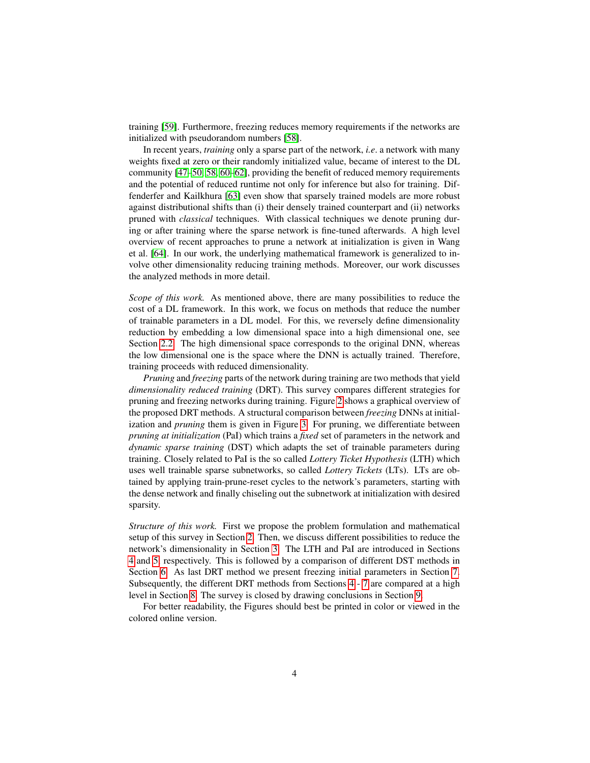training [59]. Furthermore, freezing reduces memory requirements if the networks are initialized with pseudorandom numbers [58].

In recent years, *training* only a sparse part of the network, *i.e*. a network with many weights fixed at zero or their randomly initialized value, became of interest to the DL community [47–50, 58, 60–62], providing the benefit of reduced memory requirements and the potential of reduced runtime not only for inference but also for training. Diffenderfer and Kailkhura [63] even show that sparsely trained models are more robust against distributional shifts than (i) their densely trained counterpart and (ii) networks pruned with *classical* techniques. With classical techniques we denote pruning during or after training where the sparse network is fine-tuned afterwards. A high level overview of recent approaches to prune a network at initialization is given in Wang et al. [64]. In our work, the underlying mathematical framework is generalized to involve other dimensionality reducing training methods. Moreover, our work discusses the analyzed methods in more detail.

*Scope of this work.* As mentioned above, there are many possibilities to reduce the cost of a DL framework. In this work, we focus on methods that reduce the number of trainable parameters in a DL model. For this, we reversely define dimensionality reduction by embedding a low dimensional space into a high dimensional one, see Section 2.2. The high dimensional space corresponds to the original DNN, whereas the low dimensional one is the space where the DNN is actually trained. Therefore, training proceeds with reduced dimensionality.

*Pruning* and *freezing* parts of the network during training are two methods that yield *dimensionality reduced training* (DRT). This survey compares different strategies for pruning and freezing networks during training. Figure 2 shows a graphical overview of the proposed DRT methods. A structural comparison between *freezing* DNNs at initialization and *pruning* them is given in Figure 3. For pruning, we differentiate between *pruning at initialization* (PaI) which trains a *fixed* set of parameters in the network and *dynamic sparse training* (DST) which adapts the set of trainable parameters during training. Closely related to PaI is the so called *Lottery Ticket Hypothesis* (LTH) which uses well trainable sparse subnetworks, so called *Lottery Tickets* (LTs). LTs are obtained by applying train-prune-reset cycles to the network's parameters, starting with the dense network and finally chiseling out the subnetwork at initialization with desired sparsity.

*Structure of this work.* First we propose the problem formulation and mathematical setup of this survey in Section 2. Then, we discuss different possibilities to reduce the network's dimensionality in Section 3. The LTH and PaI are introduced in Sections 4 and 5, respectively. This is followed by a comparison of different DST methods in Section 6. As last DRT method we present freezing initial parameters in Section 7. Subsequently, the different DRT methods from Sections 4 - 7 are compared at a high level in Section 8. The survey is closed by drawing conclusions in Section 9.

For better readability, the Figures should best be printed in color or viewed in the colored online version.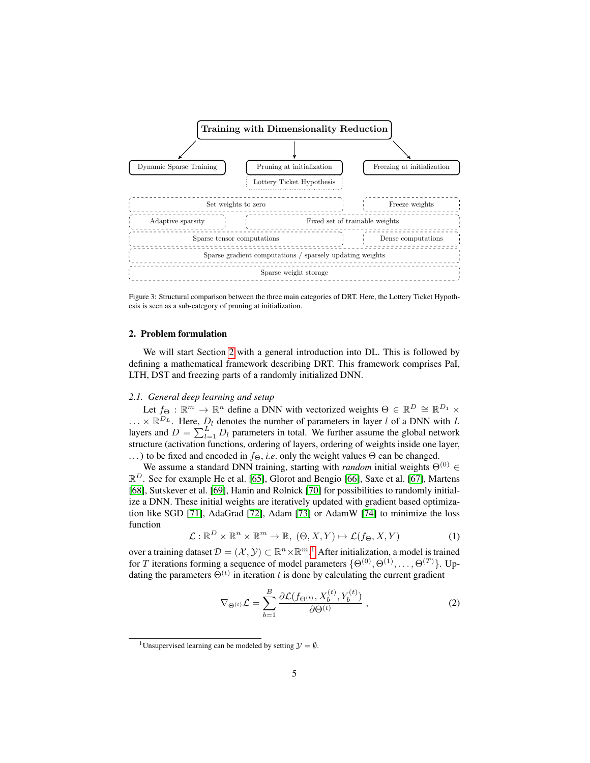Training with Dimensionality Reduction

| Dynamic Sparse Training | Pruning at initialization | Freezing at initialization |
| --- | --- | --- |
| | Lottery Ticket Hypothesis | |
| Set weights to zero | | Freeze weights |
| Adaptive sparsity | Fixed set of trainable weights | |
| Sparse tensor computations | | Dense computations |
| Sparse gradient computations / sparsely updating weights | | |
| Sparse weight storage | | |

Figure 3: Structural comparison between the three main categories of DRT. Here, the Lottery Ticket Hypothesis is seen as a sub-category of pruning at initialization.

## 2. Problem formulation

We will start Section 2 with a general introduction into DL. This is followed by defining a mathematical framework describing DRT. This framework comprises PaI, LTH, DST and freezing parts of a randomly initialized DNN.

### 2.1. General deep learning and setup

Let $f_\Theta : \mathbb{R}^m \to \mathbb{R}^n$ define a DNN with vectorized weights $\Theta \in \mathbb{R}^D \cong \mathbb{R}^{D_1} \times \ldots \times \mathbb{R}^{D_L}$. Here, $D_l$ denotes the number of parameters in layer $l$ of a DNN with $L$ layers and $D = \sum_{l=1}^{L} D_l$ parameters in total. We further assume the global network structure (activation functions, ordering of layers, ordering of weights inside one layer, $\ldots$) to be fixed and encoded in $f_\Theta$, *i.e.* only the weight values $\Theta$ can be changed.

We assume a standard DNN training, starting with *random* initial weights $\Theta^{(0)} \in \mathbb{R}^D$. See for example He et al. [65], Glorot and Bengio [66], Saxe et al. [67], Martens [68], Sutskever et al. [69], Hanin and Rolnick [70] for possibilities to randomly initialize a DNN. These initial weights are iteratively updated with gradient based optimization like SGD [71], AdaGrad [72], Adam [73] or AdamW [74] to minimize the loss function

$$\mathcal{L} : \mathbb{R}^D \times \mathbb{R}^n \times \mathbb{R}^m \to \mathbb{R},\ (\Theta, X, Y) \mapsto \mathcal{L}(f_\Theta, X, Y) \tag{1}$$

over a training dataset $\mathcal{D} = (\mathcal{X}, \mathcal{Y}) \subset \mathbb{R}^n \times \mathbb{R}^m$.[1] After initialization, a model is trained for $T$ iterations forming a sequence of model parameters $\{\Theta^{(0)}, \Theta^{(1)}, \ldots, \Theta^{(T)}\}$. Updating the parameters $\Theta^{(t)}$ in iteration $t$ is done by calculating the current gradient

$$\nabla_{\Theta^{(t)}} \mathcal{L} = \sum_{b=1}^{B} \frac{\partial \mathcal{L}(f_{\Theta^{(t)}}, X_b^{(t)}, Y_b^{(t)})}{\partial \Theta^{(t)}}\ , \tag{2}$$

[1] Unsupervised learning can be modeled by setting $\mathcal{Y} = \emptyset$.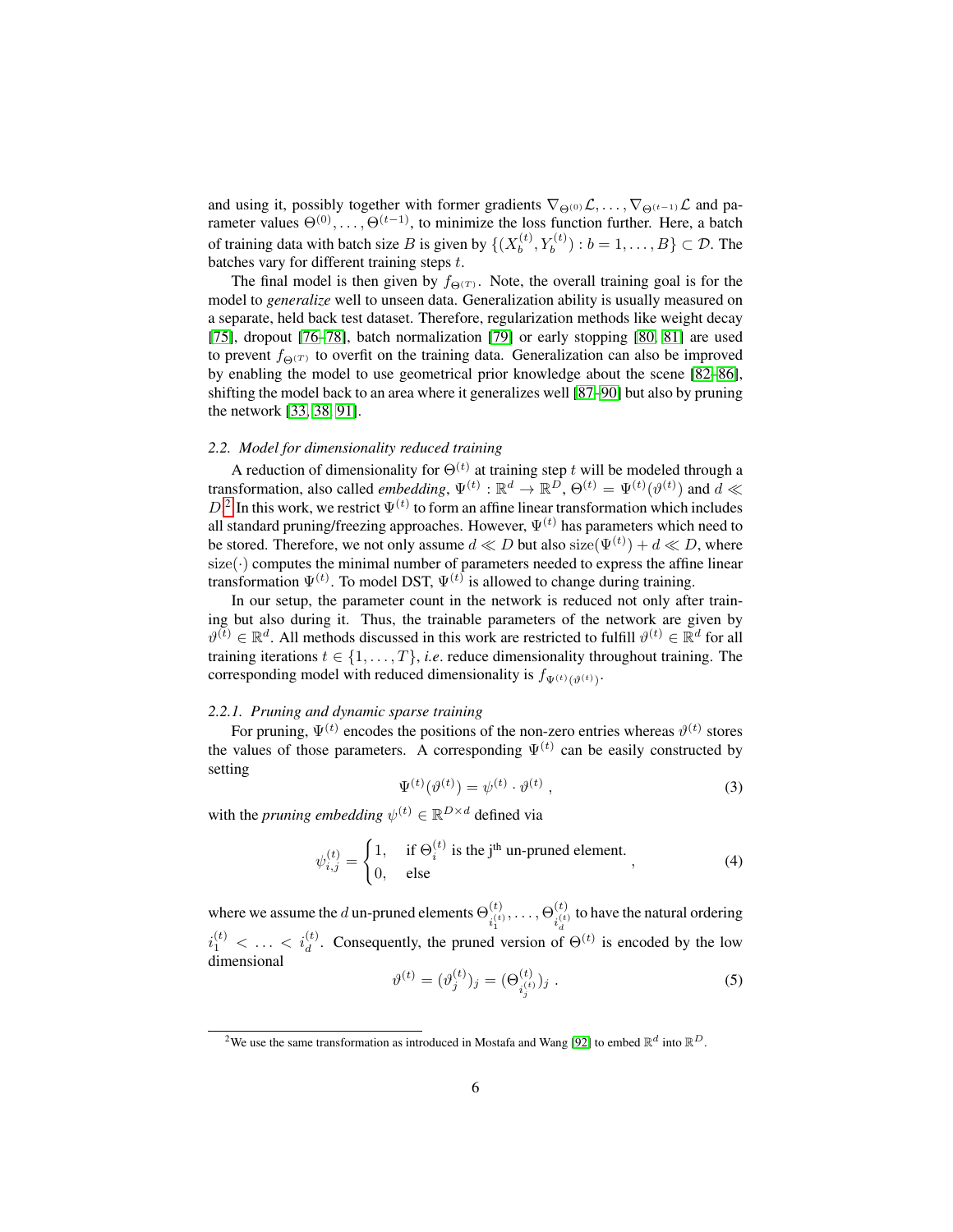and using it, possibly together with former gradients $\nabla_{\Theta^{(0)}}\mathcal{L}, \ldots, \nabla_{\Theta^{(t-1)}}\mathcal{L}$ and parameter values $\Theta^{(0)}, \ldots, \Theta^{(t-1)}$, to minimize the loss function further. Here, a batch of training data with batch size $B$ is given by $\{(X_b^{(t)}, Y_b^{(t)}) : b = 1, \ldots, B\} \subset \mathcal{D}$. The batches vary for different training steps $t$.

The final model is then given by $f_{\Theta^{(T)}}$. Note, the overall training goal is for the model to *generalize* well to unseen data. Generalization ability is usually measured on a separate, held back test dataset. Therefore, regularization methods like weight decay [75], dropout [76–78], batch normalization [79] or early stopping [80, 81] are used to prevent $f_{\Theta^{(T)}}$ to overfit on the training data. Generalization can also be improved by enabling the model to use geometrical prior knowledge about the scene [82–86], shifting the model back to an area where it generalizes well [87–90] but also by pruning the network [33, 38, 91].

### 2.2. Model for dimensionality reduced training

A reduction of dimensionality for $\Theta^{(t)}$ at training step $t$ will be modeled through a transformation, also called *embedding*, $\Psi^{(t)} : \mathbb{R}^d \to \mathbb{R}^D$, $\Theta^{(t)} = \Psi^{(t)}(\vartheta^{(t)})$ and $d \ll D$.[2] In this work, we restrict $\Psi^{(t)}$ to form an affine linear transformation which includes all standard pruning/freezing approaches. However, $\Psi^{(t)}$ has parameters which need to be stored. Therefore, we not only assume $d \ll D$ but also $\mathrm{size}(\Psi^{(t)}) + d \ll D$, where $\mathrm{size}(\cdot)$ computes the minimal number of parameters needed to express the affine linear transformation $\Psi^{(t)}$. To model DST, $\Psi^{(t)}$ is allowed to change during training.

In our setup, the parameter count in the network is reduced not only after training but also during it. Thus, the trainable parameters of the network are given by $\vartheta^{(t)} \in \mathbb{R}^d$. All methods discussed in this work are restricted to fulfill $\vartheta^{(t)} \in \mathbb{R}^d$ for all training iterations $t \in \{1, \ldots, T\}$, *i.e.* reduce dimensionality throughout training. The corresponding model with reduced dimensionality is $f_{\Psi^{(t)}(\vartheta^{(t)})}$.

#### 2.2.1. Pruning and dynamic sparse training

For pruning, $\Psi^{(t)}$ encodes the positions of the non-zero entries whereas $\vartheta^{(t)}$ stores the values of those parameters. A corresponding $\Psi^{(t)}$ can be easily constructed by setting

$$\Psi^{(t)}(\vartheta^{(t)}) = \psi^{(t)} \cdot \vartheta^{(t)} , \tag{3}$$

with the *pruning embedding* $\psi^{(t)} \in \mathbb{R}^{D \times d}$ defined via

$$\psi_{i,j}^{(t)} = \begin{cases} 1, & \text{if } \Theta_i^{(t)} \text{ is the j}^{\text{th}} \text{ un-pruned element.} \\ 0, & \text{else} \end{cases} , \tag{4}$$

where we assume the $d$ un-pruned elements $\Theta^{(t)}_{i_1^{(t)}}, \ldots, \Theta^{(t)}_{i_d^{(t)}}$ to have the natural ordering $i_1^{(t)} < \ldots < i_d^{(t)}$. Consequently, the pruned version of $\Theta^{(t)}$ is encoded by the low dimensional

$$\vartheta^{(t)} = (\vartheta_j^{(t)})_j = (\Theta^{(t)}_{i_j^{(t)}})_j . \tag{5}$$

[2] We use the same transformation as introduced in Mostafa and Wang [92] to embed $\mathbb{R}^d$ into $\mathbb{R}^D$.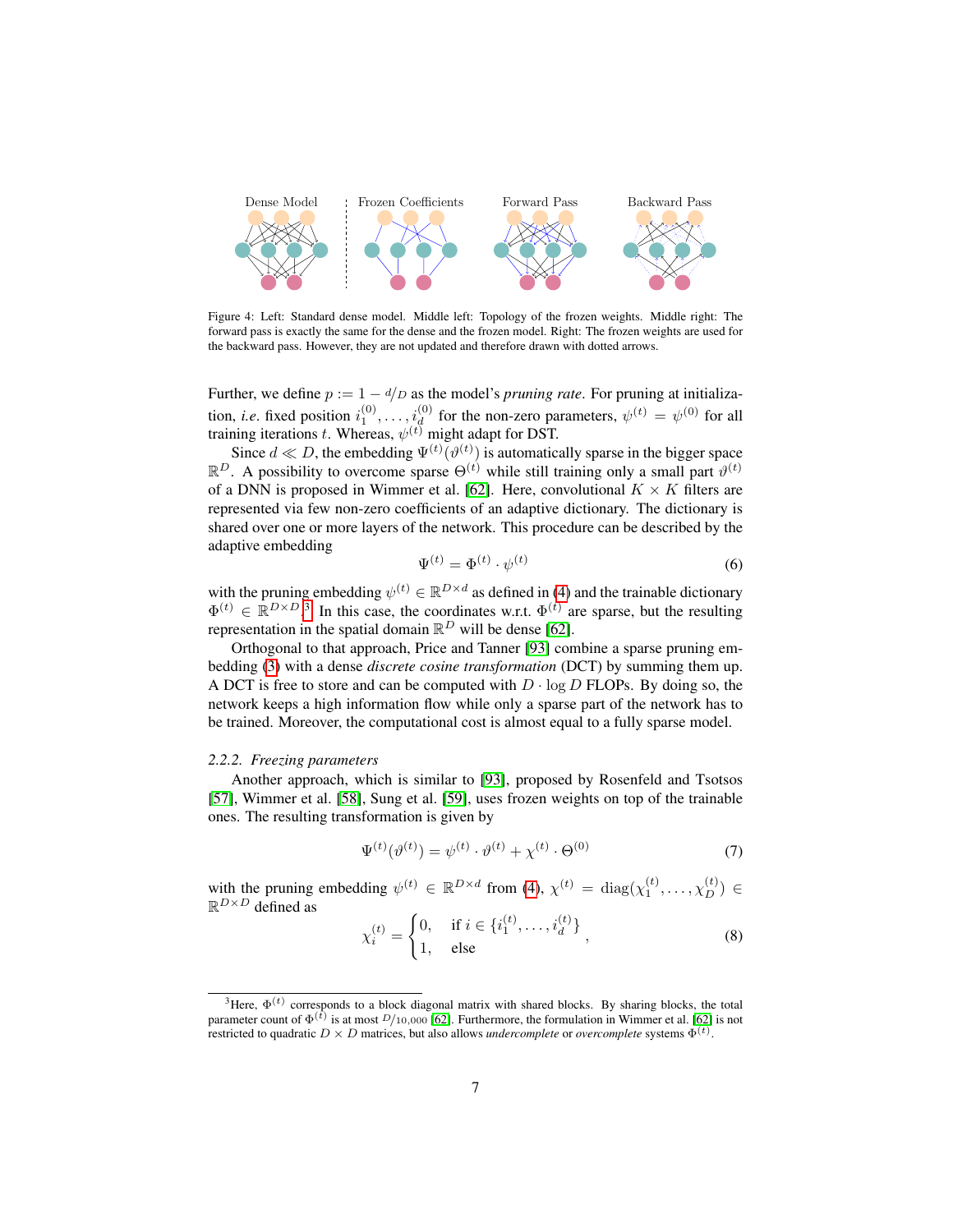Figure 4: Left: Standard dense model. Middle left: Topology of the frozen weights. Middle right: The forward pass is exactly the same for the dense and the frozen model. Right: The frozen weights are used for the backward pass. However, they are not updated and therefore drawn with dotted arrows.

Further, we define $p := 1 - d/D$ as the model's *pruning rate*. For pruning at initialization, *i.e.* fixed position $i_1^{(0)}, \ldots, i_d^{(0)}$ for the non-zero parameters, $\psi^{(t)} = \psi^{(0)}$ for all training iterations $t$. Whereas, $\psi^{(t)}$ might adapt for DST.

Since $d \ll D$, the embedding $\Psi^{(t)}(\vartheta^{(t)})$ is automatically sparse in the bigger space $\mathbb{R}^D$. A possibility to overcome sparse $\Theta^{(t)}$ while still training only a small part $\vartheta^{(t)}$ of a DNN is proposed in Wimmer et al. [62]. Here, convolutional $K \times K$ filters are represented via few non-zero coefficients of an adaptive dictionary. The dictionary is shared over one or more layers of the network. This procedure can be described by the adaptive embedding

$$\Psi^{(t)} = \Phi^{(t)} \cdot \psi^{(t)} \tag{6}$$

with the pruning embedding $\psi^{(t)} \in \mathbb{R}^{D \times d}$ as defined in (4) and the trainable dictionary $\Phi^{(t)} \in \mathbb{R}^{D \times D}$.[3] In this case, the coordinates w.r.t. $\Phi^{(t)}$ are sparse, but the resulting representation in the spatial domain $\mathbb{R}^D$ will be dense [62].

Orthogonal to that approach, Price and Tanner [93] combine a sparse pruning embedding (3) with a dense *discrete cosine transformation* (DCT) by summing them up. A DCT is free to store and can be computed with $D \cdot \log D$ FLOPs. By doing so, the network keeps a high information flow while only a sparse part of the network has to be trained. Moreover, the computational cost is almost equal to a fully sparse model.

### 2.2.2. *Freezing parameters*

Another approach, which is similar to [93], proposed by Rosenfeld and Tsotsos [57], Wimmer et al. [58], Sung et al. [59], uses frozen weights on top of the trainable ones. The resulting transformation is given by

$$\Psi^{(t)}(\vartheta^{(t)}) = \psi^{(t)} \cdot \vartheta^{(t)} + \chi^{(t)} \cdot \Theta^{(0)} \tag{7}$$

with the pruning embedding $\psi^{(t)} \in \mathbb{R}^{D \times d}$ from (4), $\chi^{(t)} = \operatorname{diag}(\chi_1^{(t)}, \ldots, \chi_D^{(t)}) \in \mathbb{R}^{D \times D}$ defined as

$$\chi_i^{(t)} = \begin{cases} 0, & \text{if } i \in \{i_1^{(t)}, \ldots, i_d^{(t)}\} \\ 1, & \text{else} \end{cases}, \tag{8}$$

[3] Here, $\Phi^{(t)}$ corresponds to a block diagonal matrix with shared blocks. By sharing blocks, the total parameter count of $\Phi^{(t)}$ is at most $D/10{,}000$ [62]. Furthermore, the formulation in Wimmer et al. [62] is not restricted to quadratic $D \times D$ matrices, but also allows *undercomplete* or *overcomplete* systems $\Phi^{(t)}$.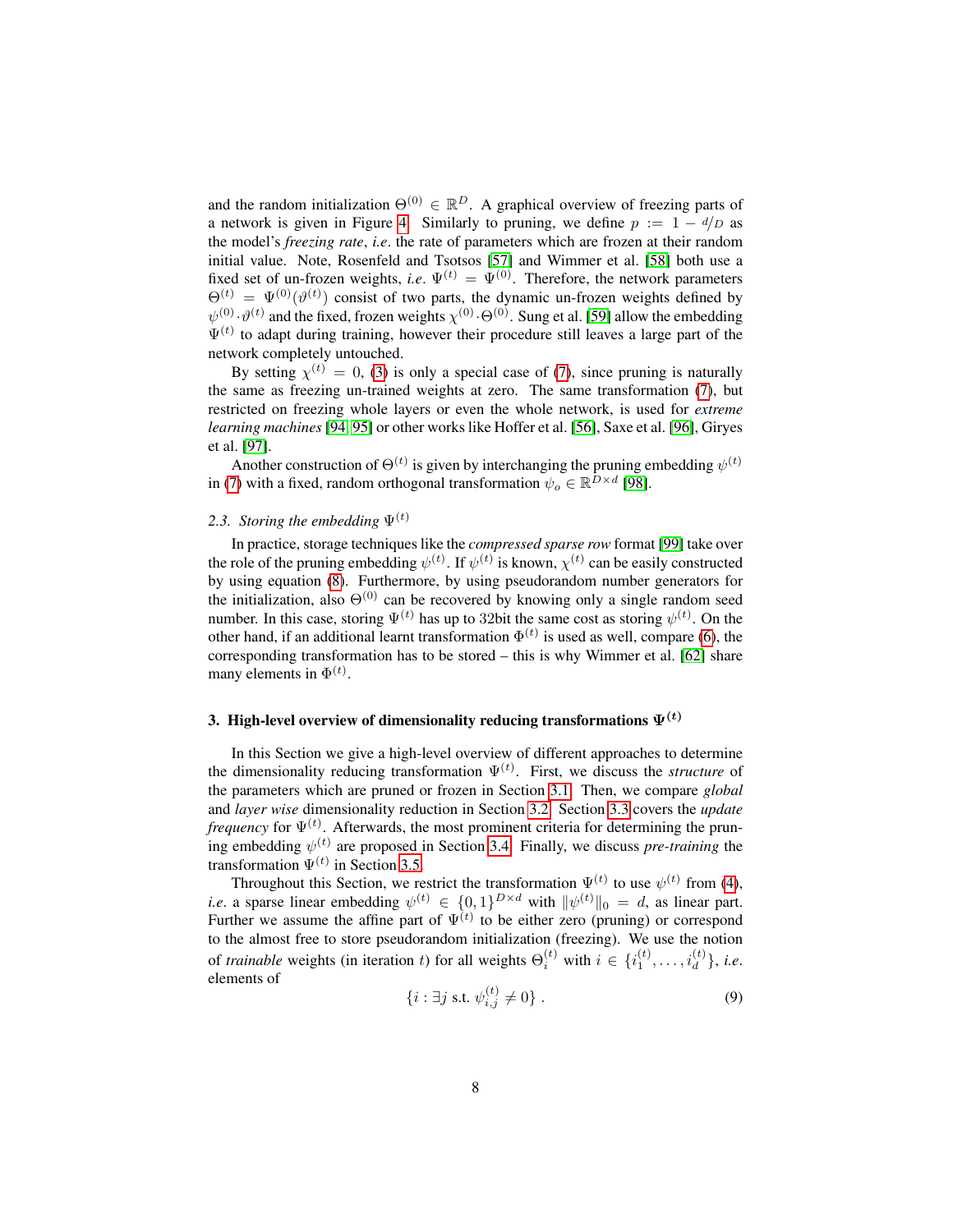and the random initialization $\Theta^{(0)} \in \mathbb{R}^D$. A graphical overview of freezing parts of a network is given in Figure 4. Similarly to pruning, we define $p := 1 - d/D$ as the model's *freezing rate*, *i.e*. the rate of parameters which are frozen at their random initial value. Note, Rosenfeld and Tsotsos [57] and Wimmer et al. [58] both use a fixed set of un-frozen weights, *i.e*. $\Psi^{(t)} = \Psi^{(0)}$. Therefore, the network parameters $\Theta^{(t)} = \Psi^{(0)}(\vartheta^{(t)})$ consist of two parts, the dynamic un-frozen weights defined by $\psi^{(0)} \cdot \vartheta^{(t)}$ and the fixed, frozen weights $\chi^{(0)} \cdot \Theta^{(0)}$. Sung et al. [59] allow the embedding $\Psi^{(t)}$ to adapt during training, however their procedure still leaves a large part of the network completely untouched.

By setting $\chi^{(t)} = 0$, (3) is only a special case of (7), since pruning is naturally the same as freezing un-trained weights at zero. The same transformation (7), but restricted on freezing whole layers or even the whole network, is used for *extreme learning machines* [94, 95] or other works like Hoffer et al. [56], Saxe et al. [96], Giryes et al. [97].

Another construction of $\Theta^{(t)}$ is given by interchanging the pruning embedding $\psi^{(t)}$ in (7) with a fixed, random orthogonal transformation $\psi_o \in \mathbb{R}^{D \times d}$ [98].

### 2.3. Storing the embedding $\Psi^{(t)}$

In practice, storage techniques like the *compressed sparse row* format [99] take over the role of the pruning embedding $\psi^{(t)}$. If $\psi^{(t)}$ is known, $\chi^{(t)}$ can be easily constructed by using equation (8). Furthermore, by using pseudorandom number generators for the initialization, also $\Theta^{(0)}$ can be recovered by knowing only a single random seed number. In this case, storing $\Psi^{(t)}$ has up to 32bit the same cost as storing $\psi^{(t)}$. On the other hand, if an additional learnt transformation $\Phi^{(t)}$ is used as well, compare (6), the corresponding transformation has to be stored – this is why Wimmer et al. [62] share many elements in $\Phi^{(t)}$.

## 3. High-level overview of dimensionality reducing transformations $\Psi^{(t)}$

In this Section we give a high-level overview of different approaches to determine the dimensionality reducing transformation $\Psi^{(t)}$. First, we discuss the *structure* of the parameters which are pruned or frozen in Section 3.1. Then, we compare *global* and *layer wise* dimensionality reduction in Section 3.2. Section 3.3 covers the *update frequency* for $\Psi^{(t)}$. Afterwards, the most prominent criteria for determining the pruning embedding $\psi^{(t)}$ are proposed in Section 3.4. Finally, we discuss *pre-training* the transformation $\Psi^{(t)}$ in Section 3.5.

Throughout this Section, we restrict the transformation $\Psi^{(t)}$ to use $\psi^{(t)}$ from (4), *i.e*. a sparse linear embedding $\psi^{(t)} \in \{0,1\}^{D \times d}$ with $\|\psi^{(t)}\|_0 = d$, as linear part. Further we assume the affine part of $\Psi^{(t)}$ to be either zero (pruning) or correspond to the almost free to store pseudorandom initialization (freezing). We use the notion of *trainable* weights (in iteration $t$) for all weights $\Theta_i^{(t)}$ with $i \in \{i_1^{(t)}, \ldots, i_d^{(t)}\}$, *i.e*. elements of

$$\{i : \exists j \text{ s.t. } \psi_{i,j}^{(t)} \neq 0\} \,. \tag{9}$$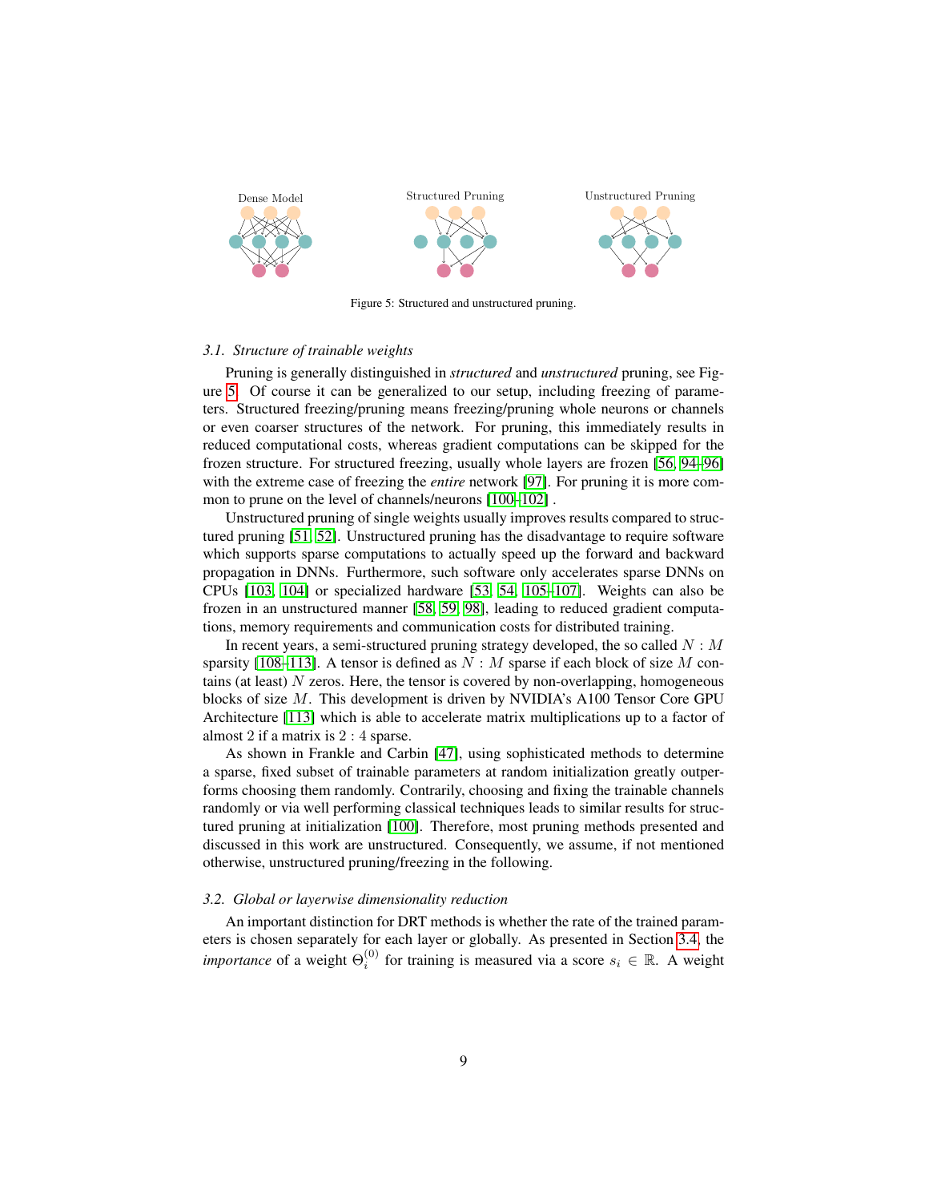Figure 5: Structured and unstructured pruning.

### 3.1. Structure of trainable weights

Pruning is generally distinguished in *structured* and *unstructured* pruning, see Figure 5. Of course it can be generalized to our setup, including freezing of parameters. Structured freezing/pruning means freezing/pruning whole neurons or channels or even coarser structures of the network. For pruning, this immediately results in reduced computational costs, whereas gradient computations can be skipped for the frozen structure. For structured freezing, usually whole layers are frozen [56, 94–96] with the extreme case of freezing the *entire* network [97]. For pruning it is more common to prune on the level of channels/neurons [100–102] .

Unstructured pruning of single weights usually improves results compared to structured pruning [51, 52]. Unstructured pruning has the disadvantage to require software which supports sparse computations to actually speed up the forward and backward propagation in DNNs. Furthermore, such software only accelerates sparse DNNs on CPUs [103, 104] or specialized hardware [53, 54, 105–107]. Weights can also be frozen in an unstructured manner [58, 59, 98], leading to reduced gradient computations, memory requirements and communication costs for distributed training.

In recent years, a semi-structured pruning strategy developed, the so called $N : M$ sparsity [108–113]. A tensor is defined as $N : M$ sparse if each block of size $M$ contains (at least) $N$ zeros. Here, the tensor is covered by non-overlapping, homogeneous blocks of size $M$. This development is driven by NVIDIA's A100 Tensor Core GPU Architecture [113] which is able to accelerate matrix multiplications up to a factor of almost 2 if a matrix is $2 : 4$ sparse.

As shown in Frankle and Carbin [47], using sophisticated methods to determine a sparse, fixed subset of trainable parameters at random initialization greatly outperforms choosing them randomly. Contrarily, choosing and fixing the trainable channels randomly or via well performing classical techniques leads to similar results for structured pruning at initialization [100]. Therefore, most pruning methods presented and discussed in this work are unstructured. Consequently, we assume, if not mentioned otherwise, unstructured pruning/freezing in the following.

### 3.2. Global or layerwise dimensionality reduction

An important distinction for DRT methods is whether the rate of the trained parameters is chosen separately for each layer or globally. As presented in Section 3.4, the *importance* of a weight $\Theta_i^{(0)}$ for training is measured via a score $s_i \in \mathbb{R}$. A weight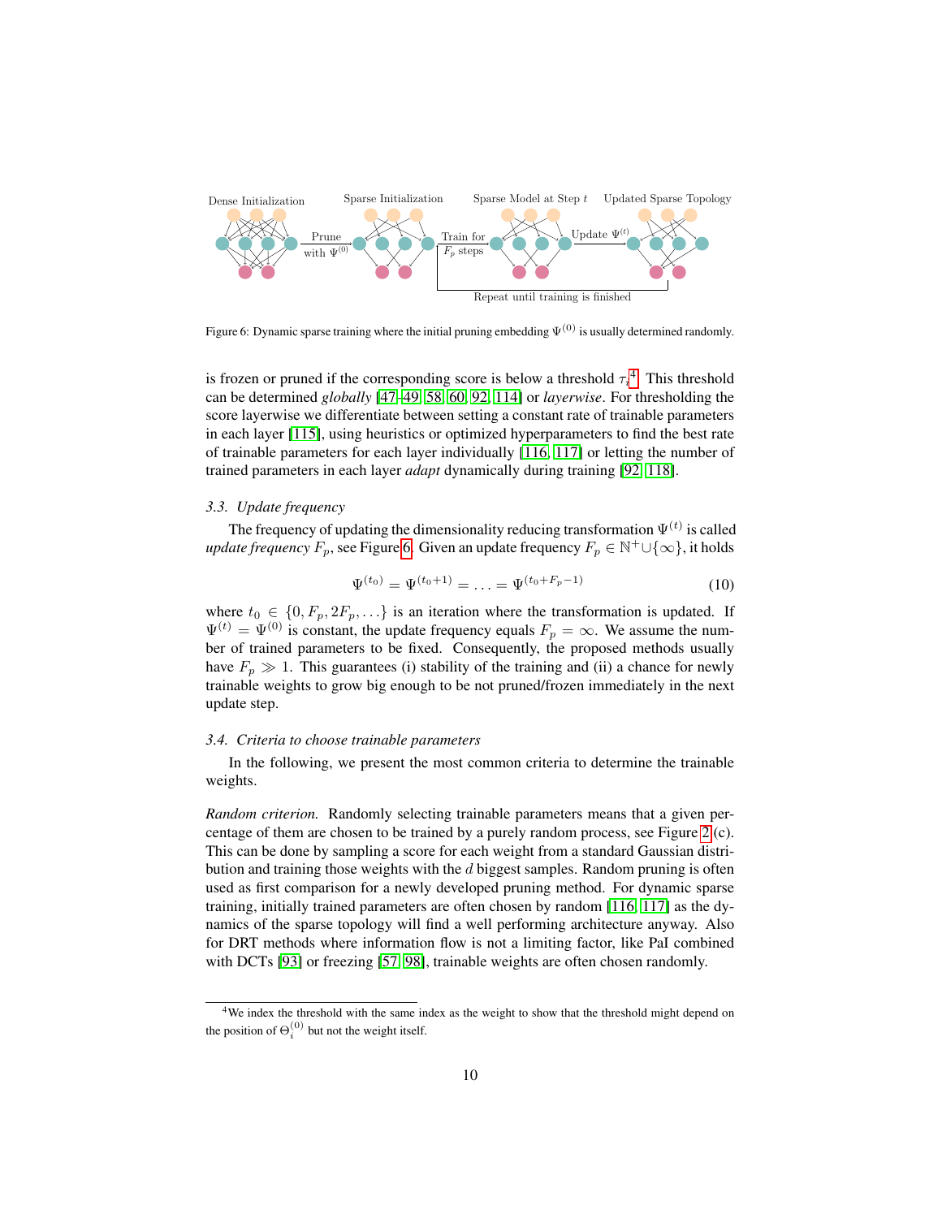Figure 6: Dynamic sparse training where the initial pruning embedding $\Psi^{(0)}$ is usually determined randomly.

is frozen or pruned if the corresponding score is below a threshold $\tau_i$[4]. This threshold can be determined *globally* [47–49, 58, 60, 92, 114] or *layerwise*. For thresholding the score layerwise we differentiate between setting a constant rate of trainable parameters in each layer [115], using heuristics or optimized hyperparameters to find the best rate of trainable parameters for each layer individually [116, 117] or letting the number of trained parameters in each layer *adapt* dynamically during training [92, 118].

### *3.3. Update frequency*

The frequency of updating the dimensionality reducing transformation $\Psi^{(t)}$ is called *update frequency* $F_p$, see Figure 6. Given an update frequency $F_p \in \mathbb{N}^+ \cup \{\infty\}$, it holds

$$\Psi^{(t_0)} = \Psi^{(t_0+1)} = \ldots = \Psi^{(t_0+F_p-1)} \tag{10}$$

where $t_0 \in \{0, F_p, 2F_p, \ldots\}$ is an iteration where the transformation is updated. If $\Psi^{(t)} = \Psi^{(0)}$ is constant, the update frequency equals $F_p = \infty$. We assume the number of trained parameters to be fixed. Consequently, the proposed methods usually have $F_p \gg 1$. This guarantees (i) stability of the training and (ii) a chance for newly trainable weights to grow big enough to be not pruned/frozen immediately in the next update step.

### *3.4. Criteria to choose trainable parameters*

In the following, we present the most common criteria to determine the trainable weights.

*Random criterion.* Randomly selecting trainable parameters means that a given percentage of them are chosen to be trained by a purely random process, see Figure 2 (c). This can be done by sampling a score for each weight from a standard Gaussian distribution and training those weights with the $d$ biggest samples. Random pruning is often used as first comparison for a newly developed pruning method. For dynamic sparse training, initially trained parameters are often chosen by random [116, 117] as the dynamics of the sparse topology will find a well performing architecture anyway. Also for DRT methods where information flow is not a limiting factor, like PaI combined with DCTs [93] or freezing [57, 98], trainable weights are often chosen randomly.

[4] We index the threshold with the same index as the weight to show that the threshold might depend on the position of $\Theta_i^{(0)}$ but not the weight itself.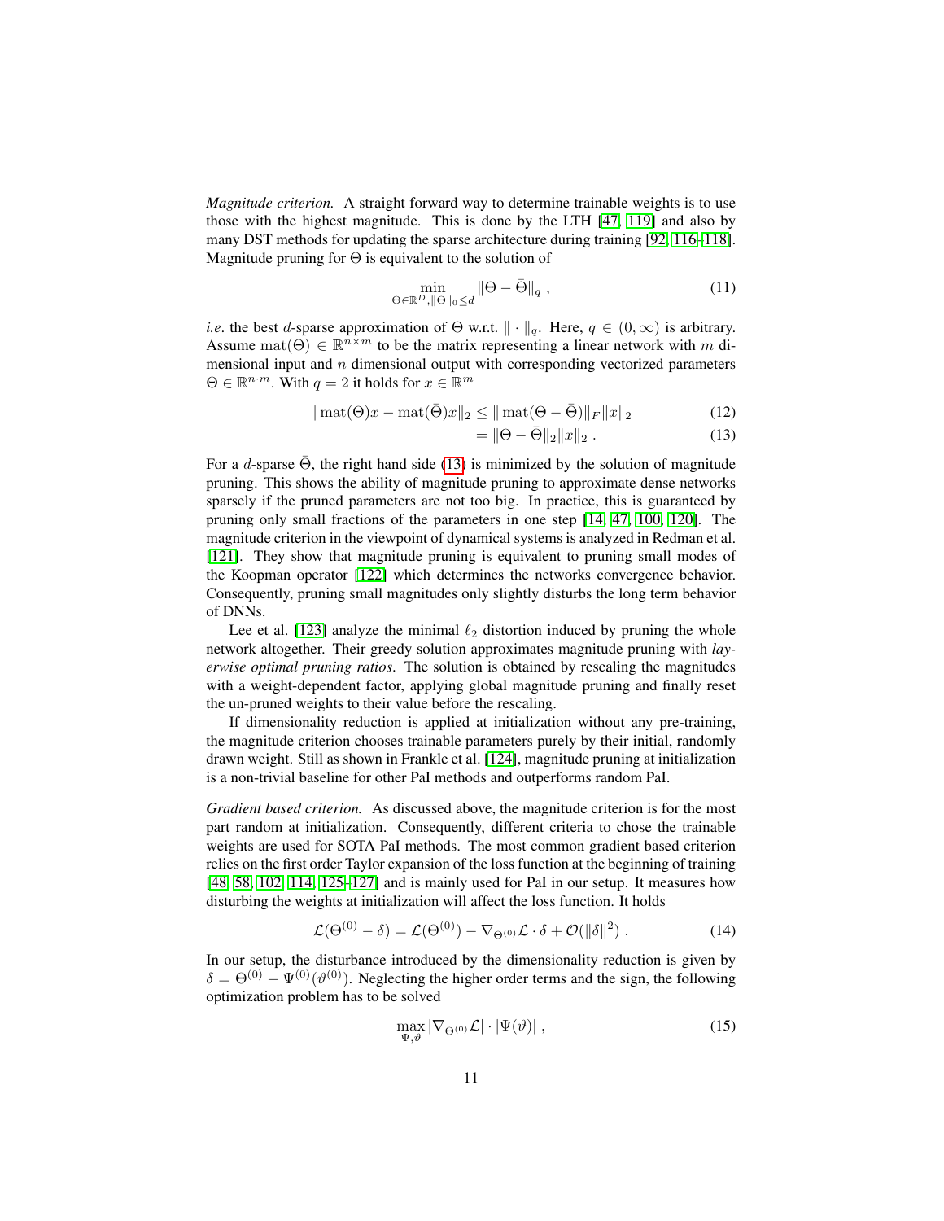*Magnitude criterion.* A straight forward way to determine trainable weights is to use those with the highest magnitude. This is done by the LTH [47, 119] and also by many DST methods for updating the sparse architecture during training [92, 116–118]. Magnitude pruning for $\Theta$ is equivalent to the solution of

$$\min_{\bar{\Theta}\in\mathbb{R}^D, \|\bar{\Theta}\|_0 \leq d} \|\Theta - \bar{\Theta}\|_q \;, \tag{11}$$

*i.e.* the best $d$-sparse approximation of $\Theta$ w.r.t. $\|\cdot\|_q$. Here, $q \in (0, \infty)$ is arbitrary. Assume $\operatorname{mat}(\Theta) \in \mathbb{R}^{n\times m}$ to be the matrix representing a linear network with $m$ dimensional input and $n$ dimensional output with corresponding vectorized parameters $\Theta \in \mathbb{R}^{n\cdot m}$. With $q = 2$ it holds for $x \in \mathbb{R}^m$

$$\|\operatorname{mat}(\Theta)x - \operatorname{mat}(\bar{\Theta})x\|_2 \leq \|\operatorname{mat}(\Theta - \bar{\Theta})\|_F \|x\|_2 \tag{12}$$

$$= \|\Theta - \bar{\Theta}\|_2 \|x\|_2 \;. \tag{13}$$

For a $d$-sparse $\bar{\Theta}$, the right hand side (13) is minimized by the solution of magnitude pruning. This shows the ability of magnitude pruning to approximate dense networks sparsely if the pruned parameters are not too big. In practice, this is guaranteed by pruning only small fractions of the parameters in one step [14, 47, 100, 120]. The magnitude criterion in the viewpoint of dynamical systems is analyzed in Redman et al. [121]. They show that magnitude pruning is equivalent to pruning small modes of the Koopman operator [122] which determines the networks convergence behavior. Consequently, pruning small magnitudes only slightly disturbs the long term behavior of DNNs.

Lee et al. [123] analyze the minimal $\ell_2$ distortion induced by pruning the whole network altogether. Their greedy solution approximates magnitude pruning with *layerwise optimal pruning ratios*. The solution is obtained by rescaling the magnitudes with a weight-dependent factor, applying global magnitude pruning and finally reset the un-pruned weights to their value before the rescaling.

If dimensionality reduction is applied at initialization without any pre-training, the magnitude criterion chooses trainable parameters purely by their initial, randomly drawn weight. Still as shown in Frankle et al. [124], magnitude pruning at initialization is a non-trivial baseline for other PaI methods and outperforms random PaI.

*Gradient based criterion.* As discussed above, the magnitude criterion is for the most part random at initialization. Consequently, different criteria to chose the trainable weights are used for SOTA PaI methods. The most common gradient based criterion relies on the first order Taylor expansion of the loss function at the beginning of training [48, 58, 102, 114, 125–127] and is mainly used for PaI in our setup. It measures how disturbing the weights at initialization will affect the loss function. It holds

$$\mathcal{L}(\Theta^{(0)} - \delta) = \mathcal{L}(\Theta^{(0)}) - \nabla_{\Theta^{(0)}}\mathcal{L} \cdot \delta + \mathcal{O}(\|\delta\|^2) \;. \tag{14}$$

In our setup, the disturbance introduced by the dimensionality reduction is given by $\delta = \Theta^{(0)} - \Psi^{(0)}(\vartheta^{(0)})$. Neglecting the higher order terms and the sign, the following optimization problem has to be solved

$$\max_{\Psi,\vartheta} |\nabla_{\Theta^{(0)}}\mathcal{L}| \cdot |\Psi(\vartheta)| \;, \tag{15}$$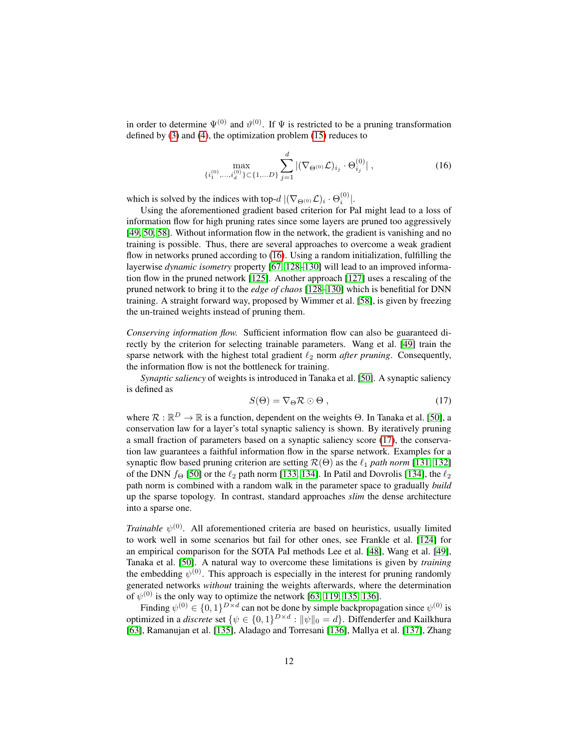in order to determine $\Psi^{(0)}$ and $\vartheta^{(0)}$. If $\Psi$ is restricted to be a pruning transformation defined by (3) and (4), the optimization problem (15) reduces to

$$\max_{\{i_1^{(0)},\ldots,i_d^{(0)}\}\subset\{1,\ldots D\}} \sum_{j=1}^{d} |(\nabla_{\Theta^{(0)}}\mathcal{L})_{i_j} \cdot \Theta_{i_j}^{(0)}| \;, \tag{16}$$

which is solved by the indices with top-$d$ $|(\nabla_{\Theta^{(0)}}\mathcal{L})_i \cdot \Theta_i^{(0)}|$.

Using the aforementioned gradient based criterion for PaI might lead to a loss of information flow for high pruning rates since some layers are pruned too aggressively [49, 50, 58]. Without information flow in the network, the gradient is vanishing and no training is possible. Thus, there are several approaches to overcome a weak gradient flow in networks pruned according to (16). Using a random initialization, fulfilling the layerwise *dynamic isometry* property [67, 128–130] will lead to an improved information flow in the pruned network [125]. Another approach [127] uses a rescaling of the pruned network to bring it to the *edge of chaos* [128–130] which is benefitial for DNN training. A straight forward way, proposed by Wimmer et al. [58], is given by freezing the un-trained weights instead of pruning them.

*Conserving information flow.* Sufficient information flow can also be guaranteed directly by the criterion for selecting trainable parameters. Wang et al. [49] train the sparse network with the highest total gradient $\ell_2$ norm *after pruning*. Consequently, the information flow is not the bottleneck for training.

*Synaptic saliency* of weights is introduced in Tanaka et al. [50]. A synaptic saliency is defined as

$$S(\Theta) = \nabla_\Theta \mathcal{R} \odot \Theta \;, \tag{17}$$

where $\mathcal{R}: \mathbb{R}^D \to \mathbb{R}$ is a function, dependent on the weights $\Theta$. In Tanaka et al. [50], a conservation law for a layer's total synaptic saliency is shown. By iteratively pruning a small fraction of parameters based on a synaptic saliency score (17), the conservation law guarantees a faithful information flow in the sparse network. Examples for a synaptic flow based pruning criterion are setting $\mathcal{R}(\Theta)$ as the $\ell_1$ *path norm* [131, 132] of the DNN $f_\Theta$ [50] or the $\ell_2$ path norm [133, 134]. In Patil and Dovrolis [134], the $\ell_2$ path norm is combined with a random walk in the parameter space to gradually *build* up the sparse topology. In contrast, standard approaches *slim* the dense architecture into a sparse one.

*Trainable* $\psi^{(0)}$. All aforementioned criteria are based on heuristics, usually limited to work well in some scenarios but fail for other ones, see Frankle et al. [124] for an empirical comparison for the SOTA PaI methods Lee et al. [48], Wang et al. [49], Tanaka et al. [50]. A natural way to overcome these limitations is given by *training* the embedding $\psi^{(0)}$. This approach is especially in the interest for pruning randomly generated networks *without* training the weights afterwards, where the determination of $\psi^{(0)}$ is the only way to optimize the network [63, 119, 135, 136].

Finding $\psi^{(0)} \in \{0,1\}^{D\times d}$ can not be done by simple backpropagation since $\psi^{(0)}$ is optimized in a *discrete* set $\{\psi \in \{0,1\}^{D\times d} : \|\psi\|_0 = d\}$. Diffenderfer and Kailkhura [63], Ramanujan et al. [135], Aladago and Torresani [136], Mallya et al. [137], Zhang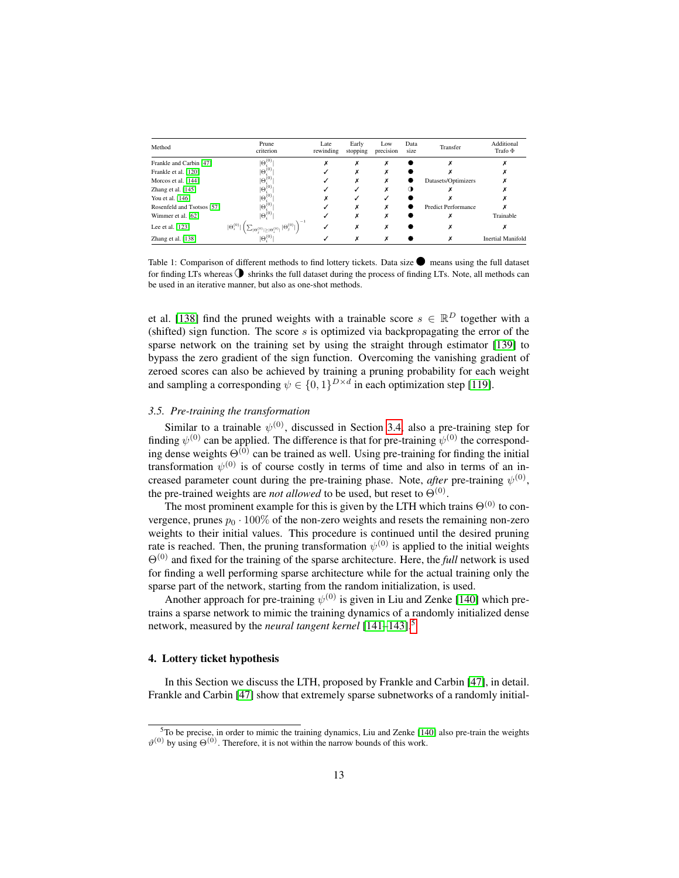| Method | Prune criterion | Late rewinding | Early stopping | Low precision | Data size | Transfer | Additional Trafo $\Phi$ |
|---|---|---|---|---|---|---|---|
| Frankle and Carbin [47] | $\lvert\Theta_i^{(0)}\rvert$ | ✗ | ✗ | ✗ | ● | ✗ | ✗ |
| Frankle et al. [120] | $\lvert\Theta_i^{(0)}\rvert$ | ✓ | ✗ | ✗ | ● | ✗ | ✗ |
| Morcos et al. [144] | $\lvert\Theta_i^{(0)}\rvert$ | ✓ | ✗ | ✗ | ● | Datasets/Optimizers | ✗ |
| Zhang et al. [145] | $\lvert\Theta_i^{(0)}\rvert$ | ✓ | ✓ | ✗ | ◑ | ✗ | ✗ |
| You et al. [146] | $\lvert\Theta_i^{(0)}\rvert$ | ✗ | ✓ | ✓ | ● | ✗ | ✗ |
| Rosenfeld and Tsotsos [57] | $\lvert\Theta_i^{(0)}\rvert$ | ✓ | ✗ | ✗ | ● | Predict Performance | ✗ |
| Wimmer et al. [62] | $\lvert\Theta_i^{(0)}\rvert$ | ✓ | ✗ | ✗ | ● | ✗ | Trainable |
| Lee et al. [123] | $\lvert\Theta_i^{(0)}\rvert \left(\sum_{\lvert\Theta_j^{(0)}\rvert \geq \lvert\Theta_i^{(0)}\rvert} \lvert\Theta_j^{(0)}\rvert\right)^{-1}$ | ✓ | ✗ | ✗ | ● | ✗ | ✗ |
| Zhang et al. [138] | $\lvert\Theta_i^{(0)}\rvert$ | ✓ | ✗ | ✗ | ● | ✗ | Inertial Manifold |

Table 1: Comparison of different methods to find lottery tickets. Data size ● means using the full dataset for finding LTs whereas ◑ shrinks the full dataset during the process of finding LTs. Note, all methods can be used in an iterative manner, but also as one-shot methods.

et al. [138] find the pruned weights with a trainable score $s \in \mathbb{R}^D$ together with a (shifted) sign function. The score $s$ is optimized via backpropagating the error of the sparse network on the training set by using the straight through estimator [139] to bypass the zero gradient of the sign function. Overcoming the vanishing gradient of zeroed scores can also be achieved by training a pruning probability for each weight and sampling a corresponding $\psi \in \{0,1\}^{D\times d}$ in each optimization step [119].

### *3.5. Pre-training the transformation*

Similar to a trainable $\psi^{(0)}$, discussed in Section 3.4, also a pre-training step for finding $\psi^{(0)}$ can be applied. The difference is that for pre-training $\psi^{(0)}$ the corresponding dense weights $\Theta^{(0)}$ can be trained as well. Using pre-training for finding the initial transformation $\psi^{(0)}$ is of course costly in terms of time and also in terms of an increased parameter count during the pre-training phase. Note, *after* pre-training $\psi^{(0)}$, the pre-trained weights are *not allowed* to be used, but reset to $\Theta^{(0)}$.

The most prominent example for this is given by the LTH which trains $\Theta^{(0)}$ to convergence, prunes $p_0 \cdot 100\%$ of the non-zero weights and resets the remaining non-zero weights to their initial values. This procedure is continued until the desired pruning rate is reached. Then, the pruning transformation $\psi^{(0)}$ is applied to the initial weights $\Theta^{(0)}$ and fixed for the training of the sparse architecture. Here, the *full* network is used for finding a well performing sparse architecture while for the actual training only the sparse part of the network, starting from the random initialization, is used.

Another approach for pre-training $\psi^{(0)}$ is given in Liu and Zenke [140] which pre-trains a sparse network to mimic the training dynamics of a randomly initialized dense network, measured by the *neural tangent kernel* [141–143].[5]

## 4. Lottery ticket hypothesis

In this Section we discuss the LTH, proposed by Frankle and Carbin [47], in detail. Frankle and Carbin [47] show that extremely sparse subnetworks of a randomly initial-

[5] To be precise, in order to mimic the training dynamics, Liu and Zenke [140] also pre-train the weights $\vartheta^{(0)}$ by using $\Theta^{(0)}$. Therefore, it is not within the narrow bounds of this work.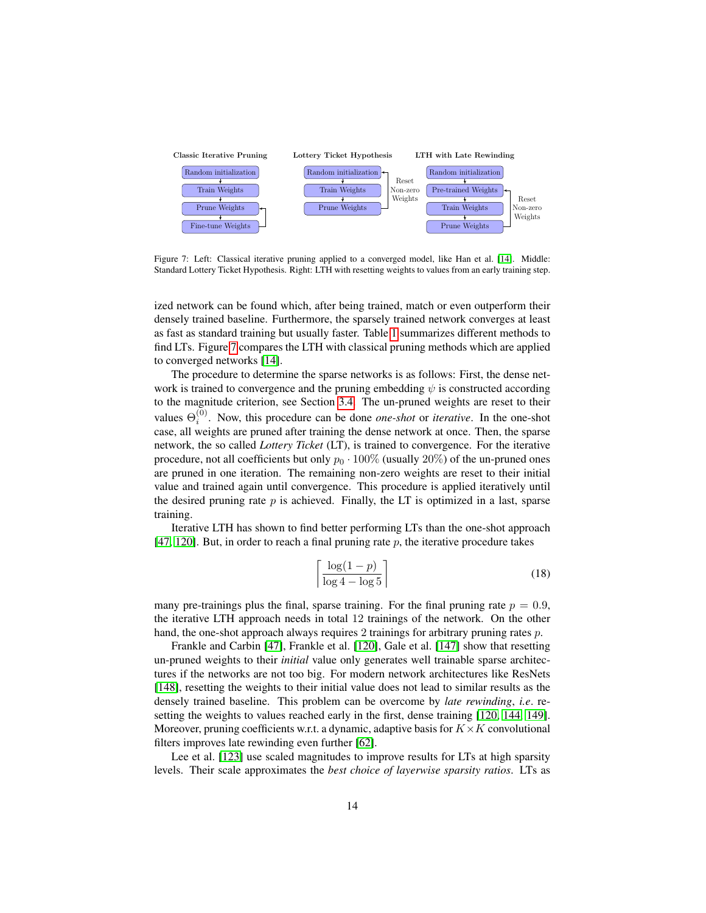Classic Iterative Pruning

Random initialization → Train Weights → Prune Weights → Fine-tune Weights (→ Prune Weights)

Lottery Ticket Hypothesis

Random initialization → Train Weights → Prune Weights (Reset Non-zero Weights → Random initialization)

LTH with Late Rewinding

Random initialization → Pre-trained Weights → Train Weights → Prune Weights (Reset Non-zero Weights → Pre-trained Weights)

Figure 7: Left: Classical iterative pruning applied to a converged model, like Han et al. [14]. Middle: Standard Lottery Ticket Hypothesis. Right: LTH with resetting weights to values from an early training step.

ized network can be found which, after being trained, match or even outperform their densely trained baseline. Furthermore, the sparsely trained network converges at least as fast as standard training but usually faster. Table 1 summarizes different methods to find LTs. Figure 7 compares the LTH with classical pruning methods which are applied to converged networks [14].

The procedure to determine the sparse networks is as follows: First, the dense network is trained to convergence and the pruning embedding $\psi$ is constructed according to the magnitude criterion, see Section 3.4. The un-pruned weights are reset to their values $\Theta_i^{(0)}$. Now, this procedure can be done *one-shot* or *iterative*. In the one-shot case, all weights are pruned after training the dense network at once. Then, the sparse network, the so called *Lottery Ticket* (LT), is trained to convergence. For the iterative procedure, not all coefficients but only $p_0 \cdot 100\%$ (usually $20\%$) of the un-pruned ones are pruned in one iteration. The remaining non-zero weights are reset to their initial value and trained again until convergence. This procedure is applied iteratively until the desired pruning rate $p$ is achieved. Finally, the LT is optimized in a last, sparse training.

Iterative LTH has shown to find better performing LTs than the one-shot approach [47, 120]. But, in order to reach a final pruning rate $p$, the iterative procedure takes

$$\left\lceil \frac{\log(1-p)}{\log 4 - \log 5} \right\rceil \tag{18}$$

many pre-trainings plus the final, sparse training. For the final pruning rate $p = 0.9$, the iterative LTH approach needs in total 12 trainings of the network. On the other hand, the one-shot approach always requires 2 trainings for arbitrary pruning rates $p$.

Frankle and Carbin [47], Frankle et al. [120], Gale et al. [147] show that resetting un-pruned weights to their *initial* value only generates well trainable sparse architectures if the networks are not too big. For modern network architectures like ResNets [148], resetting the weights to their initial value does not lead to similar results as the densely trained baseline. This problem can be overcome by *late rewinding*, *i.e.* resetting the weights to values reached early in the first, dense training [120, 144, 149]. Moreover, pruning coefficients w.r.t. a dynamic, adaptive basis for $K \times K$ convolutional filters improves late rewinding even further [62].

Lee et al. [123] use scaled magnitudes to improve results for LTs at high sparsity levels. Their scale approximates the *best choice of layerwise sparsity ratios*. LTs as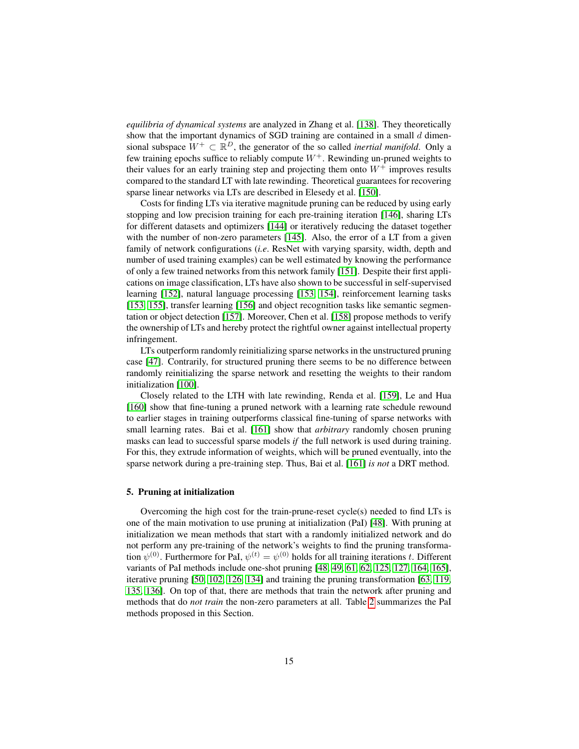*equilibria of dynamical systems* are analyzed in Zhang et al. [138]. They theoretically show that the important dynamics of SGD training are contained in a small $d$ dimensional subspace $W^+ \subset \mathbb{R}^D$, the generator of the so called *inertial manifold*. Only a few training epochs suffice to reliably compute $W^+$. Rewinding un-pruned weights to their values for an early training step and projecting them onto $W^+$ improves results compared to the standard LT with late rewinding. Theoretical guarantees for recovering sparse linear networks via LTs are described in Elesedy et al. [150].

Costs for finding LTs via iterative magnitude pruning can be reduced by using early stopping and low precision training for each pre-training iteration [146], sharing LTs for different datasets and optimizers [144] or iteratively reducing the dataset together with the number of non-zero parameters [145]. Also, the error of a LT from a given family of network configurations (*i.e*. ResNet with varying sparsity, width, depth and number of used training examples) can be well estimated by knowing the performance of only a few trained networks from this network family [151]. Despite their first applications on image classification, LTs have also shown to be successful in self-supervised learning [152], natural language processing [153, 154], reinforcement learning tasks [153, 155], transfer learning [156] and object recognition tasks like semantic segmentation or object detection [157]. Moreover, Chen et al. [158] propose methods to verify the ownership of LTs and hereby protect the rightful owner against intellectual property infringement.

LTs outperform randomly reinitializing sparse networks in the unstructured pruning case [47]. Contrarily, for structured pruning there seems to be no difference between randomly reinitializing the sparse network and resetting the weights to their random initialization [100].

Closely related to the LTH with late rewinding, Renda et al. [159], Le and Hua [160] show that fine-tuning a pruned network with a learning rate schedule rewound to earlier stages in training outperforms classical fine-tuning of sparse networks with small learning rates. Bai et al. [161] show that *arbitrary* randomly chosen pruning masks can lead to successful sparse models *if* the full network is used during training. For this, they extrude information of weights, which will be pruned eventually, into the sparse network during a pre-training step. Thus, Bai et al. [161] *is not* a DRT method.

## 5. Pruning at initialization

Overcoming the high cost for the train-prune-reset cycle(s) needed to find LTs is one of the main motivation to use pruning at initialization (PaI) [48]. With pruning at initialization we mean methods that start with a randomly initialized network and do not perform any pre-training of the network's weights to find the pruning transformation $\psi^{(0)}$. Furthermore for PaI, $\psi^{(t)} = \psi^{(0)}$ holds for all training iterations $t$. Different variants of PaI methods include one-shot pruning [48, 49, 61, 62, 125, 127, 164, 165], iterative pruning [50, 102, 126, 134] and training the pruning transformation [63, 119, 135, 136]. On top of that, there are methods that train the network after pruning and methods that do *not train* the non-zero parameters at all. Table 2 summarizes the PaI methods proposed in this Section.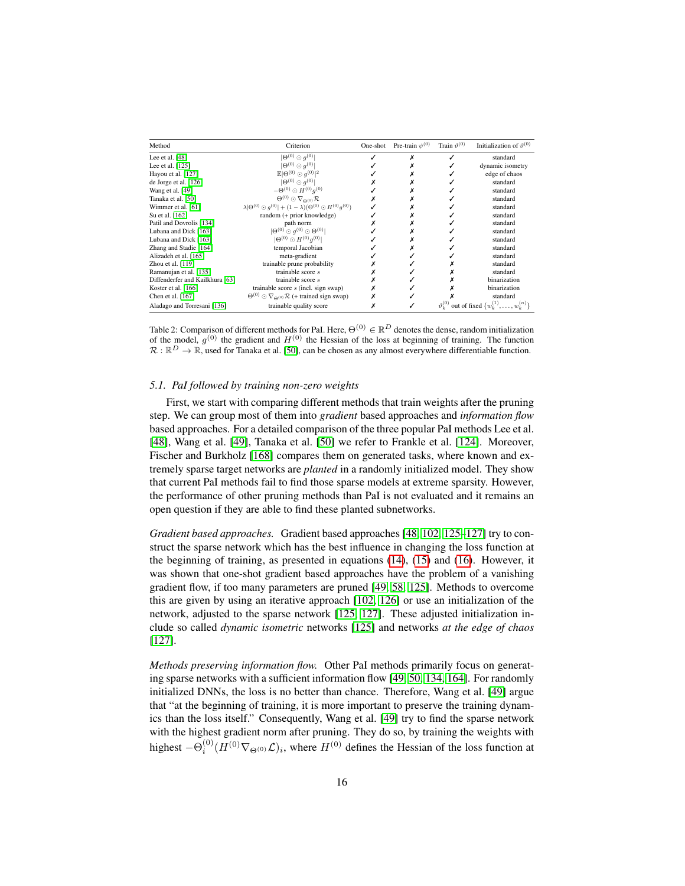| Method | Criterion | One-shot | Pre-train $\psi^{(0)}$ | Train $\vartheta^{(0)}$ | Initialization of $\vartheta^{(0)}$ |
|---|---|---|---|---|---|
| Lee et al. [48] | $\|\Theta^{(0)} \odot g^{(0)}\|$ | ✓ | ✗ | ✓ | standard |
| Lee et al. [125] | $\|\Theta^{(0)} \odot g^{(0)}\|$ | ✓ | ✗ | ✓ | dynamic isometry |
| Hayou et al. [127] | $\mathbb{E}\|\Theta^{(0)} \odot g^{(0)}\|^2$ | ✓ | ✗ | ✓ | edge of chaos |
| de Jorge et al. [126] | $\|\Theta^{(0)} \odot g^{(0)}\|$ | ✗ | ✗ | ✓ | standard |
| Wang et al. [49] | $-\Theta^{(0)} \odot H^{(0)} g^{(0)}$ | ✓ | ✗ | ✓ | standard |
| Tanaka et al. [50] | $\Theta^{(0)} \odot \nabla_{\Theta^{(0)}} \mathcal{R}$ | ✗ | ✗ | ✓ | standard |
| Wimmer et al. [61] | $\lambda\|\Theta^{(0)} \odot g^{(0)}\| + (1-\lambda)(\Theta^{(0)} \odot H^{(0)} g^{(0)})$ | ✓ | ✗ | ✓ | standard |
| Su et al. [162] | random (+ prior knowledge) | ✓ | ✗ | ✓ | standard |
| Patil and Dovrolis [134] | path norm | ✗ | ✗ | ✓ | standard |
| Lubana and Dick [163] | $\|\Theta^{(0)} \odot g^{(0)} \odot \Theta^{(0)}\|$ | ✓ | ✗ | ✓ | standard |
| Lubana and Dick [163] | $\|\Theta^{(0)} \odot H^{(0)} g^{(0)}\|$ | ✓ | ✗ | ✓ | standard |
| Zhang and Stadie [164] | temporal Jacobian | ✓ | ✗ | ✓ | standard |
| Alizadeh et al. [165] | meta-gradient | ✓ | ✓ | ✓ | standard |
| Zhou et al. [119] | trainable prune probability | ✗ | ✓ | ✗ | standard |
| Ramanujan et al. [135] | trainable score $s$ | ✗ | ✓ | ✗ | standard |
| Diffenderfer and Kailkhura [63] | trainable score $s$ | ✗ | ✓ | ✗ | binarization |
| Koster et al. [166] | trainable score $s$ (incl. sign swap) | ✗ | ✓ | ✗ | binarization |
| Chen et al. [167] | $\Theta^{(0)} \odot \nabla_{\Theta^{(0)}} \mathcal{R}$ (+ trained sign swap) | ✗ | ✓ | ✗ | standard |
| Aladago and Torresani [136] | trainable quality score | ✗ | ✓ | $\vartheta_k^{(0)}$ out of fixed $\{w_k^{(1)}, \ldots, w_k^{(n)}\}$ | |

Table 2: Comparison of different methods for PaI. Here, $\Theta^{(0)} \in \mathbb{R}^D$ denotes the dense, random initialization of the model, $g^{(0)}$ the gradient and $H^{(0)}$ the Hessian of the loss at beginning of training. The function $\mathcal{R} : \mathbb{R}^D \to \mathbb{R}$, used for Tanaka et al. [50], can be chosen as any almost everywhere differentiable function.

### 5.1. PaI followed by training non-zero weights

First, we start with comparing different methods that train weights after the pruning step. We can group most of them into *gradient* based approaches and *information flow* based approaches. For a detailed comparison of the three popular PaI methods Lee et al. [48], Wang et al. [49], Tanaka et al. [50] we refer to Frankle et al. [124]. Moreover, Fischer and Burkholz [168] compares them on generated tasks, where known and extremely sparse target networks are *planted* in a randomly initialized model. They show that current PaI methods fail to find those sparse models at extreme sparsity. However, the performance of other pruning methods than PaI is not evaluated and it remains an open question if they are able to find these planted subnetworks.

*Gradient based approaches.* Gradient based approaches [48, 102, 125–127] try to construct the sparse network which has the best influence in changing the loss function at the beginning of training, as presented in equations (14), (15) and (16). However, it was shown that one-shot gradient based approaches have the problem of a vanishing gradient flow, if too many parameters are pruned [49, 58, 125]. Methods to overcome this are given by using an iterative approach [102, 126] or use an initialization of the network, adjusted to the sparse network [125, 127]. These adjusted initialization include so called *dynamic isometric* networks [125] and networks *at the edge of chaos* [127].

*Methods preserving information flow.* Other PaI methods primarily focus on generating sparse networks with a sufficient information flow [49, 50, 134, 164]. For randomly initialized DNNs, the loss is no better than chance. Therefore, Wang et al. [49] argue that "at the beginning of training, it is more important to preserve the training dynamics than the loss itself." Consequently, Wang et al. [49] try to find the sparse network with the highest gradient norm after pruning. They do so, by training the weights with highest $-\Theta_i^{(0)}(H^{(0)}\nabla_{\Theta^{(0)}}\mathcal{L})_i$, where $H^{(0)}$ defines the Hessian of the loss function at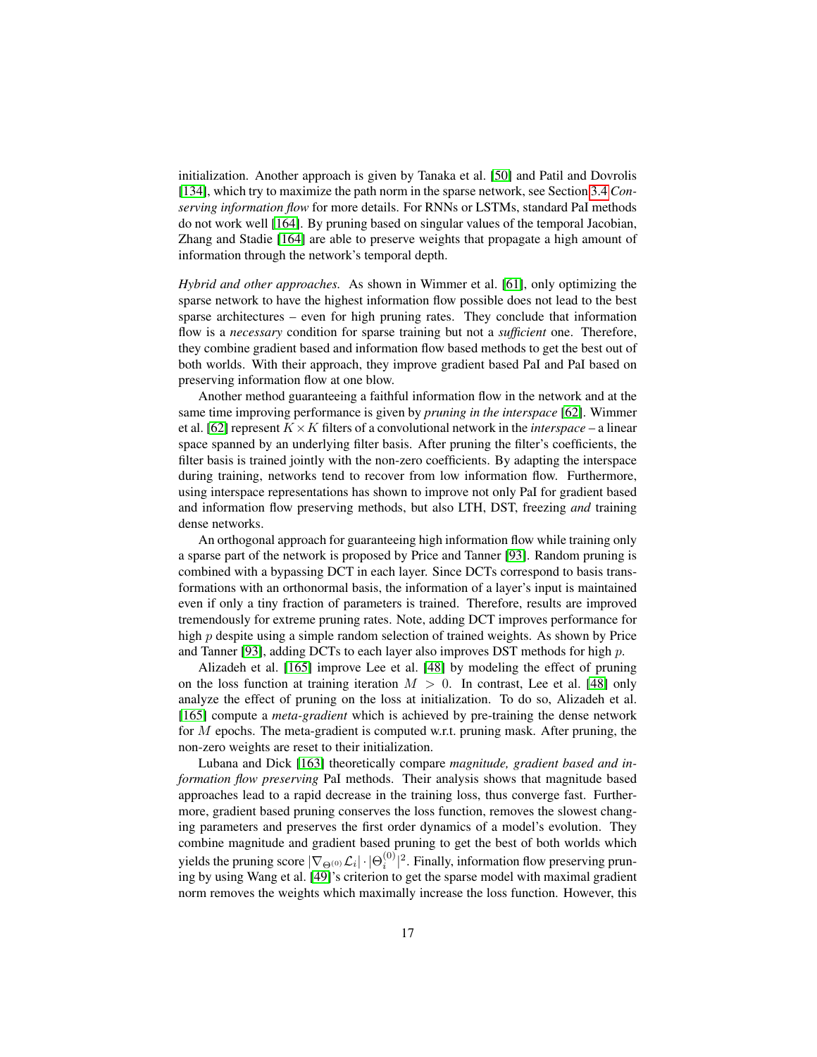initialization. Another approach is given by Tanaka et al. [50] and Patil and Dovrolis [134], which try to maximize the path norm in the sparse network, see Section 3.4 *Conserving information flow* for more details. For RNNs or LSTMs, standard PaI methods do not work well [164]. By pruning based on singular values of the temporal Jacobian, Zhang and Stadie [164] are able to preserve weights that propagate a high amount of information through the network's temporal depth.

*Hybrid and other approaches.* As shown in Wimmer et al. [61], only optimizing the sparse network to have the highest information flow possible does not lead to the best sparse architectures – even for high pruning rates. They conclude that information flow is a *necessary* condition for sparse training but not a *sufficient* one. Therefore, they combine gradient based and information flow based methods to get the best out of both worlds. With their approach, they improve gradient based PaI and PaI based on preserving information flow at one blow.

Another method guaranteeing a faithful information flow in the network and at the same time improving performance is given by *pruning in the interspace* [62]. Wimmer et al. [62] represent $K \times K$ filters of a convolutional network in the *interspace* – a linear space spanned by an underlying filter basis. After pruning the filter's coefficients, the filter basis is trained jointly with the non-zero coefficients. By adapting the interspace during training, networks tend to recover from low information flow. Furthermore, using interspace representations has shown to improve not only PaI for gradient based and information flow preserving methods, but also LTH, DST, freezing *and* training dense networks.

An orthogonal approach for guaranteeing high information flow while training only a sparse part of the network is proposed by Price and Tanner [93]. Random pruning is combined with a bypassing DCT in each layer. Since DCTs correspond to basis transformations with an orthonormal basis, the information of a layer's input is maintained even if only a tiny fraction of parameters is trained. Therefore, results are improved tremendously for extreme pruning rates. Note, adding DCT improves performance for high $p$ despite using a simple random selection of trained weights. As shown by Price and Tanner [93], adding DCTs to each layer also improves DST methods for high $p$.

Alizadeh et al. [165] improve Lee et al. [48] by modeling the effect of pruning on the loss function at training iteration $M > 0$. In contrast, Lee et al. [48] only analyze the effect of pruning on the loss at initialization. To do so, Alizadeh et al. [165] compute a *meta-gradient* which is achieved by pre-training the dense network for $M$ epochs. The meta-gradient is computed w.r.t. pruning mask. After pruning, the non-zero weights are reset to their initialization.

Lubana and Dick [163] theoretically compare *magnitude, gradient based and information flow preserving* PaI methods. Their analysis shows that magnitude based approaches lead to a rapid decrease in the training loss, thus converge fast. Furthermore, gradient based pruning conserves the loss function, removes the slowest changing parameters and preserves the first order dynamics of a model's evolution. They combine magnitude and gradient based pruning to get the best of both worlds which yields the pruning score $|\nabla_{\Theta^{(0)}} \mathcal{L}_i| \cdot |\Theta_i^{(0)}|^2$. Finally, information flow preserving pruning by using Wang et al. [49]'s criterion to get the sparse model with maximal gradient norm removes the weights which maximally increase the loss function. However, this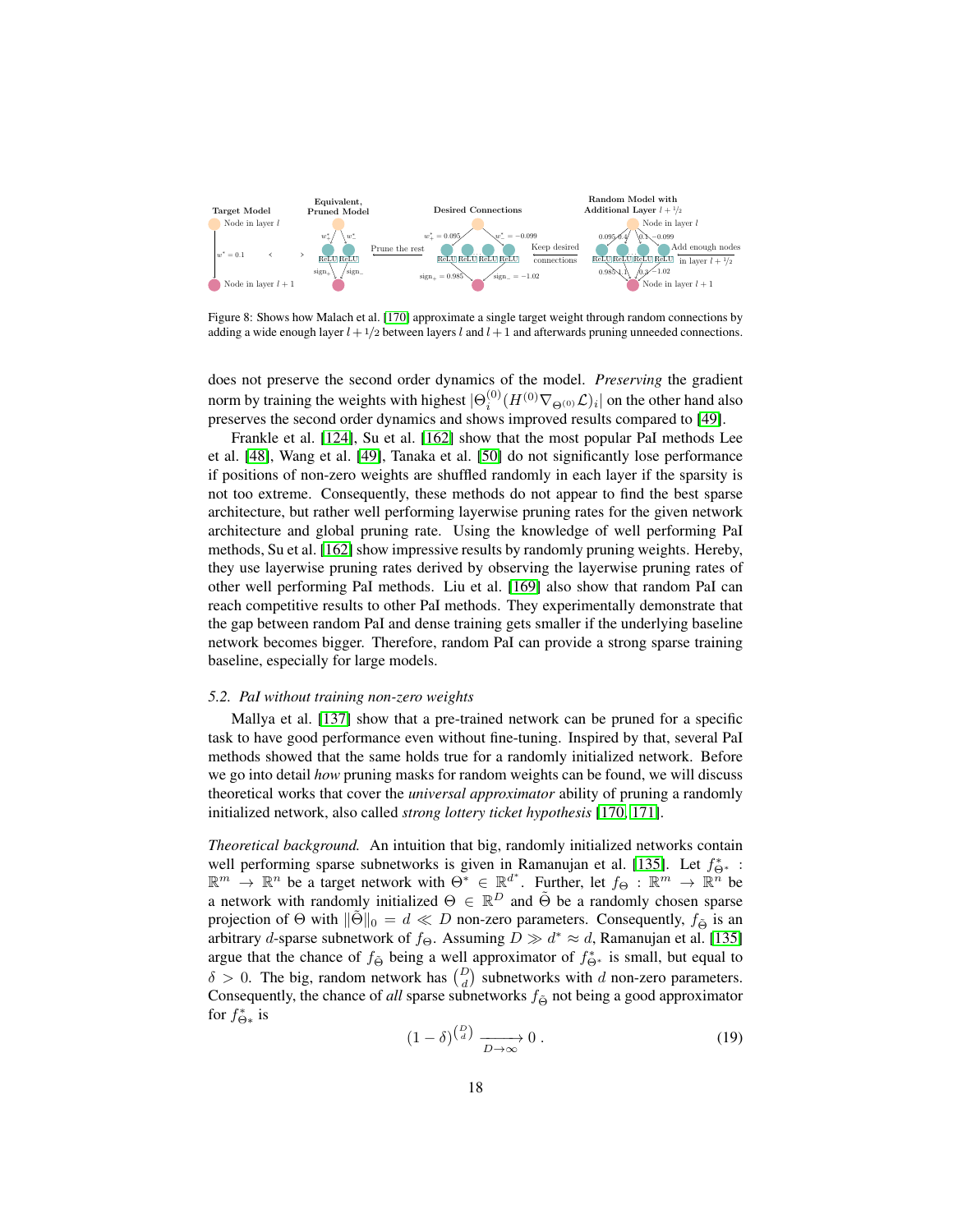Figure 8: Shows how Malach et al. [170] approximate a single target weight through random connections by adding a wide enough layer $l + 1/2$ between layers $l$ and $l+1$ and afterwards pruning unneeded connections.

does not preserve the second order dynamics of the model. *Preserving* the gradient norm by training the weights with highest $|\Theta_i^{(0)}(H^{(0)}\nabla_{\Theta^{(0)}}\mathcal{L})_i|$ on the other hand also preserves the second order dynamics and shows improved results compared to [49].

Frankle et al. [124], Su et al. [162] show that the most popular PaI methods Lee et al. [48], Wang et al. [49], Tanaka et al. [50] do not significantly lose performance if positions of non-zero weights are shuffled randomly in each layer if the sparsity is not too extreme. Consequently, these methods do not appear to find the best sparse architecture, but rather well performing layerwise pruning rates for the given network architecture and global pruning rate. Using the knowledge of well performing PaI methods, Su et al. [162] show impressive results by randomly pruning weights. Hereby, they use layerwise pruning rates derived by observing the layerwise pruning rates of other well performing PaI methods. Liu et al. [169] also show that random PaI can reach competitive results to other PaI methods. They experimentally demonstrate that the gap between random PaI and dense training gets smaller if the underlying baseline network becomes bigger. Therefore, random PaI can provide a strong sparse training baseline, especially for large models.

### 5.2. PaI without training non-zero weights

Mallya et al. [137] show that a pre-trained network can be pruned for a specific task to have good performance even without fine-tuning. Inspired by that, several PaI methods showed that the same holds true for a randomly initialized network. Before we go into detail *how* pruning masks for random weights can be found, we will discuss theoretical works that cover the *universal approximator* ability of pruning a randomly initialized network, also called *strong lottery ticket hypothesis* [170, 171].

*Theoretical background.* An intuition that big, randomly initialized networks contain well performing sparse subnetworks is given in Ramanujan et al. [135]. Let $f^*_{\Theta^*}: \mathbb{R}^m \to \mathbb{R}^n$ be a target network with $\Theta^* \in \mathbb{R}^{d^*}$. Further, let $f_\Theta : \mathbb{R}^m \to \mathbb{R}^n$ be a network with randomly initialized $\Theta \in \mathbb{R}^D$ and $\tilde{\Theta}$ be a randomly chosen sparse projection of $\Theta$ with $\|\tilde{\Theta}\|_0 = d \ll D$ non-zero parameters. Consequently, $f_{\tilde{\Theta}}$ is an arbitrary $d$-sparse subnetwork of $f_\Theta$. Assuming $D \gg d^* \approx d$, Ramanujan et al. [135] argue that the chance of $f_{\tilde{\Theta}}$ being a well approximator of $f^*_{\Theta^*}$ is small, but equal to $\delta > 0$. The big, random network has $\binom{D}{d}$ subnetworks with $d$ non-zero parameters. Consequently, the chance of *all* sparse subnetworks $f_{\tilde{\Theta}}$ not being a good approximator for $f^*_{\Theta*}$ is

$$(1-\delta)^{\binom{D}{d}} \xrightarrow[D\to\infty]{} 0 \, . \tag{19}$$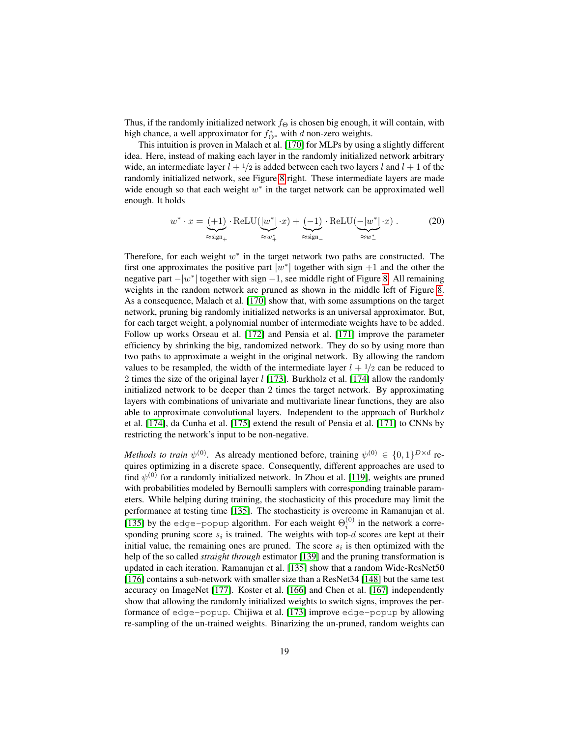Thus, if the randomly initialized network $f_\Theta$ is chosen big enough, it will contain, with high chance, a well approximator for $f^*_{\Theta^*}$ with $d$ non-zero weights.

This intuition is proven in Malach et al. [170] for MLPs by using a slightly different idea. Here, instead of making each layer in the randomly initialized network arbitrary wide, an intermediate layer $l + 1/2$ is added between each two layers $l$ and $l + 1$ of the randomly initialized network, see Figure 8 right. These intermediate layers are made wide enough so that each weight $w^*$ in the target network can be approximated well enough. It holds

$$w^* \cdot x = \underbrace{(+1)}_{\approx \text{sign}_+} \cdot \text{ReLU}(\underbrace{|w^*|}_{\approx w^*_+} \cdot x) + \underbrace{(-1)}_{\approx \text{sign}_-} \cdot \text{ReLU}(\underbrace{-|w^*|}_{\approx w^*_-} \cdot x) \,. \tag{20}$$

Therefore, for each weight $w^*$ in the target network two paths are constructed. The first one approximates the positive part $|w^*|$ together with sign $+1$ and the other the negative part $-|w^*|$ together with sign $-1$, see middle right of Figure 8. All remaining weights in the random network are pruned as shown in the middle left of Figure 8. As a consequence, Malach et al. [170] show that, with some assumptions on the target network, pruning big randomly initialized networks is an universal approximator. But, for each target weight, a polynomial number of intermediate weights have to be added. Follow up works Orseau et al. [172] and Pensia et al. [171] improve the parameter efficiency by shrinking the big, randomized network. They do so by using more than two paths to approximate a weight in the original network. By allowing the random values to be resampled, the width of the intermediate layer $l + 1/2$ can be reduced to 2 times the size of the original layer $l$ [173]. Burkholz et al. [174] allow the randomly initialized network to be deeper than 2 times the target network. By approximating layers with combinations of univariate and multivariate linear functions, they are also able to approximate convolutional layers. Independent to the approach of Burkholz et al. [174], da Cunha et al. [175] extend the result of Pensia et al. [171] to CNNs by restricting the network's input to be non-negative.

*Methods to train* $\psi^{(0)}$. As already mentioned before, training $\psi^{(0)} \in \{0, 1\}^{D \times d}$ requires optimizing in a discrete space. Consequently, different approaches are used to find $\psi^{(0)}$ for a randomly initialized network. In Zhou et al. [119], weights are pruned with probabilities modeled by Bernoulli samplers with corresponding trainable parameters. While helping during training, the stochasticity of this procedure may limit the performance at testing time [135]. The stochasticity is overcome in Ramanujan et al. [135] by the `edge-popup` algorithm. For each weight $\Theta^{(0)}_i$ in the network a corresponding pruning score $s_i$ is trained. The weights with top-$d$ scores are kept at their initial value, the remaining ones are pruned. The score $s_i$ is then optimized with the help of the so called *straight through* estimator [139] and the pruning transformation is updated in each iteration. Ramanujan et al. [135] show that a random Wide-ResNet50 [176] contains a sub-network with smaller size than a ResNet34 [148] but the same test accuracy on ImageNet [177]. Koster et al. [166] and Chen et al. [167] independently show that allowing the randomly initialized weights to switch signs, improves the performance of `edge-popup`. Chijiwa et al. [173] improve `edge-popup` by allowing re-sampling of the un-trained weights. Binarizing the un-pruned, random weights can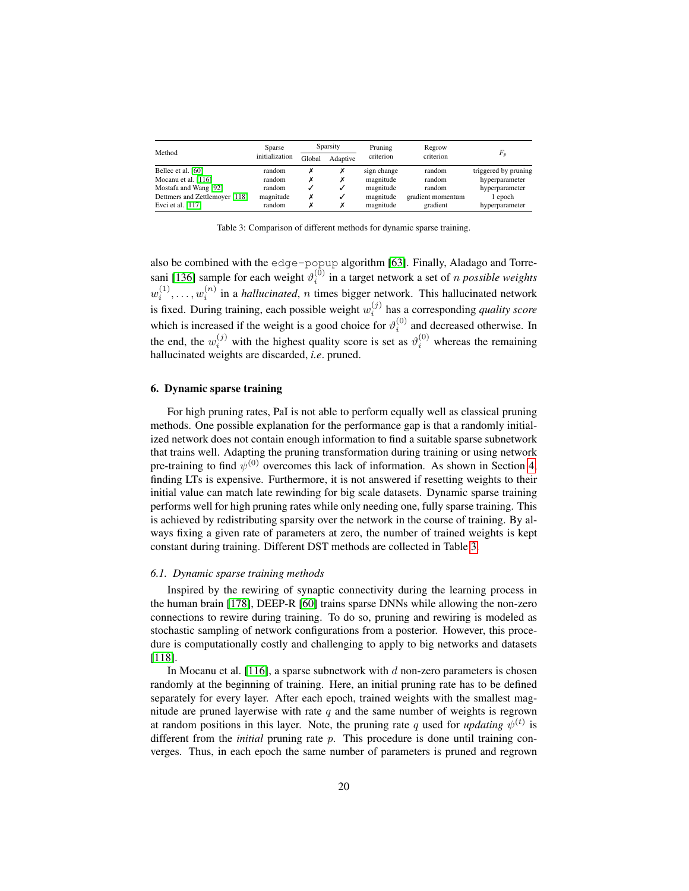| Method | Sparse initialization | Sparsity | | Pruning criterion | Regrow criterion | $F_p$ |
|---|---|---|---|---|---|---|
| | | Global | Adaptive | | | |
| Bellec et al. [60] | random | ✗ | ✗ | sign change | random | triggered by pruning |
| Mocanu et al. [116] | random | ✗ | ✗ | magnitude | random | hyperparameter |
| Mostafa and Wang [92] | random | ✓ | ✓ | magnitude | random | hyperparameter |
| Dettmers and Zettlemoyer [118] | magnitude | ✗ | ✓ | magnitude | gradient momentum | 1 epoch |
| Evci et al. [117] | random | ✗ | ✗ | magnitude | gradient | hyperparameter |

Table 3: Comparison of different methods for dynamic sparse training.

also be combined with the `edge-popup` algorithm [63]. Finally, Aladago and Torresani [136] sample for each weight $\vartheta_i^{(0)}$ in a target network a set of $n$ *possible weights* $w_i^{(1)}, \ldots, w_i^{(n)}$ in a *hallucinated*, $n$ times bigger network. This hallucinated network is fixed. During training, each possible weight $w_i^{(j)}$ has a corresponding *quality score* which is increased if the weight is a good choice for $\vartheta_i^{(0)}$ and decreased otherwise. In the end, the $w_i^{(j)}$ with the highest quality score is set as $\vartheta_i^{(0)}$ whereas the remaining hallucinated weights are discarded, *i.e*. pruned.

## 6. Dynamic sparse training

For high pruning rates, PaI is not able to perform equally well as classical pruning methods. One possible explanation for the performance gap is that a randomly initialized network does not contain enough information to find a suitable sparse subnetwork that trains well. Adapting the pruning transformation during training or using network pre-training to find $\psi^{(0)}$ overcomes this lack of information. As shown in Section 4, finding LTs is expensive. Furthermore, it is not answered if resetting weights to their initial value can match late rewinding for big scale datasets. Dynamic sparse training performs well for high pruning rates while only needing one, fully sparse training. This is achieved by redistributing sparsity over the network in the course of training. By always fixing a given rate of parameters at zero, the number of trained weights is kept constant during training. Different DST methods are collected in Table 3.

### 6.1. Dynamic sparse training methods

Inspired by the rewiring of synaptic connectivity during the learning process in the human brain [178], DEEP-R [60] trains sparse DNNs while allowing the non-zero connections to rewire during training. To do so, pruning and rewiring is modeled as stochastic sampling of network configurations from a posterior. However, this procedure is computationally costly and challenging to apply to big networks and datasets [118].

In Mocanu et al. [116], a sparse subnetwork with $d$ non-zero parameters is chosen randomly at the beginning of training. Here, an initial pruning rate has to be defined separately for every layer. After each epoch, trained weights with the smallest magnitude are pruned layerwise with rate $q$ and the same number of weights is regrown at random positions in this layer. Note, the pruning rate $q$ used for *updating* $\psi^{(t)}$ is different from the *initial* pruning rate $p$. This procedure is done until training converges. Thus, in each epoch the same number of parameters is pruned and regrown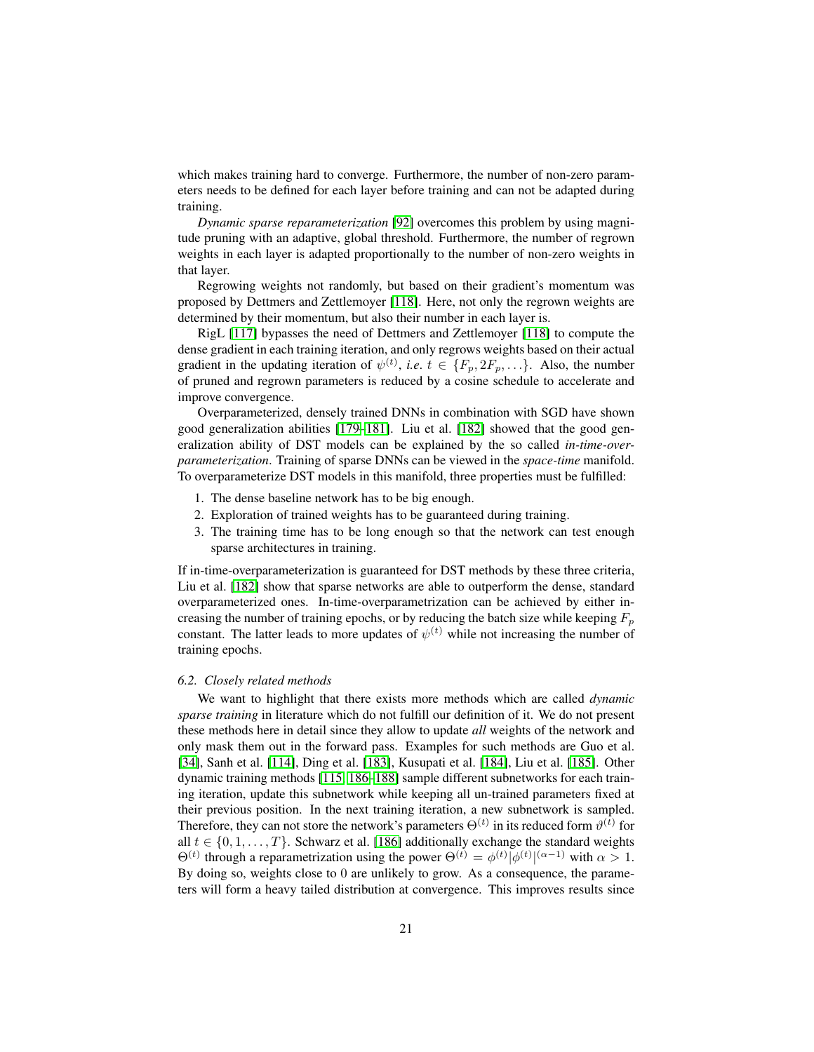which makes training hard to converge. Furthermore, the number of non-zero parameters needs to be defined for each layer before training and can not be adapted during training.

*Dynamic sparse reparameterization* [92] overcomes this problem by using magnitude pruning with an adaptive, global threshold. Furthermore, the number of regrown weights in each layer is adapted proportionally to the number of non-zero weights in that layer.

Regrowing weights not randomly, but based on their gradient's momentum was proposed by Dettmers and Zettlemoyer [118]. Here, not only the regrown weights are determined by their momentum, but also their number in each layer is.

RigL [117] bypasses the need of Dettmers and Zettlemoyer [118] to compute the dense gradient in each training iteration, and only regrows weights based on their actual gradient in the updating iteration of $\psi^{(t)}$, *i.e.* $t \in \{F_p, 2F_p, \ldots\}$. Also, the number of pruned and regrown parameters is reduced by a cosine schedule to accelerate and improve convergence.

Overparameterized, densely trained DNNs in combination with SGD have shown good generalization abilities [179–181]. Liu et al. [182] showed that the good generalization ability of DST models can be explained by the so called *in-time-over-parameterization*. Training of sparse DNNs can be viewed in the *space-time* manifold. To overparameterize DST models in this manifold, three properties must be fulfilled:

1. The dense baseline network has to be big enough.
2. Exploration of trained weights has to be guaranteed during training.
3. The training time has to be long enough so that the network can test enough sparse architectures in training.

If in-time-overparameterization is guaranteed for DST methods by these three criteria, Liu et al. [182] show that sparse networks are able to outperform the dense, standard overparameterized ones. In-time-overparametrization can be achieved by either increasing the number of training epochs, or by reducing the batch size while keeping $F_p$ constant. The latter leads to more updates of $\psi^{(t)}$ while not increasing the number of training epochs.

### 6.2. Closely related methods

We want to highlight that there exists more methods which are called *dynamic sparse training* in literature which do not fulfill our definition of it. We do not present these methods here in detail since they allow to update *all* weights of the network and only mask them out in the forward pass. Examples for such methods are Guo et al. [34], Sanh et al. [114], Ding et al. [183], Kusupati et al. [184], Liu et al. [185]. Other dynamic training methods [115, 186–188] sample different subnetworks for each training iteration, update this subnetwork while keeping all un-trained parameters fixed at their previous position. In the next training iteration, a new subnetwork is sampled. Therefore, they can not store the network's parameters $\Theta^{(t)}$ in its reduced form $\vartheta^{(t)}$ for all $t \in \{0, 1, \ldots, T\}$. Schwarz et al. [186] additionally exchange the standard weights $\Theta^{(t)}$ through a reparametrization using the power $\Theta^{(t)} = \phi^{(t)}|\phi^{(t)}|^{(\alpha-1)}$ with $\alpha > 1$. By doing so, weights close to 0 are unlikely to grow. As a consequence, the parameters will form a heavy tailed distribution at convergence. This improves results since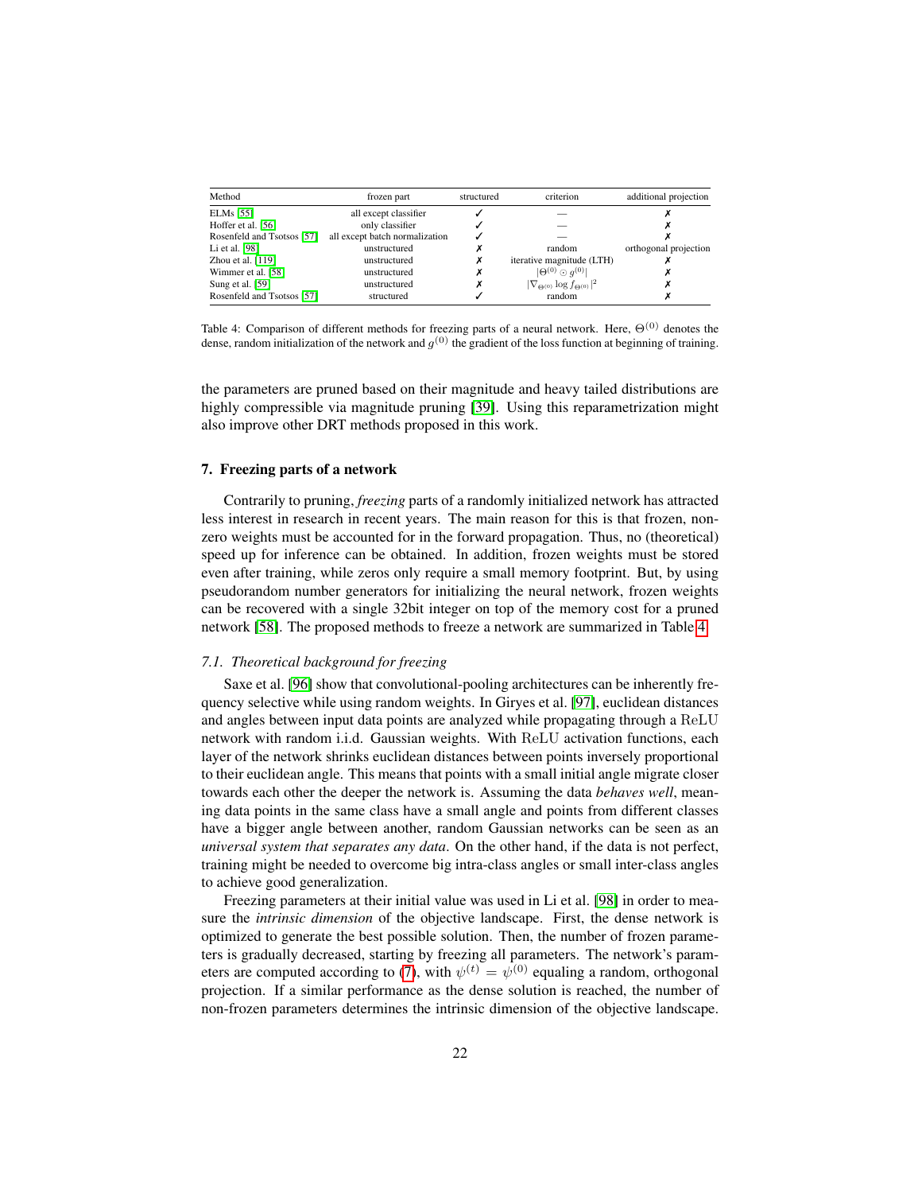| Method | frozen part | structured | criterion | additional projection |
|---|---|---|---|---|
| ELMs [55] | all except classifier | ✓ | — | ✗ |
| Hoffer et al. [56] | only classifier | ✓ | — | ✗ |
| Rosenfeld and Tsotsos [57] | all except batch normalization | ✓ | — | ✗ |
| Li et al. [98] | unstructured | ✗ | random | orthogonal projection |
| Zhou et al. [119] | unstructured | ✗ | iterative magnitude (LTH) | ✗ |
| Wimmer et al. [58] | unstructured | ✗ | $\lvert\Theta^{(0)} \odot g^{(0)}\rvert$ | ✗ |
| Sung et al. [59] | unstructured | ✗ | $\lvert\nabla_{\Theta^{(0)}} \log f_{\Theta^{(0)}}\rvert^2$ | ✗ |
| Rosenfeld and Tsotsos [57] | structured | ✓ | random | ✗ |

Table 4: Comparison of different methods for freezing parts of a neural network. Here, $\Theta^{(0)}$ denotes the dense, random initialization of the network and $g^{(0)}$ the gradient of the loss function at beginning of training.

the parameters are pruned based on their magnitude and heavy tailed distributions are highly compressible via magnitude pruning [39]. Using this reparametrization might also improve other DRT methods proposed in this work.

## 7. Freezing parts of a network

Contrarily to pruning, *freezing* parts of a randomly initialized network has attracted less interest in research in recent years. The main reason for this is that frozen, non-zero weights must be accounted for in the forward propagation. Thus, no (theoretical) speed up for inference can be obtained. In addition, frozen weights must be stored even after training, while zeros only require a small memory footprint. But, by using pseudorandom number generators for initializing the neural network, frozen weights can be recovered with a single 32bit integer on top of the memory cost for a pruned network [58]. The proposed methods to freeze a network are summarized in Table 4.

### 7.1. Theoretical background for freezing

Saxe et al. [96] show that convolutional-pooling architectures can be inherently frequency selective while using random weights. In Giryes et al. [97], euclidean distances and angles between input data points are analyzed while propagating through a $\mathrm{ReLU}$ network with random i.i.d. Gaussian weights. With $\mathrm{ReLU}$ activation functions, each layer of the network shrinks euclidean distances between points inversely proportional to their euclidean angle. This means that points with a small initial angle migrate closer towards each other the deeper the network is. Assuming the data *behaves well*, meaning data points in the same class have a small angle and points from different classes have a bigger angle between another, random Gaussian networks can be seen as an *universal system that separates any data*. On the other hand, if the data is not perfect, training might be needed to overcome big intra-class angles or small inter-class angles to achieve good generalization.

Freezing parameters at their initial value was used in Li et al. [98] in order to measure the *intrinsic dimension* of the objective landscape. First, the dense network is optimized to generate the best possible solution. Then, the number of frozen parameters is gradually decreased, starting by freezing all parameters. The network's parameters are computed according to (7), with $\psi^{(t)} = \psi^{(0)}$ equaling a random, orthogonal projection. If a similar performance as the dense solution is reached, the number of non-frozen parameters determines the intrinsic dimension of the objective landscape.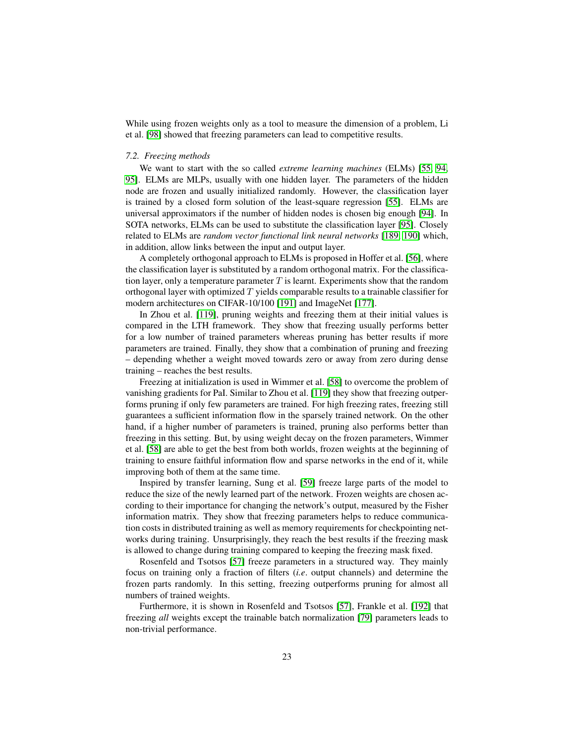While using frozen weights only as a tool to measure the dimension of a problem, Li et al. [98] showed that freezing parameters can lead to competitive results.

### *7.2. Freezing methods*

We want to start with the so called *extreme learning machines* (ELMs) [55, 94, 95]. ELMs are MLPs, usually with one hidden layer. The parameters of the hidden node are frozen and usually initialized randomly. However, the classification layer is trained by a closed form solution of the least-square regression [55]. ELMs are universal approximators if the number of hidden nodes is chosen big enough [94]. In SOTA networks, ELMs can be used to substitute the classification layer [95]. Closely related to ELMs are *random vector functional link neural networks* [189, 190] which, in addition, allow links between the input and output layer.

A completely orthogonal approach to ELMs is proposed in Hoffer et al. [56], where the classification layer is substituted by a random orthogonal matrix. For the classification layer, only a temperature parameter $T$ is learnt. Experiments show that the random orthogonal layer with optimized $T$ yields comparable results to a trainable classifier for modern architectures on CIFAR-10/100 [191] and ImageNet [177].

In Zhou et al. [119], pruning weights and freezing them at their initial values is compared in the LTH framework. They show that freezing usually performs better for a low number of trained parameters whereas pruning has better results if more parameters are trained. Finally, they show that a combination of pruning and freezing – depending whether a weight moved towards zero or away from zero during dense training – reaches the best results.

Freezing at initialization is used in Wimmer et al. [58] to overcome the problem of vanishing gradients for PaI. Similar to Zhou et al. [119] they show that freezing outperforms pruning if only few parameters are trained. For high freezing rates, freezing still guarantees a sufficient information flow in the sparsely trained network. On the other hand, if a higher number of parameters is trained, pruning also performs better than freezing in this setting. But, by using weight decay on the frozen parameters, Wimmer et al. [58] are able to get the best from both worlds, frozen weights at the beginning of training to ensure faithful information flow and sparse networks in the end of it, while improving both of them at the same time.

Inspired by transfer learning, Sung et al. [59] freeze large parts of the model to reduce the size of the newly learned part of the network. Frozen weights are chosen according to their importance for changing the network's output, measured by the Fisher information matrix. They show that freezing parameters helps to reduce communication costs in distributed training as well as memory requirements for checkpointing networks during training. Unsurprisingly, they reach the best results if the freezing mask is allowed to change during training compared to keeping the freezing mask fixed.

Rosenfeld and Tsotsos [57] freeze parameters in a structured way. They mainly focus on training only a fraction of filters (*i.e*. output channels) and determine the frozen parts randomly. In this setting, freezing outperforms pruning for almost all numbers of trained weights.

Furthermore, it is shown in Rosenfeld and Tsotsos [57], Frankle et al. [192] that freezing *all* weights except the trainable batch normalization [79] parameters leads to non-trivial performance.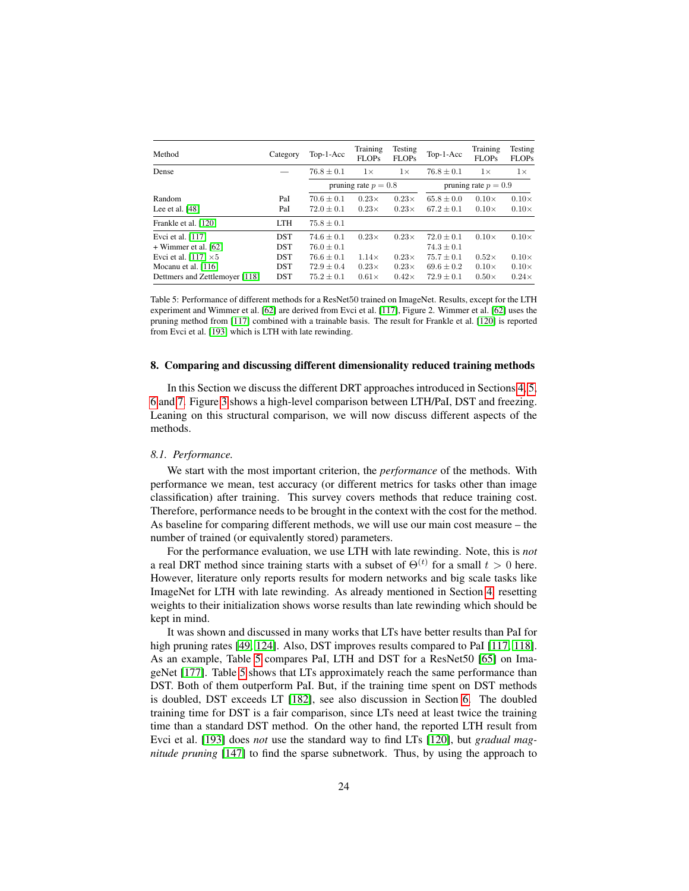| Method | Category | Top-1-Acc | Training FLOPs | Testing FLOPs | Top-1-Acc | Training FLOPs | Testing FLOPs |
|---|---|---|---|---|---|---|---|
| Dense | — | $76.8 \pm 0.1$ | $1\times$ | $1\times$ | $76.8 \pm 0.1$ | $1\times$ | $1\times$ |
| | | pruning rate $p = 0.8$ | | | pruning rate $p = 0.9$ | | |
| Random | PaI | $70.6 \pm 0.1$ | $0.23\times$ | $0.23\times$ | $65.8 \pm 0.0$ | $0.10\times$ | $0.10\times$ |
| Lee et al. [48] | PaI | $72.0 \pm 0.1$ | $0.23\times$ | $0.23\times$ | $67.2 \pm 0.1$ | $0.10\times$ | $0.10\times$ |
| Frankle et al. [120] | LTH | $75.8 \pm 0.1$ | | | | | |
| Evci et al. [117] | DST | $74.6 \pm 0.1$ | $0.23\times$ | $0.23\times$ | $72.0 \pm 0.1$ | $0.10\times$ | $0.10\times$ |
| + Wimmer et al. [62] | DST | $76.0 \pm 0.1$ | | | $74.3 \pm 0.1$ | | |
| Evci et al. [117] $\times 5$ | DST | $76.6 \pm 0.1$ | $1.14\times$ | $0.23\times$ | $75.7 \pm 0.1$ | $0.52\times$ | $0.10\times$ |
| Mocanu et al. [116] | DST | $72.9 \pm 0.4$ | $0.23\times$ | $0.23\times$ | $69.6 \pm 0.2$ | $0.10\times$ | $0.10\times$ |
| Dettmers and Zettlemoyer [118] | DST | $75.2 \pm 0.1$ | $0.61\times$ | $0.42\times$ | $72.9 \pm 0.1$ | $0.50\times$ | $0.24\times$ |

Table 5: Performance of different methods for a ResNet50 trained on ImageNet. Results, except for the LTH experiment and Wimmer et al. [62] are derived from Evci et al. [117], Figure 2. Wimmer et al. [62] uses the pruning method from [117] combined with a trainable basis. The result for Frankle et al. [120] is reported from Evci et al. [193] which is LTH with late rewinding.

## 8. Comparing and discussing different dimensionality reduced training methods

In this Section we discuss the different DRT approaches introduced in Sections 4, 5, 6 and 7. Figure 3 shows a high-level comparison between LTH/PaI, DST and freezing. Leaning on this structural comparison, we will now discuss different aspects of the methods.

### 8.1. Performance.

We start with the most important criterion, the *performance* of the methods. With performance we mean, test accuracy (or different metrics for tasks other than image classification) after training. This survey covers methods that reduce training cost. Therefore, performance needs to be brought in the context with the cost for the method. As baseline for comparing different methods, we will use our main cost measure – the number of trained (or equivalently stored) parameters.

For the performance evaluation, we use LTH with late rewinding. Note, this is *not* a real DRT method since training starts with a subset of $\Theta^{(t)}$ for a small $t > 0$ here. However, literature only reports results for modern networks and big scale tasks like ImageNet for LTH with late rewinding. As already mentioned in Section 4, resetting weights to their initialization shows worse results than late rewinding which should be kept in mind.

It was shown and discussed in many works that LTs have better results than PaI for high pruning rates [49, 124]. Also, DST improves results compared to PaI [117, 118]. As an example, Table 5 compares PaI, LTH and DST for a ResNet50 [65] on ImageNet [177]. Table 5 shows that LTs approximately reach the same performance than DST. Both of them outperform PaI. But, if the training time spent on DST methods is doubled, DST exceeds LT [182], see also discussion in Section 6. The doubled training time for DST is a fair comparison, since LTs need at least twice the training time than a standard DST method. On the other hand, the reported LTH result from Evci et al. [193] does *not* use the standard way to find LTs [120], but *gradual magnitude pruning* [147] to find the sparse subnetwork. Thus, by using the approach to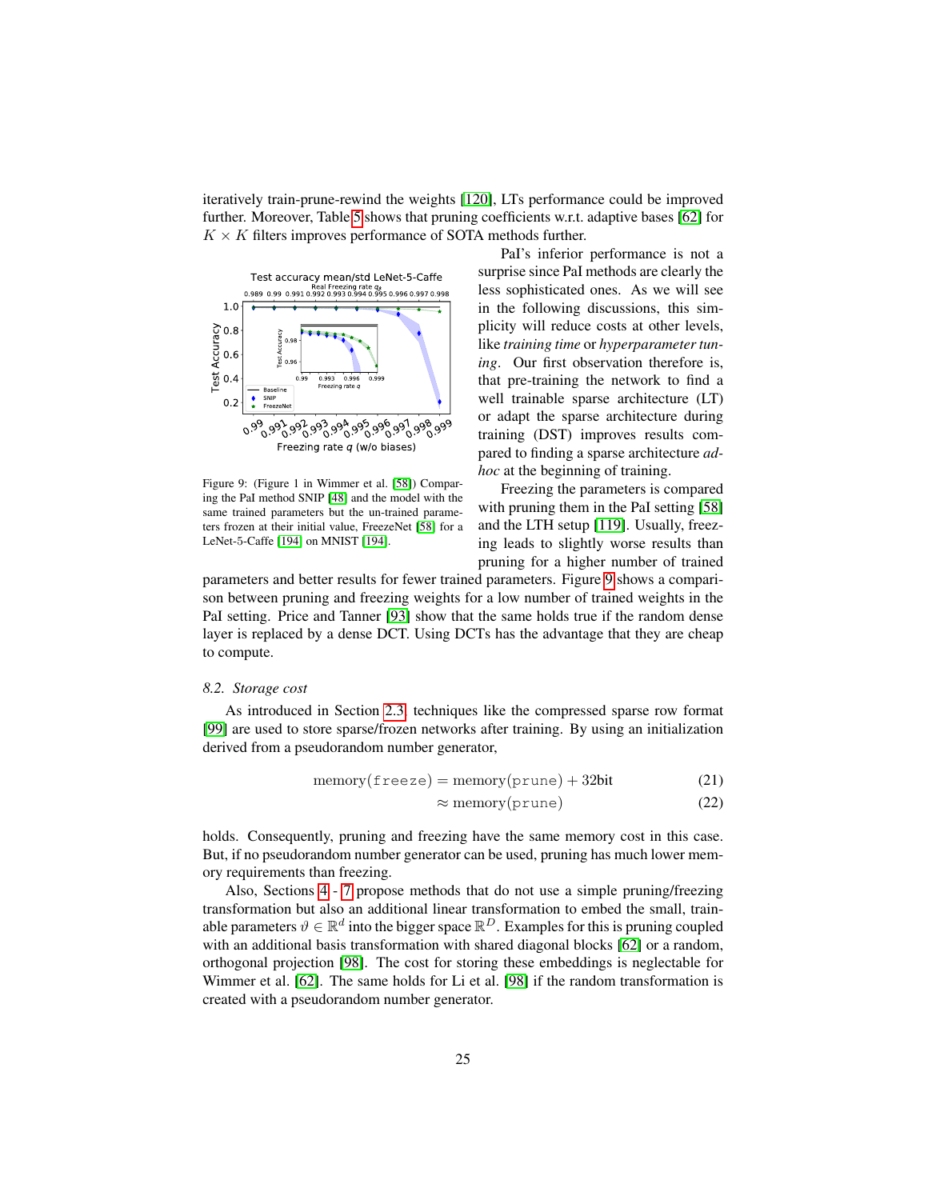iteratively train-prune-rewind the weights [120], LTs performance could be improved further. Moreover, Table 5 shows that pruning coefficients w.r.t. adaptive bases [62] for $K \times K$ filters improves performance of SOTA methods further.

Figure 9: (Figure 1 in Wimmer et al. [58]) Comparing the PaI method SNIP [48] and the model with the same trained parameters but the un-trained parameters frozen at their initial value, FreezeNet [58] for a LeNet-5-Caffe [194] on MNIST [194].

PaI's inferior performance is not a surprise since PaI methods are clearly the less sophisticated ones. As we will see in the following discussions, this simplicity will reduce costs at other levels, like *training time* or *hyperparameter tuning*. Our first observation therefore is, that pre-training the network to find a well trainable sparse architecture (LT) or adapt the sparse architecture during training (DST) improves results compared to finding a sparse architecture *ad-hoc* at the beginning of training.

Freezing the parameters is compared with pruning them in the PaI setting [58] and the LTH setup [119]. Usually, freezing leads to slightly worse results than pruning for a higher number of trained parameters and better results for fewer trained parameters. Figure 9 shows a comparison between pruning and freezing weights for a low number of trained weights in the PaI setting. Price and Tanner [93] show that the same holds true if the random dense layer is replaced by a dense DCT. Using DCTs has the advantage that they are cheap to compute.

### 8.2. Storage cost

As introduced in Section 2.3, techniques like the compressed sparse row format [99] are used to store sparse/frozen networks after training. By using an initialization derived from a pseudorandom number generator,

$$\text{memory}(\texttt{freeze}) = \text{memory}(\texttt{prune}) + 32\text{bit} \tag{21}$$

$$\approx \text{memory}(\texttt{prune}) \tag{22}$$

holds. Consequently, pruning and freezing have the same memory cost in this case. But, if no pseudorandom number generator can be used, pruning has much lower memory requirements than freezing.

Also, Sections 4 - 7 propose methods that do not use a simple pruning/freezing transformation but also an additional linear transformation to embed the small, trainable parameters $\vartheta \in \mathbb{R}^d$ into the bigger space $\mathbb{R}^D$. Examples for this is pruning coupled with an additional basis transformation with shared diagonal blocks [62] or a random, orthogonal projection [98]. The cost for storing these embeddings is neglectable for Wimmer et al. [62]. The same holds for Li et al. [98] if the random transformation is created with a pseudorandom number generator.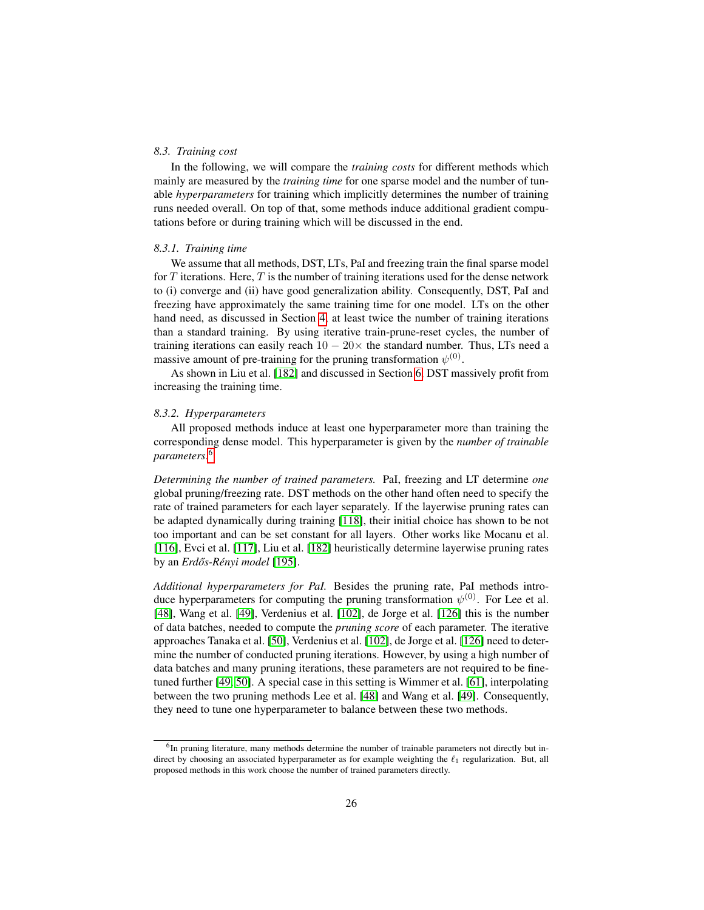### 8.3. Training cost

In the following, we will compare the *training costs* for different methods which mainly are measured by the *training time* for one sparse model and the number of tunable *hyperparameters* for training which implicitly determines the number of training runs needed overall. On top of that, some methods induce additional gradient computations before or during training which will be discussed in the end.

#### 8.3.1. Training time

We assume that all methods, DST, LTs, PaI and freezing train the final sparse model for $T$ iterations. Here, $T$ is the number of training iterations used for the dense network to (i) converge and (ii) have good generalization ability. Consequently, DST, PaI and freezing have approximately the same training time for one model. LTs on the other hand need, as discussed in Section 4, at least twice the number of training iterations than a standard training. By using iterative train-prune-reset cycles, the number of training iterations can easily reach $10-20\times$ the standard number. Thus, LTs need a massive amount of pre-training for the pruning transformation $\psi^{(0)}$.

As shown in Liu et al. [182] and discussed in Section 6, DST massively profit from increasing the training time.

#### 8.3.2. Hyperparameters

All proposed methods induce at least one hyperparameter more than training the corresponding dense model. This hyperparameter is given by the *number of trainable parameters*.[6]

*Determining the number of trained parameters.* PaI, freezing and LT determine *one* global pruning/freezing rate. DST methods on the other hand often need to specify the rate of trained parameters for each layer separately. If the layerwise pruning rates can be adapted dynamically during training [118], their initial choice has shown to be not too important and can be set constant for all layers. Other works like Mocanu et al. [116], Evci et al. [117], Liu et al. [182] heuristically determine layerwise pruning rates by an *Erdős-Rényi model* [195].

*Additional hyperparameters for PaI.* Besides the pruning rate, PaI methods introduce hyperparameters for computing the pruning transformation $\psi^{(0)}$. For Lee et al. [48], Wang et al. [49], Verdenius et al. [102], de Jorge et al. [126] this is the number of data batches, needed to compute the *pruning score* of each parameter. The iterative approaches Tanaka et al. [50], Verdenius et al. [102], de Jorge et al. [126] need to determine the number of conducted pruning iterations. However, by using a high number of data batches and many pruning iterations, these parameters are not required to be fine-tuned further [49, 50]. A special case in this setting is Wimmer et al. [61], interpolating between the two pruning methods Lee et al. [48] and Wang et al. [49]. Consequently, they need to tune one hyperparameter to balance between these two methods.

[6] In pruning literature, many methods determine the number of trainable parameters not directly but indirect by choosing an associated hyperparameter as for example weighting the $\ell_1$ regularization. But, all proposed methods in this work choose the number of trained parameters directly.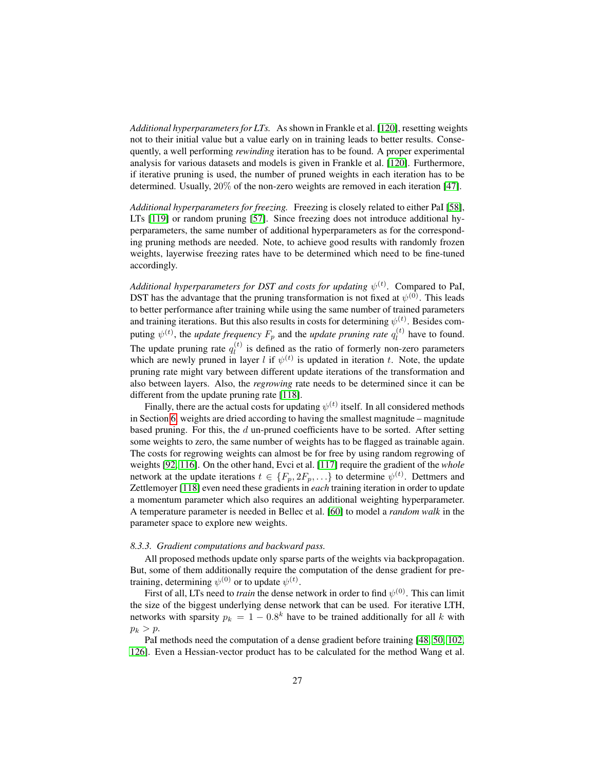*Additional hyperparameters for LTs.* As shown in Frankle et al. [120], resetting weights not to their initial value but a value early on in training leads to better results. Consequently, a well performing *rewinding* iteration has to be found. A proper experimental analysis for various datasets and models is given in Frankle et al. [120]. Furthermore, if iterative pruning is used, the number of pruned weights in each iteration has to be determined. Usually, $20\%$ of the non-zero weights are removed in each iteration [47].

*Additional hyperparameters for freezing.* Freezing is closely related to either PaI [58], LTs [119] or random pruning [57]. Since freezing does not introduce additional hyperparameters, the same number of additional hyperparameters as for the corresponding pruning methods are needed. Note, to achieve good results with randomly frozen weights, layerwise freezing rates have to be determined which need to be fine-tuned accordingly.

*Additional hyperparameters for DST and costs for updating $\psi^{(t)}$.* Compared to PaI, DST has the advantage that the pruning transformation is not fixed at $\psi^{(0)}$. This leads to better performance after training while using the same number of trained parameters and training iterations. But this also results in costs for determining $\psi^{(t)}$. Besides computing $\psi^{(t)}$, the *update frequency* $F_p$ and the *update pruning rate* $q_l^{(t)}$ have to found. The update pruning rate $q_l^{(t)}$ is defined as the ratio of formerly non-zero parameters which are newly pruned in layer $l$ if $\psi^{(t)}$ is updated in iteration $t$. Note, the update pruning rate might vary between different update iterations of the transformation and also between layers. Also, the *regrowing* rate needs to be determined since it can be different from the update pruning rate [118].

Finally, there are the actual costs for updating $\psi^{(t)}$ itself. In all considered methods in Section 6, weights are dried according to having the smallest magnitude – magnitude based pruning. For this, the $d$ un-pruned coefficients have to be sorted. After setting some weights to zero, the same number of weights has to be flagged as trainable again. The costs for regrowing weights can almost be for free by using random regrowing of weights [92, 116]. On the other hand, Evci et al. [117] require the gradient of the *whole* network at the update iterations $t \in \{F_p, 2F_p, \ldots\}$ to determine $\psi^{(t)}$. Dettmers and Zettlemoyer [118] even need these gradients in *each* training iteration in order to update a momentum parameter which also requires an additional weighting hyperparameter. A temperature parameter is needed in Bellec et al. [60] to model a *random walk* in the parameter space to explore new weights.

#### 8.3.3. Gradient computations and backward pass.

All proposed methods update only sparse parts of the weights via backpropagation. But, some of them additionally require the computation of the dense gradient for pretraining, determining $\psi^{(0)}$ or to update $\psi^{(t)}$.

First of all, LTs need to *train* the dense network in order to find $\psi^{(0)}$. This can limit the size of the biggest underlying dense network that can be used. For iterative LTH, networks with sparsity $p_k = 1 - 0.8^k$ have to be trained additionally for all $k$ with $p_k > p$.

PaI methods need the computation of a dense gradient before training [48, 50, 102, 126]. Even a Hessian-vector product has to be calculated for the method Wang et al.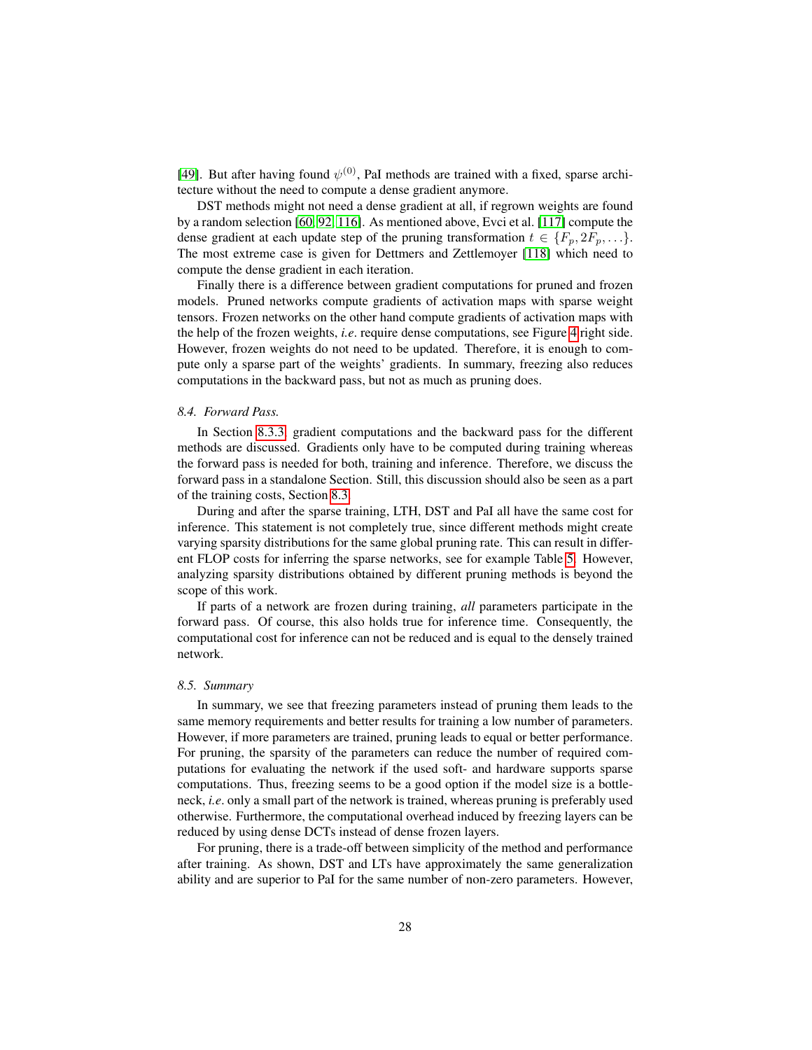[49]. But after having found $\psi^{(0)}$, PaI methods are trained with a fixed, sparse architecture without the need to compute a dense gradient anymore.

DST methods might not need a dense gradient at all, if regrown weights are found by a random selection [60, 92, 116]. As mentioned above, Evci et al. [117] compute the dense gradient at each update step of the pruning transformation $t \in \{F_p, 2F_p, \ldots\}$. The most extreme case is given for Dettmers and Zettlemoyer [118] which need to compute the dense gradient in each iteration.

Finally there is a difference between gradient computations for pruned and frozen models. Pruned networks compute gradients of activation maps with sparse weight tensors. Frozen networks on the other hand compute gradients of activation maps with the help of the frozen weights, *i.e*. require dense computations, see Figure 4 right side. However, frozen weights do not need to be updated. Therefore, it is enough to compute only a sparse part of the weights' gradients. In summary, freezing also reduces computations in the backward pass, but not as much as pruning does.

### *8.4. Forward Pass.*

In Section 8.3.3, gradient computations and the backward pass for the different methods are discussed. Gradients only have to be computed during training whereas the forward pass is needed for both, training and inference. Therefore, we discuss the forward pass in a standalone Section. Still, this discussion should also be seen as a part of the training costs, Section 8.3.

During and after the sparse training, LTH, DST and PaI all have the same cost for inference. This statement is not completely true, since different methods might create varying sparsity distributions for the same global pruning rate. This can result in different FLOP costs for inferring the sparse networks, see for example Table 5. However, analyzing sparsity distributions obtained by different pruning methods is beyond the scope of this work.

If parts of a network are frozen during training, *all* parameters participate in the forward pass. Of course, this also holds true for inference time. Consequently, the computational cost for inference can not be reduced and is equal to the densely trained network.

### *8.5. Summary*

In summary, we see that freezing parameters instead of pruning them leads to the same memory requirements and better results for training a low number of parameters. However, if more parameters are trained, pruning leads to equal or better performance. For pruning, the sparsity of the parameters can reduce the number of required computations for evaluating the network if the used soft- and hardware supports sparse computations. Thus, freezing seems to be a good option if the model size is a bottleneck, *i.e*. only a small part of the network is trained, whereas pruning is preferably used otherwise. Furthermore, the computational overhead induced by freezing layers can be reduced by using dense DCTs instead of dense frozen layers.

For pruning, there is a trade-off between simplicity of the method and performance after training. As shown, DST and LTs have approximately the same generalization ability and are superior to PaI for the same number of non-zero parameters. However,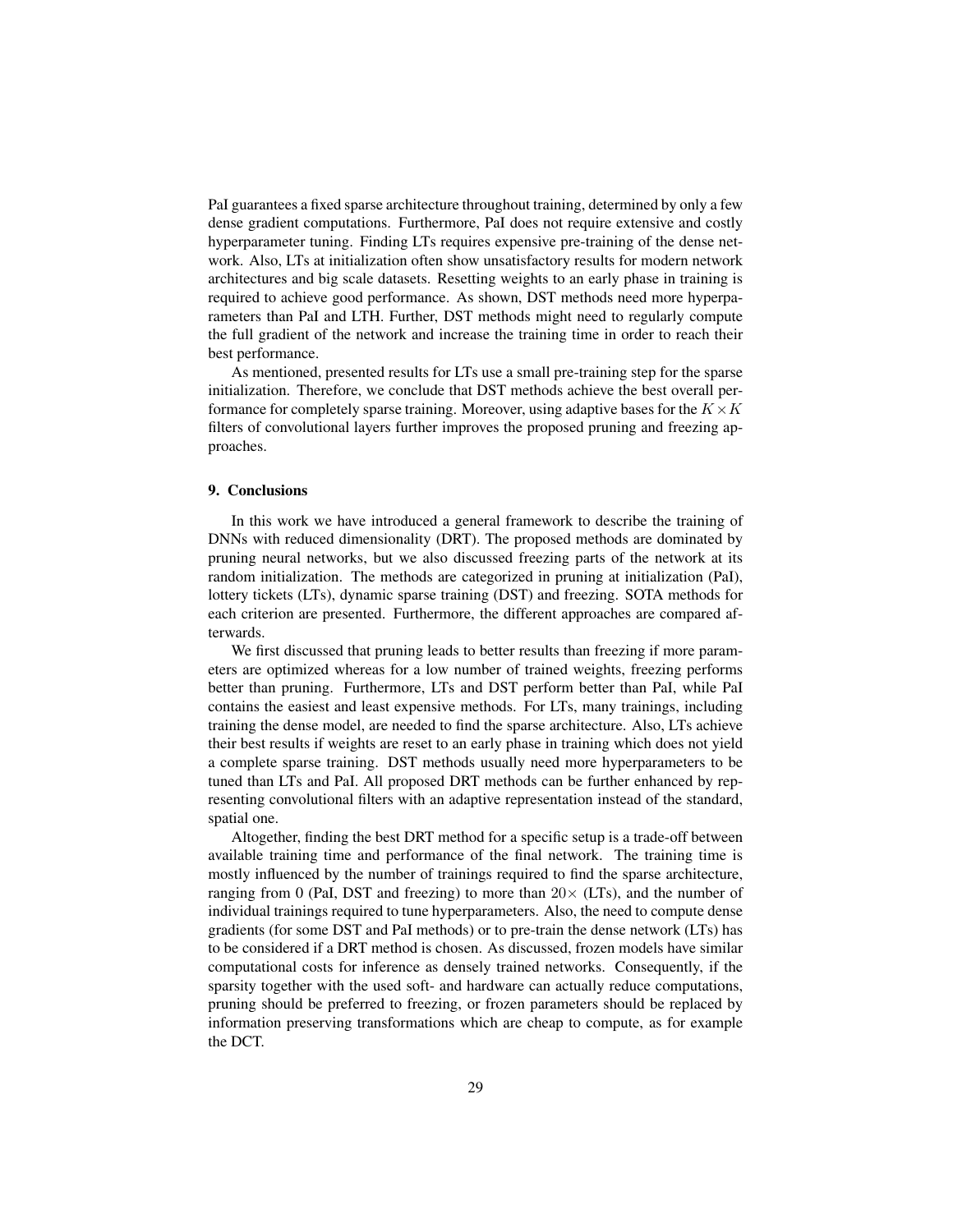PaI guarantees a fixed sparse architecture throughout training, determined by only a few dense gradient computations. Furthermore, PaI does not require extensive and costly hyperparameter tuning. Finding LTs requires expensive pre-training of the dense network. Also, LTs at initialization often show unsatisfactory results for modern network architectures and big scale datasets. Resetting weights to an early phase in training is required to achieve good performance. As shown, DST methods need more hyperparameters than PaI and LTH. Further, DST methods might need to regularly compute the full gradient of the network and increase the training time in order to reach their best performance.

As mentioned, presented results for LTs use a small pre-training step for the sparse initialization. Therefore, we conclude that DST methods achieve the best overall performance for completely sparse training. Moreover, using adaptive bases for the $K \times K$ filters of convolutional layers further improves the proposed pruning and freezing approaches.

## 9. Conclusions

In this work we have introduced a general framework to describe the training of DNNs with reduced dimensionality (DRT). The proposed methods are dominated by pruning neural networks, but we also discussed freezing parts of the network at its random initialization. The methods are categorized in pruning at initialization (PaI), lottery tickets (LTs), dynamic sparse training (DST) and freezing. SOTA methods for each criterion are presented. Furthermore, the different approaches are compared afterwards.

We first discussed that pruning leads to better results than freezing if more parameters are optimized whereas for a low number of trained weights, freezing performs better than pruning. Furthermore, LTs and DST perform better than PaI, while PaI contains the easiest and least expensive methods. For LTs, many trainings, including training the dense model, are needed to find the sparse architecture. Also, LTs achieve their best results if weights are reset to an early phase in training which does not yield a complete sparse training. DST methods usually need more hyperparameters to be tuned than LTs and PaI. All proposed DRT methods can be further enhanced by representing convolutional filters with an adaptive representation instead of the standard, spatial one.

Altogether, finding the best DRT method for a specific setup is a trade-off between available training time and performance of the final network. The training time is mostly influenced by the number of trainings required to find the sparse architecture, ranging from 0 (PaI, DST and freezing) to more than $20\times$ (LTs), and the number of individual trainings required to tune hyperparameters. Also, the need to compute dense gradients (for some DST and PaI methods) or to pre-train the dense network (LTs) has to be considered if a DRT method is chosen. As discussed, frozen models have similar computational costs for inference as densely trained networks. Consequently, if the sparsity together with the used soft- and hardware can actually reduce computations, pruning should be preferred to freezing, or frozen parameters should be replaced by information preserving transformations which are cheap to compute, as for example the DCT.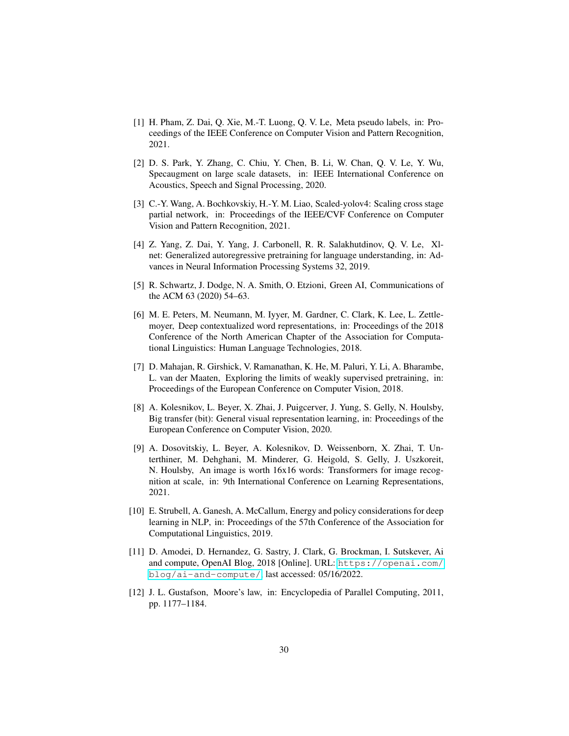[1] H. Pham, Z. Dai, Q. Xie, M.-T. Luong, Q. V. Le, Meta pseudo labels, in: Proceedings of the IEEE Conference on Computer Vision and Pattern Recognition, 2021.

[2] D. S. Park, Y. Zhang, C. Chiu, Y. Chen, B. Li, W. Chan, Q. V. Le, Y. Wu, Specaugment on large scale datasets, in: IEEE International Conference on Acoustics, Speech and Signal Processing, 2020.

[3] C.-Y. Wang, A. Bochkovskiy, H.-Y. M. Liao, Scaled-yolov4: Scaling cross stage partial network, in: Proceedings of the IEEE/CVF Conference on Computer Vision and Pattern Recognition, 2021.

[4] Z. Yang, Z. Dai, Y. Yang, J. Carbonell, R. R. Salakhutdinov, Q. V. Le, Xlnet: Generalized autoregressive pretraining for language understanding, in: Advances in Neural Information Processing Systems 32, 2019.

[5] R. Schwartz, J. Dodge, N. A. Smith, O. Etzioni, Green AI, Communications of the ACM 63 (2020) 54–63.

[6] M. E. Peters, M. Neumann, M. Iyyer, M. Gardner, C. Clark, K. Lee, L. Zettlemoyer, Deep contextualized word representations, in: Proceedings of the 2018 Conference of the North American Chapter of the Association for Computational Linguistics: Human Language Technologies, 2018.

[7] D. Mahajan, R. Girshick, V. Ramanathan, K. He, M. Paluri, Y. Li, A. Bharambe, L. van der Maaten, Exploring the limits of weakly supervised pretraining, in: Proceedings of the European Conference on Computer Vision, 2018.

[8] A. Kolesnikov, L. Beyer, X. Zhai, J. Puigcerver, J. Yung, S. Gelly, N. Houlsby, Big transfer (bit): General visual representation learning, in: Proceedings of the European Conference on Computer Vision, 2020.

[9] A. Dosovitskiy, L. Beyer, A. Kolesnikov, D. Weissenborn, X. Zhai, T. Unterthiner, M. Dehghani, M. Minderer, G. Heigold, S. Gelly, J. Uszkoreit, N. Houlsby, An image is worth 16x16 words: Transformers for image recognition at scale, in: 9th International Conference on Learning Representations, 2021.

[10] E. Strubell, A. Ganesh, A. McCallum, Energy and policy considerations for deep learning in NLP, in: Proceedings of the 57th Conference of the Association for Computational Linguistics, 2019.

[11] D. Amodei, D. Hernandez, G. Sastry, J. Clark, G. Brockman, I. Sutskever, Ai and compute, OpenAI Blog, 2018 [Online]. URL: https://openai.com/blog/ai-and-compute/ last accessed: 05/16/2022.

[12] J. L. Gustafson, Moore's law, in: Encyclopedia of Parallel Computing, 2011, pp. 1177–1184.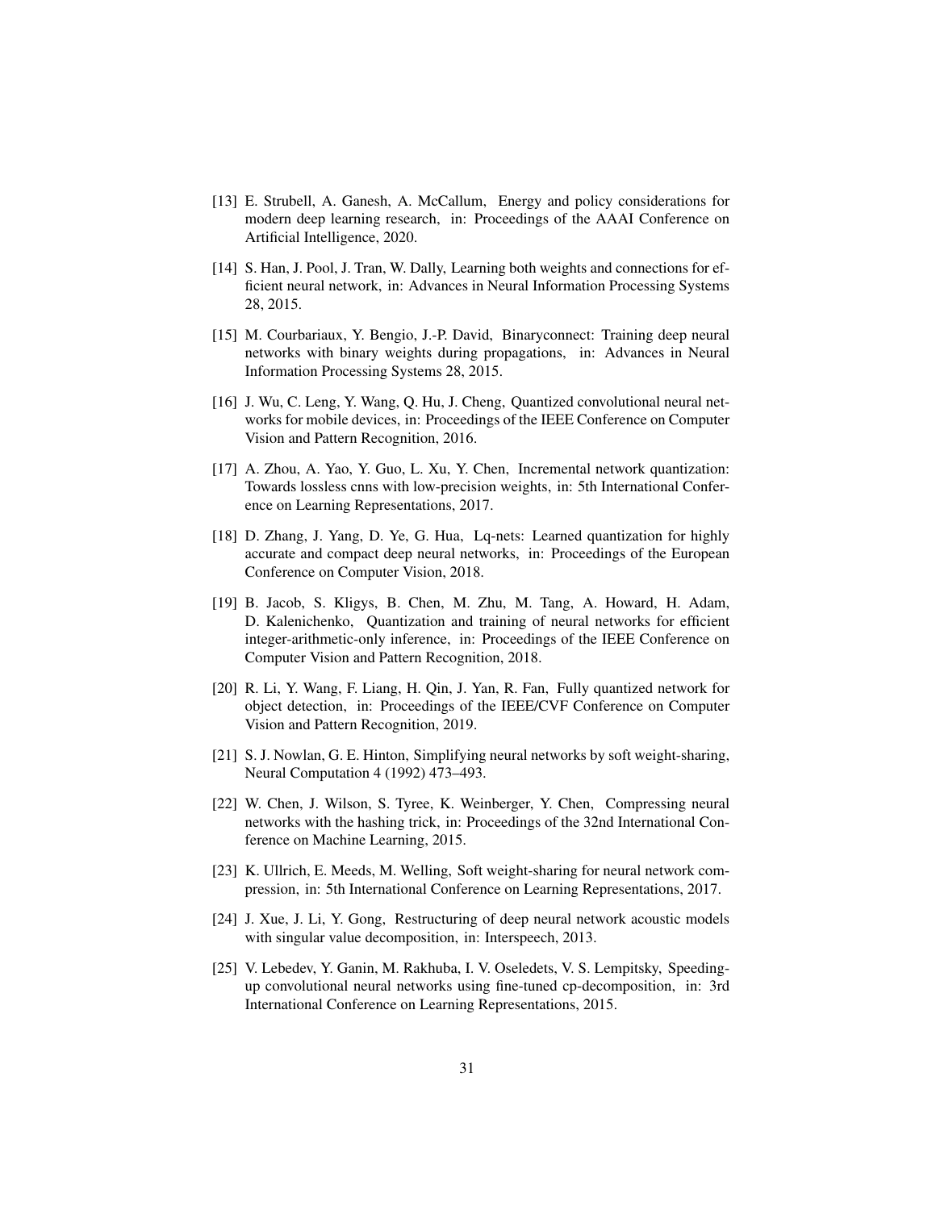[13] E. Strubell, A. Ganesh, A. McCallum, Energy and policy considerations for modern deep learning research, in: Proceedings of the AAAI Conference on Artificial Intelligence, 2020.

[14] S. Han, J. Pool, J. Tran, W. Dally, Learning both weights and connections for efficient neural network, in: Advances in Neural Information Processing Systems 28, 2015.

[15] M. Courbariaux, Y. Bengio, J.-P. David, Binaryconnect: Training deep neural networks with binary weights during propagations, in: Advances in Neural Information Processing Systems 28, 2015.

[16] J. Wu, C. Leng, Y. Wang, Q. Hu, J. Cheng, Quantized convolutional neural networks for mobile devices, in: Proceedings of the IEEE Conference on Computer Vision and Pattern Recognition, 2016.

[17] A. Zhou, A. Yao, Y. Guo, L. Xu, Y. Chen, Incremental network quantization: Towards lossless cnns with low-precision weights, in: 5th International Conference on Learning Representations, 2017.

[18] D. Zhang, J. Yang, D. Ye, G. Hua, Lq-nets: Learned quantization for highly accurate and compact deep neural networks, in: Proceedings of the European Conference on Computer Vision, 2018.

[19] B. Jacob, S. Kligys, B. Chen, M. Zhu, M. Tang, A. Howard, H. Adam, D. Kalenichenko, Quantization and training of neural networks for efficient integer-arithmetic-only inference, in: Proceedings of the IEEE Conference on Computer Vision and Pattern Recognition, 2018.

[20] R. Li, Y. Wang, F. Liang, H. Qin, J. Yan, R. Fan, Fully quantized network for object detection, in: Proceedings of the IEEE/CVF Conference on Computer Vision and Pattern Recognition, 2019.

[21] S. J. Nowlan, G. E. Hinton, Simplifying neural networks by soft weight-sharing, Neural Computation 4 (1992) 473–493.

[22] W. Chen, J. Wilson, S. Tyree, K. Weinberger, Y. Chen, Compressing neural networks with the hashing trick, in: Proceedings of the 32nd International Conference on Machine Learning, 2015.

[23] K. Ullrich, E. Meeds, M. Welling, Soft weight-sharing for neural network compression, in: 5th International Conference on Learning Representations, 2017.

[24] J. Xue, J. Li, Y. Gong, Restructuring of deep neural network acoustic models with singular value decomposition, in: Interspeech, 2013.

[25] V. Lebedev, Y. Ganin, M. Rakhuba, I. V. Oseledets, V. S. Lempitsky, Speeding-up convolutional neural networks using fine-tuned cp-decomposition, in: 3rd International Conference on Learning Representations, 2015.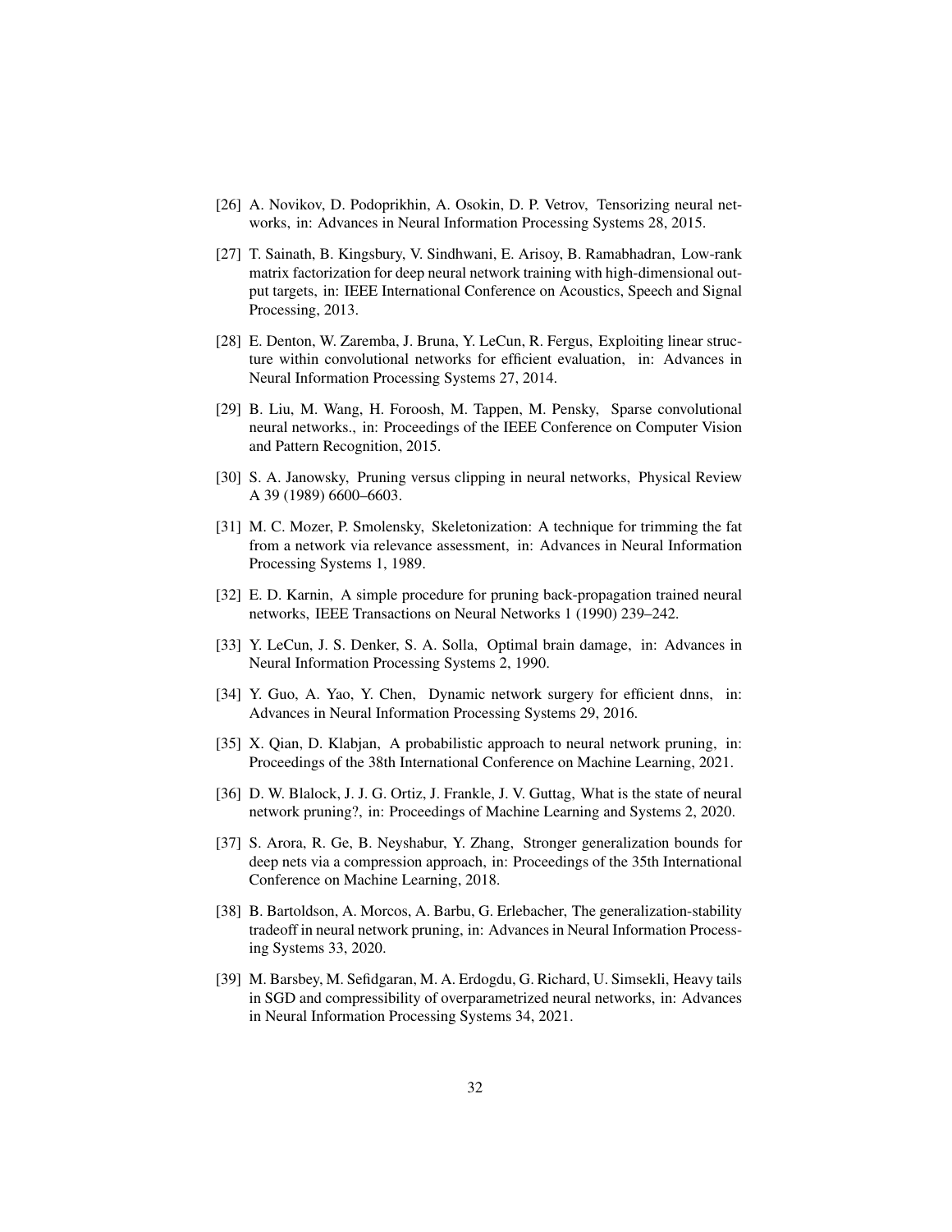[26] A. Novikov, D. Podoprikhin, A. Osokin, D. P. Vetrov, Tensorizing neural networks, in: Advances in Neural Information Processing Systems 28, 2015.

[27] T. Sainath, B. Kingsbury, V. Sindhwani, E. Arisoy, B. Ramabhadran, Low-rank matrix factorization for deep neural network training with high-dimensional output targets, in: IEEE International Conference on Acoustics, Speech and Signal Processing, 2013.

[28] E. Denton, W. Zaremba, J. Bruna, Y. LeCun, R. Fergus, Exploiting linear structure within convolutional networks for efficient evaluation, in: Advances in Neural Information Processing Systems 27, 2014.

[29] B. Liu, M. Wang, H. Foroosh, M. Tappen, M. Pensky, Sparse convolutional neural networks., in: Proceedings of the IEEE Conference on Computer Vision and Pattern Recognition, 2015.

[30] S. A. Janowsky, Pruning versus clipping in neural networks, Physical Review A 39 (1989) 6600–6603.

[31] M. C. Mozer, P. Smolensky, Skeletonization: A technique for trimming the fat from a network via relevance assessment, in: Advances in Neural Information Processing Systems 1, 1989.

[32] E. D. Karnin, A simple procedure for pruning back-propagation trained neural networks, IEEE Transactions on Neural Networks 1 (1990) 239–242.

[33] Y. LeCun, J. S. Denker, S. A. Solla, Optimal brain damage, in: Advances in Neural Information Processing Systems 2, 1990.

[34] Y. Guo, A. Yao, Y. Chen, Dynamic network surgery for efficient dnns, in: Advances in Neural Information Processing Systems 29, 2016.

[35] X. Qian, D. Klabjan, A probabilistic approach to neural network pruning, in: Proceedings of the 38th International Conference on Machine Learning, 2021.

[36] D. W. Blalock, J. J. G. Ortiz, J. Frankle, J. V. Guttag, What is the state of neural network pruning?, in: Proceedings of Machine Learning and Systems 2, 2020.

[37] S. Arora, R. Ge, B. Neyshabur, Y. Zhang, Stronger generalization bounds for deep nets via a compression approach, in: Proceedings of the 35th International Conference on Machine Learning, 2018.

[38] B. Bartoldson, A. Morcos, A. Barbu, G. Erlebacher, The generalization-stability tradeoff in neural network pruning, in: Advances in Neural Information Processing Systems 33, 2020.

[39] M. Barsbey, M. Sefidgaran, M. A. Erdogdu, G. Richard, U. Simsekli, Heavy tails in SGD and compressibility of overparametrized neural networks, in: Advances in Neural Information Processing Systems 34, 2021.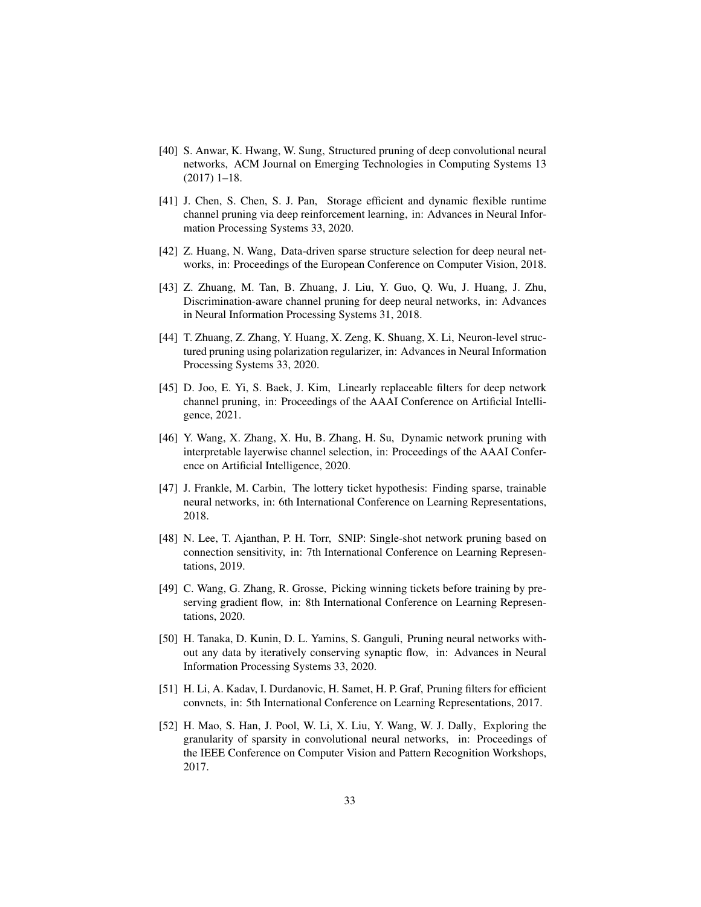[40] S. Anwar, K. Hwang, W. Sung, Structured pruning of deep convolutional neural networks, ACM Journal on Emerging Technologies in Computing Systems 13 (2017) 1–18.

[41] J. Chen, S. Chen, S. J. Pan, Storage efficient and dynamic flexible runtime channel pruning via deep reinforcement learning, in: Advances in Neural Information Processing Systems 33, 2020.

[42] Z. Huang, N. Wang, Data-driven sparse structure selection for deep neural networks, in: Proceedings of the European Conference on Computer Vision, 2018.

[43] Z. Zhuang, M. Tan, B. Zhuang, J. Liu, Y. Guo, Q. Wu, J. Huang, J. Zhu, Discrimination-aware channel pruning for deep neural networks, in: Advances in Neural Information Processing Systems 31, 2018.

[44] T. Zhuang, Z. Zhang, Y. Huang, X. Zeng, K. Shuang, X. Li, Neuron-level structured pruning using polarization regularizer, in: Advances in Neural Information Processing Systems 33, 2020.

[45] D. Joo, E. Yi, S. Baek, J. Kim, Linearly replaceable filters for deep network channel pruning, in: Proceedings of the AAAI Conference on Artificial Intelligence, 2021.

[46] Y. Wang, X. Zhang, X. Hu, B. Zhang, H. Su, Dynamic network pruning with interpretable layerwise channel selection, in: Proceedings of the AAAI Conference on Artificial Intelligence, 2020.

[47] J. Frankle, M. Carbin, The lottery ticket hypothesis: Finding sparse, trainable neural networks, in: 6th International Conference on Learning Representations, 2018.

[48] N. Lee, T. Ajanthan, P. H. Torr, SNIP: Single-shot network pruning based on connection sensitivity, in: 7th International Conference on Learning Representations, 2019.

[49] C. Wang, G. Zhang, R. Grosse, Picking winning tickets before training by preserving gradient flow, in: 8th International Conference on Learning Representations, 2020.

[50] H. Tanaka, D. Kunin, D. L. Yamins, S. Ganguli, Pruning neural networks without any data by iteratively conserving synaptic flow, in: Advances in Neural Information Processing Systems 33, 2020.

[51] H. Li, A. Kadav, I. Durdanovic, H. Samet, H. P. Graf, Pruning filters for efficient convnets, in: 5th International Conference on Learning Representations, 2017.

[52] H. Mao, S. Han, J. Pool, W. Li, X. Liu, Y. Wang, W. J. Dally, Exploring the granularity of sparsity in convolutional neural networks, in: Proceedings of the IEEE Conference on Computer Vision and Pattern Recognition Workshops, 2017.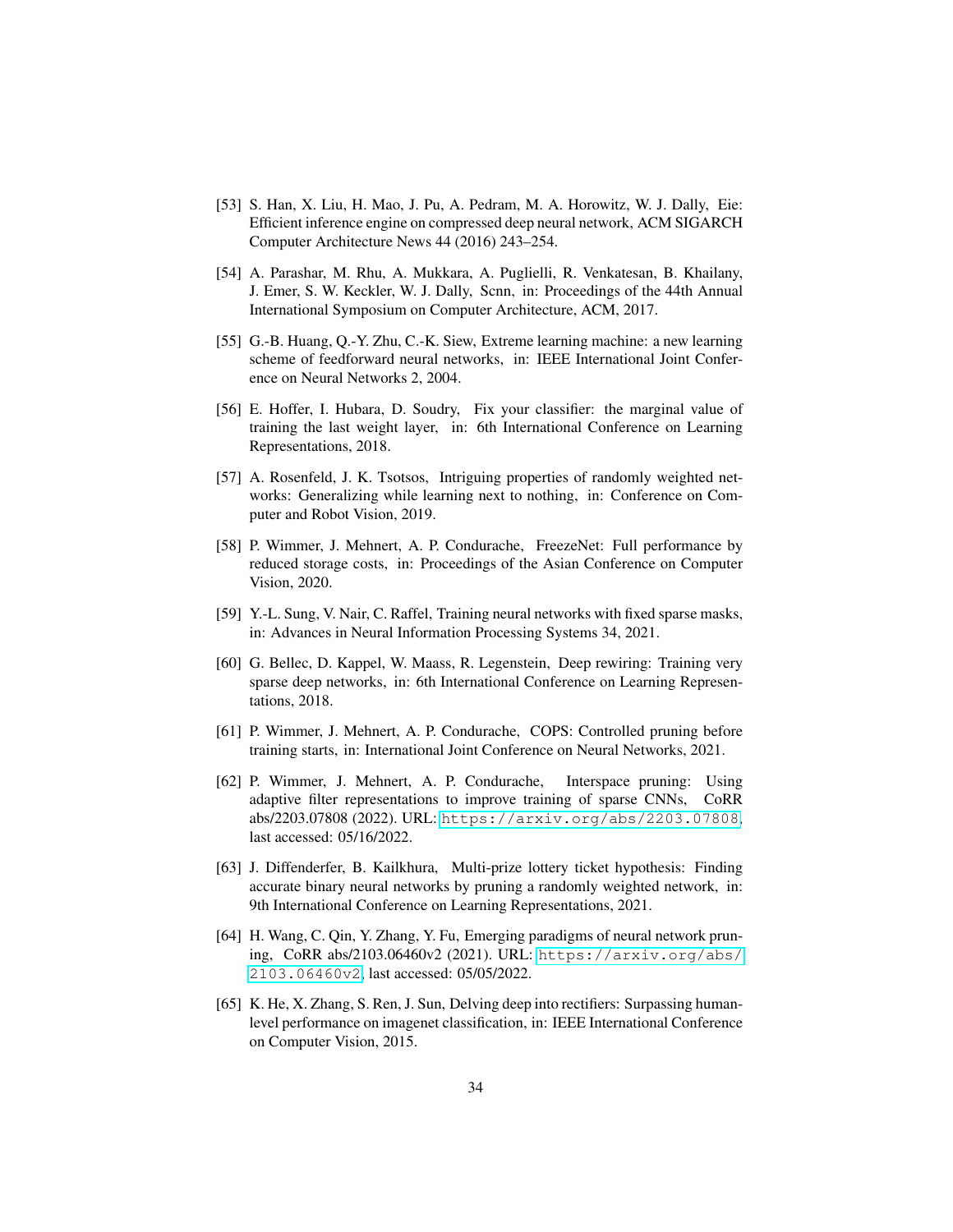[53] S. Han, X. Liu, H. Mao, J. Pu, A. Pedram, M. A. Horowitz, W. J. Dally, Eie: Efficient inference engine on compressed deep neural network, ACM SIGARCH Computer Architecture News 44 (2016) 243–254.

[54] A. Parashar, M. Rhu, A. Mukkara, A. Puglielli, R. Venkatesan, B. Khailany, J. Emer, S. W. Keckler, W. J. Dally, Scnn, in: Proceedings of the 44th Annual International Symposium on Computer Architecture, ACM, 2017.

[55] G.-B. Huang, Q.-Y. Zhu, C.-K. Siew, Extreme learning machine: a new learning scheme of feedforward neural networks, in: IEEE International Joint Conference on Neural Networks 2, 2004.

[56] E. Hoffer, I. Hubara, D. Soudry, Fix your classifier: the marginal value of training the last weight layer, in: 6th International Conference on Learning Representations, 2018.

[57] A. Rosenfeld, J. K. Tsotsos, Intriguing properties of randomly weighted networks: Generalizing while learning next to nothing, in: Conference on Computer and Robot Vision, 2019.

[58] P. Wimmer, J. Mehnert, A. P. Condurache, FreezeNet: Full performance by reduced storage costs, in: Proceedings of the Asian Conference on Computer Vision, 2020.

[59] Y.-L. Sung, V. Nair, C. Raffel, Training neural networks with fixed sparse masks, in: Advances in Neural Information Processing Systems 34, 2021.

[60] G. Bellec, D. Kappel, W. Maass, R. Legenstein, Deep rewiring: Training very sparse deep networks, in: 6th International Conference on Learning Representations, 2018.

[61] P. Wimmer, J. Mehnert, A. P. Condurache, COPS: Controlled pruning before training starts, in: International Joint Conference on Neural Networks, 2021.

[62] P. Wimmer, J. Mehnert, A. P. Condurache, Interspace pruning: Using adaptive filter representations to improve training of sparse CNNs, CoRR abs/2203.07808 (2022). URL: https://arxiv.org/abs/2203.07808, last accessed: 05/16/2022.

[63] J. Diffenderfer, B. Kailkhura, Multi-prize lottery ticket hypothesis: Finding accurate binary neural networks by pruning a randomly weighted network, in: 9th International Conference on Learning Representations, 2021.

[64] H. Wang, C. Qin, Y. Zhang, Y. Fu, Emerging paradigms of neural network pruning, CoRR abs/2103.06460v2 (2021). URL: https://arxiv.org/abs/2103.06460v2, last accessed: 05/05/2022.

[65] K. He, X. Zhang, S. Ren, J. Sun, Delving deep into rectifiers: Surpassing human-level performance on imagenet classification, in: IEEE International Conference on Computer Vision, 2015.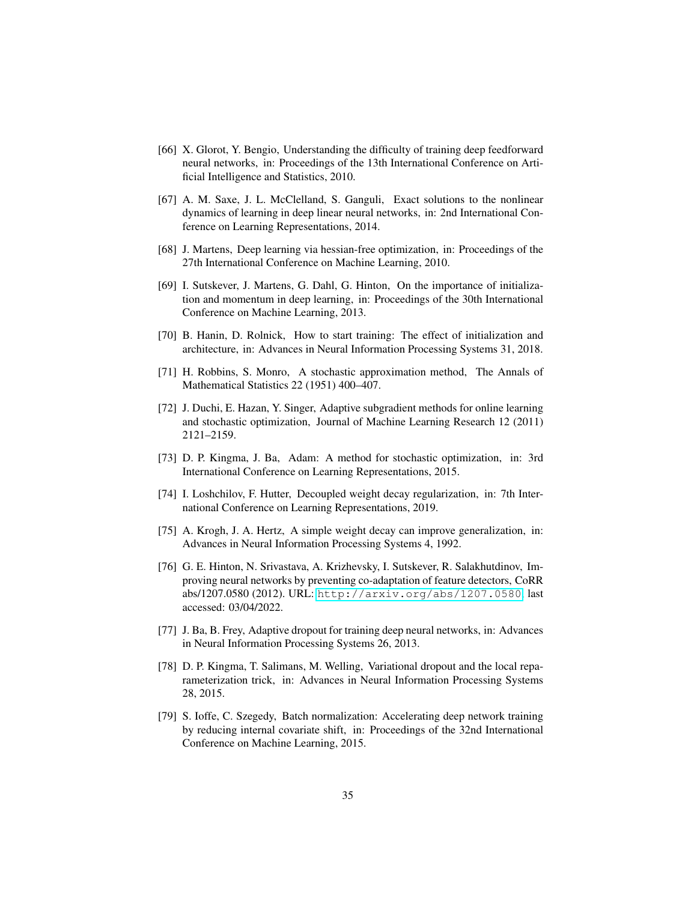[66] X. Glorot, Y. Bengio, Understanding the difficulty of training deep feedforward neural networks, in: Proceedings of the 13th International Conference on Artificial Intelligence and Statistics, 2010.

[67] A. M. Saxe, J. L. McClelland, S. Ganguli, Exact solutions to the nonlinear dynamics of learning in deep linear neural networks, in: 2nd International Conference on Learning Representations, 2014.

[68] J. Martens, Deep learning via hessian-free optimization, in: Proceedings of the 27th International Conference on Machine Learning, 2010.

[69] I. Sutskever, J. Martens, G. Dahl, G. Hinton, On the importance of initialization and momentum in deep learning, in: Proceedings of the 30th International Conference on Machine Learning, 2013.

[70] B. Hanin, D. Rolnick, How to start training: The effect of initialization and architecture, in: Advances in Neural Information Processing Systems 31, 2018.

[71] H. Robbins, S. Monro, A stochastic approximation method, The Annals of Mathematical Statistics 22 (1951) 400–407.

[72] J. Duchi, E. Hazan, Y. Singer, Adaptive subgradient methods for online learning and stochastic optimization, Journal of Machine Learning Research 12 (2011) 2121–2159.

[73] D. P. Kingma, J. Ba, Adam: A method for stochastic optimization, in: 3rd International Conference on Learning Representations, 2015.

[74] I. Loshchilov, F. Hutter, Decoupled weight decay regularization, in: 7th International Conference on Learning Representations, 2019.

[75] A. Krogh, J. A. Hertz, A simple weight decay can improve generalization, in: Advances in Neural Information Processing Systems 4, 1992.

[76] G. E. Hinton, N. Srivastava, A. Krizhevsky, I. Sutskever, R. Salakhutdinov, Improving neural networks by preventing co-adaptation of feature detectors, CoRR abs/1207.0580 (2012). URL: http://arxiv.org/abs/1207.0580 last accessed: 03/04/2022.

[77] J. Ba, B. Frey, Adaptive dropout for training deep neural networks, in: Advances in Neural Information Processing Systems 26, 2013.

[78] D. P. Kingma, T. Salimans, M. Welling, Variational dropout and the local reparameterization trick, in: Advances in Neural Information Processing Systems 28, 2015.

[79] S. Ioffe, C. Szegedy, Batch normalization: Accelerating deep network training by reducing internal covariate shift, in: Proceedings of the 32nd International Conference on Machine Learning, 2015.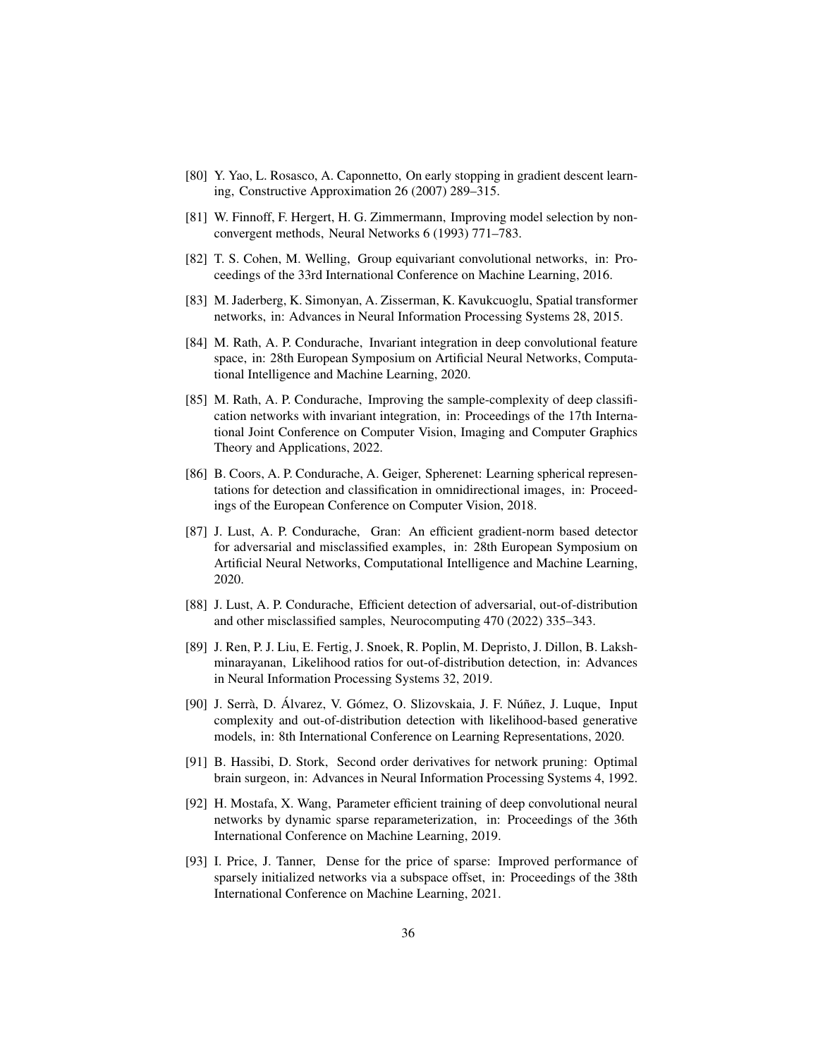[80] Y. Yao, L. Rosasco, A. Caponnetto, On early stopping in gradient descent learning, Constructive Approximation 26 (2007) 289–315.

[81] W. Finnoff, F. Hergert, H. G. Zimmermann, Improving model selection by nonconvergent methods, Neural Networks 6 (1993) 771–783.

[82] T. S. Cohen, M. Welling, Group equivariant convolutional networks, in: Proceedings of the 33rd International Conference on Machine Learning, 2016.

[83] M. Jaderberg, K. Simonyan, A. Zisserman, K. Kavukcuoglu, Spatial transformer networks, in: Advances in Neural Information Processing Systems 28, 2015.

[84] M. Rath, A. P. Condurache, Invariant integration in deep convolutional feature space, in: 28th European Symposium on Artificial Neural Networks, Computational Intelligence and Machine Learning, 2020.

[85] M. Rath, A. P. Condurache, Improving the sample-complexity of deep classification networks with invariant integration, in: Proceedings of the 17th International Joint Conference on Computer Vision, Imaging and Computer Graphics Theory and Applications, 2022.

[86] B. Coors, A. P. Condurache, A. Geiger, Spherenet: Learning spherical representations for detection and classification in omnidirectional images, in: Proceedings of the European Conference on Computer Vision, 2018.

[87] J. Lust, A. P. Condurache, Gran: An efficient gradient-norm based detector for adversarial and misclassified examples, in: 28th European Symposium on Artificial Neural Networks, Computational Intelligence and Machine Learning, 2020.

[88] J. Lust, A. P. Condurache, Efficient detection of adversarial, out-of-distribution and other misclassified samples, Neurocomputing 470 (2022) 335–343.

[89] J. Ren, P. J. Liu, E. Fertig, J. Snoek, R. Poplin, M. Depristo, J. Dillon, B. Lakshminarayanan, Likelihood ratios for out-of-distribution detection, in: Advances in Neural Information Processing Systems 32, 2019.

[90] J. Serrà, D. Álvarez, V. Gómez, O. Slizovskaia, J. F. Núñez, J. Luque, Input complexity and out-of-distribution detection with likelihood-based generative models, in: 8th International Conference on Learning Representations, 2020.

[91] B. Hassibi, D. Stork, Second order derivatives for network pruning: Optimal brain surgeon, in: Advances in Neural Information Processing Systems 4, 1992.

[92] H. Mostafa, X. Wang, Parameter efficient training of deep convolutional neural networks by dynamic sparse reparameterization, in: Proceedings of the 36th International Conference on Machine Learning, 2019.

[93] I. Price, J. Tanner, Dense for the price of sparse: Improved performance of sparsely initialized networks via a subspace offset, in: Proceedings of the 38th International Conference on Machine Learning, 2021.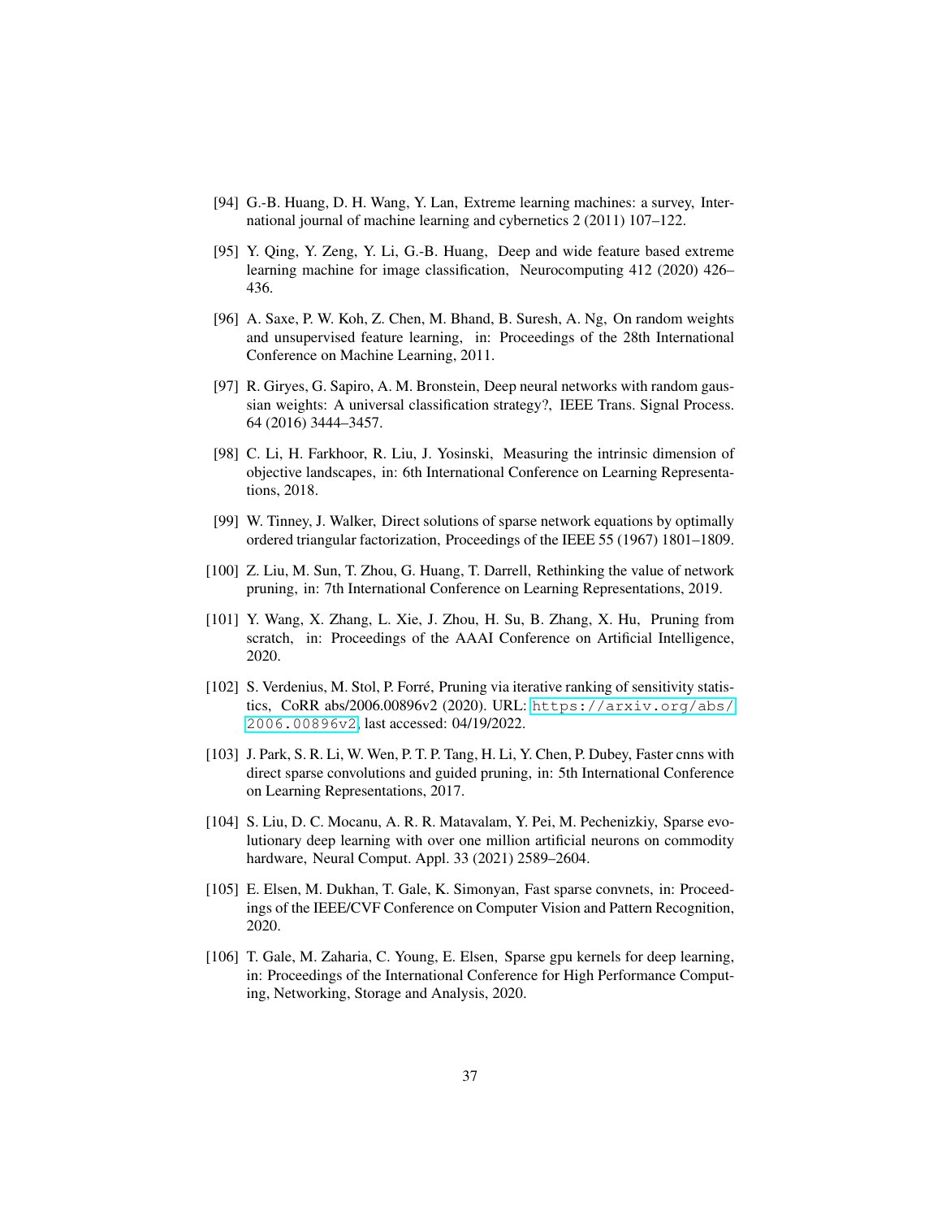[94] G.-B. Huang, D. H. Wang, Y. Lan, Extreme learning machines: a survey, International journal of machine learning and cybernetics 2 (2011) 107–122.

[95] Y. Qing, Y. Zeng, Y. Li, G.-B. Huang, Deep and wide feature based extreme learning machine for image classification, Neurocomputing 412 (2020) 426–436.

[96] A. Saxe, P. W. Koh, Z. Chen, M. Bhand, B. Suresh, A. Ng, On random weights and unsupervised feature learning, in: Proceedings of the 28th International Conference on Machine Learning, 2011.

[97] R. Giryes, G. Sapiro, A. M. Bronstein, Deep neural networks with random gaussian weights: A universal classification strategy?, IEEE Trans. Signal Process. 64 (2016) 3444–3457.

[98] C. Li, H. Farkhoor, R. Liu, J. Yosinski, Measuring the intrinsic dimension of objective landscapes, in: 6th International Conference on Learning Representations, 2018.

[99] W. Tinney, J. Walker, Direct solutions of sparse network equations by optimally ordered triangular factorization, Proceedings of the IEEE 55 (1967) 1801–1809.

[100] Z. Liu, M. Sun, T. Zhou, G. Huang, T. Darrell, Rethinking the value of network pruning, in: 7th International Conference on Learning Representations, 2019.

[101] Y. Wang, X. Zhang, L. Xie, J. Zhou, H. Su, B. Zhang, X. Hu, Pruning from scratch, in: Proceedings of the AAAI Conference on Artificial Intelligence, 2020.

[102] S. Verdenius, M. Stol, P. Forré, Pruning via iterative ranking of sensitivity statistics, CoRR abs/2006.00896v2 (2020). URL: https://arxiv.org/abs/2006.00896v2, last accessed: 04/19/2022.

[103] J. Park, S. R. Li, W. Wen, P. T. P. Tang, H. Li, Y. Chen, P. Dubey, Faster cnns with direct sparse convolutions and guided pruning, in: 5th International Conference on Learning Representations, 2017.

[104] S. Liu, D. C. Mocanu, A. R. R. Matavalam, Y. Pei, M. Pechenizkiy, Sparse evolutionary deep learning with over one million artificial neurons on commodity hardware, Neural Comput. Appl. 33 (2021) 2589–2604.

[105] E. Elsen, M. Dukhan, T. Gale, K. Simonyan, Fast sparse convnets, in: Proceedings of the IEEE/CVF Conference on Computer Vision and Pattern Recognition, 2020.

[106] T. Gale, M. Zaharia, C. Young, E. Elsen, Sparse gpu kernels for deep learning, in: Proceedings of the International Conference for High Performance Computing, Networking, Storage and Analysis, 2020.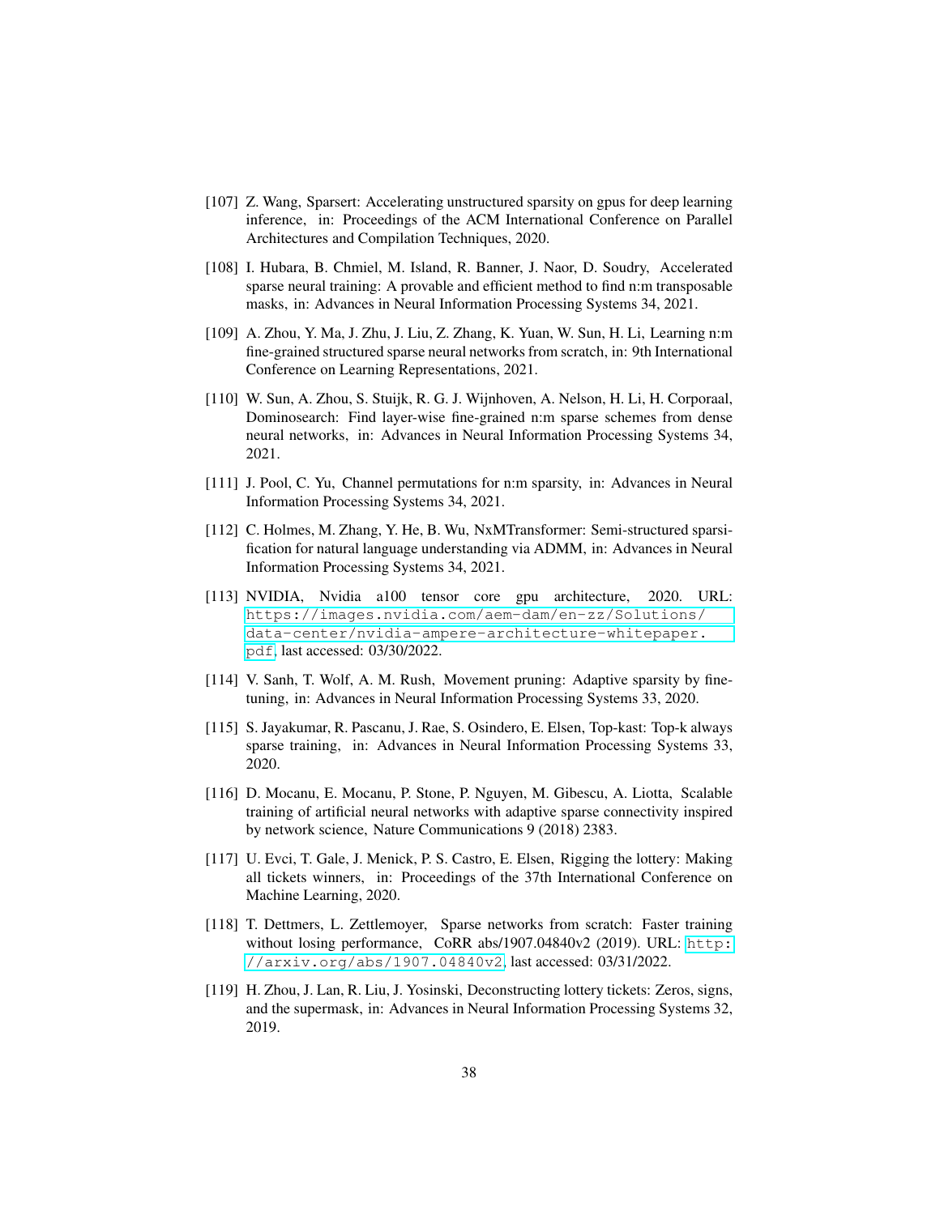[107] Z. Wang, Sparsert: Accelerating unstructured sparsity on gpus for deep learning inference, in: Proceedings of the ACM International Conference on Parallel Architectures and Compilation Techniques, 2020.

[108] I. Hubara, B. Chmiel, M. Island, R. Banner, J. Naor, D. Soudry, Accelerated sparse neural training: A provable and efficient method to find n:m transposable masks, in: Advances in Neural Information Processing Systems 34, 2021.

[109] A. Zhou, Y. Ma, J. Zhu, J. Liu, Z. Zhang, K. Yuan, W. Sun, H. Li, Learning n:m fine-grained structured sparse neural networks from scratch, in: 9th International Conference on Learning Representations, 2021.

[110] W. Sun, A. Zhou, S. Stuijk, R. G. J. Wijnhoven, A. Nelson, H. Li, H. Corporaal, Dominosearch: Find layer-wise fine-grained n:m sparse schemes from dense neural networks, in: Advances in Neural Information Processing Systems 34, 2021.

[111] J. Pool, C. Yu, Channel permutations for n:m sparsity, in: Advances in Neural Information Processing Systems 34, 2021.

[112] C. Holmes, M. Zhang, Y. He, B. Wu, NxMTransformer: Semi-structured sparsification for natural language understanding via ADMM, in: Advances in Neural Information Processing Systems 34, 2021.

[113] NVIDIA, Nvidia a100 tensor core gpu architecture, 2020. URL: https://images.nvidia.com/aem-dam/en-zz/Solutions/data-center/nvidia-ampere-architecture-whitepaper.pdf, last accessed: 03/30/2022.

[114] V. Sanh, T. Wolf, A. M. Rush, Movement pruning: Adaptive sparsity by fine-tuning, in: Advances in Neural Information Processing Systems 33, 2020.

[115] S. Jayakumar, R. Pascanu, J. Rae, S. Osindero, E. Elsen, Top-kast: Top-k always sparse training, in: Advances in Neural Information Processing Systems 33, 2020.

[116] D. Mocanu, E. Mocanu, P. Stone, P. Nguyen, M. Gibescu, A. Liotta, Scalable training of artificial neural networks with adaptive sparse connectivity inspired by network science, Nature Communications 9 (2018) 2383.

[117] U. Evci, T. Gale, J. Menick, P. S. Castro, E. Elsen, Rigging the lottery: Making all tickets winners, in: Proceedings of the 37th International Conference on Machine Learning, 2020.

[118] T. Dettmers, L. Zettlemoyer, Sparse networks from scratch: Faster training without losing performance, CoRR abs/1907.04840v2 (2019). URL: http://arxiv.org/abs/1907.04840v2, last accessed: 03/31/2022.

[119] H. Zhou, J. Lan, R. Liu, J. Yosinski, Deconstructing lottery tickets: Zeros, signs, and the supermask, in: Advances in Neural Information Processing Systems 32, 2019.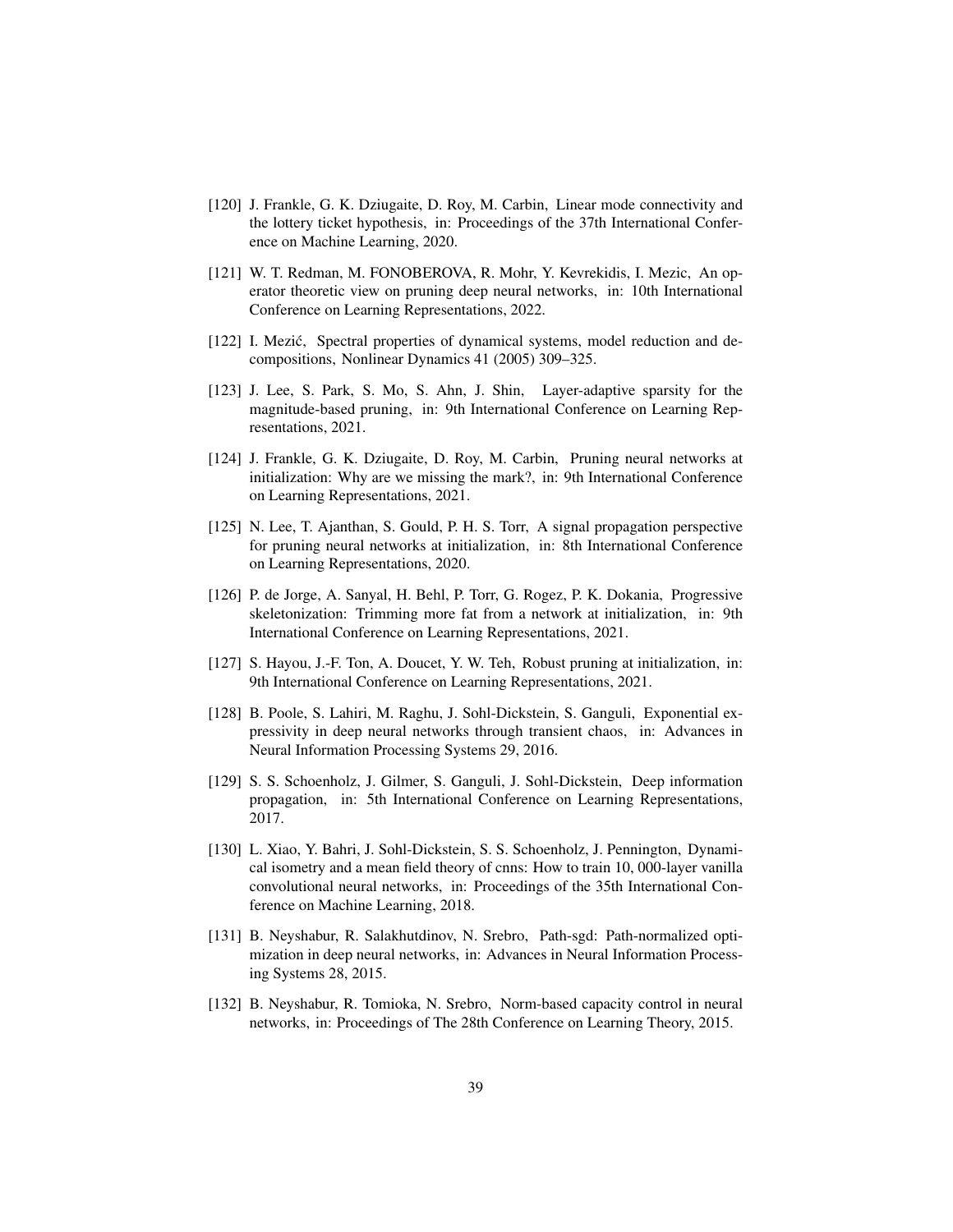[120] J. Frankle, G. K. Dziugaite, D. Roy, M. Carbin, Linear mode connectivity and the lottery ticket hypothesis, in: Proceedings of the 37th International Conference on Machine Learning, 2020.

[121] W. T. Redman, M. FONOBEROVA, R. Mohr, Y. Kevrekidis, I. Mezic, An operator theoretic view on pruning deep neural networks, in: 10th International Conference on Learning Representations, 2022.

[122] I. Mezić, Spectral properties of dynamical systems, model reduction and decompositions, Nonlinear Dynamics 41 (2005) 309–325.

[123] J. Lee, S. Park, S. Mo, S. Ahn, J. Shin, Layer-adaptive sparsity for the magnitude-based pruning, in: 9th International Conference on Learning Representations, 2021.

[124] J. Frankle, G. K. Dziugaite, D. Roy, M. Carbin, Pruning neural networks at initialization: Why are we missing the mark?, in: 9th International Conference on Learning Representations, 2021.

[125] N. Lee, T. Ajanthan, S. Gould, P. H. S. Torr, A signal propagation perspective for pruning neural networks at initialization, in: 8th International Conference on Learning Representations, 2020.

[126] P. de Jorge, A. Sanyal, H. Behl, P. Torr, G. Rogez, P. K. Dokania, Progressive skeletonization: Trimming more fat from a network at initialization, in: 9th International Conference on Learning Representations, 2021.

[127] S. Hayou, J.-F. Ton, A. Doucet, Y. W. Teh, Robust pruning at initialization, in: 9th International Conference on Learning Representations, 2021.

[128] B. Poole, S. Lahiri, M. Raghu, J. Sohl-Dickstein, S. Ganguli, Exponential expressivity in deep neural networks through transient chaos, in: Advances in Neural Information Processing Systems 29, 2016.

[129] S. S. Schoenholz, J. Gilmer, S. Ganguli, J. Sohl-Dickstein, Deep information propagation, in: 5th International Conference on Learning Representations, 2017.

[130] L. Xiao, Y. Bahri, J. Sohl-Dickstein, S. S. Schoenholz, J. Pennington, Dynamical isometry and a mean field theory of cnns: How to train 10, 000-layer vanilla convolutional neural networks, in: Proceedings of the 35th International Conference on Machine Learning, 2018.

[131] B. Neyshabur, R. Salakhutdinov, N. Srebro, Path-sgd: Path-normalized optimization in deep neural networks, in: Advances in Neural Information Processing Systems 28, 2015.

[132] B. Neyshabur, R. Tomioka, N. Srebro, Norm-based capacity control in neural networks, in: Proceedings of The 28th Conference on Learning Theory, 2015.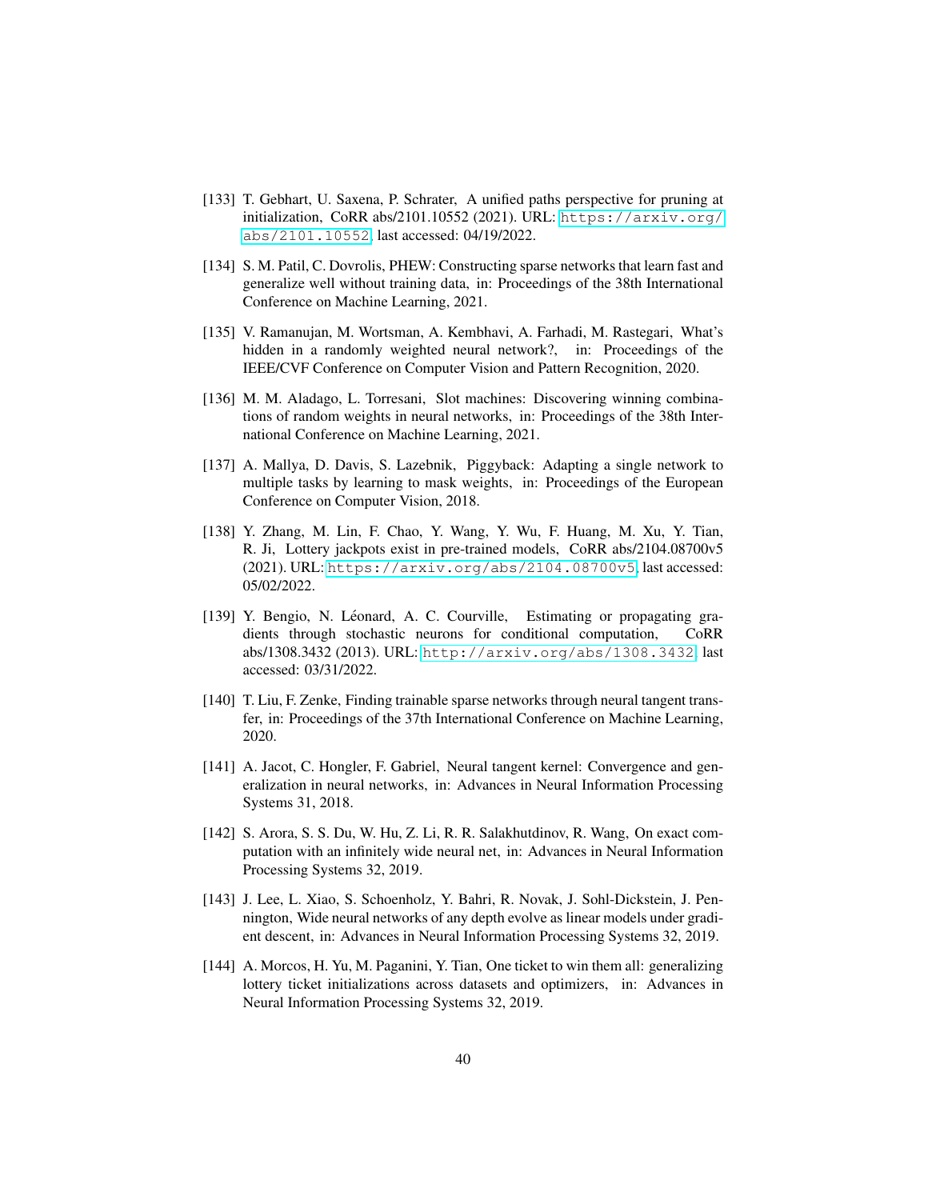[133] T. Gebhart, U. Saxena, P. Schrater, A unified paths perspective for pruning at initialization, CoRR abs/2101.10552 (2021). URL: https://arxiv.org/abs/2101.10552, last accessed: 04/19/2022.

[134] S. M. Patil, C. Dovrolis, PHEW: Constructing sparse networks that learn fast and generalize well without training data, in: Proceedings of the 38th International Conference on Machine Learning, 2021.

[135] V. Ramanujan, M. Wortsman, A. Kembhavi, A. Farhadi, M. Rastegari, What's hidden in a randomly weighted neural network?, in: Proceedings of the IEEE/CVF Conference on Computer Vision and Pattern Recognition, 2020.

[136] M. M. Aladago, L. Torresani, Slot machines: Discovering winning combinations of random weights in neural networks, in: Proceedings of the 38th International Conference on Machine Learning, 2021.

[137] A. Mallya, D. Davis, S. Lazebnik, Piggyback: Adapting a single network to multiple tasks by learning to mask weights, in: Proceedings of the European Conference on Computer Vision, 2018.

[138] Y. Zhang, M. Lin, F. Chao, Y. Wang, Y. Wu, F. Huang, M. Xu, Y. Tian, R. Ji, Lottery jackpots exist in pre-trained models, CoRR abs/2104.08700v5 (2021). URL: https://arxiv.org/abs/2104.08700v5, last accessed: 05/02/2022.

[139] Y. Bengio, N. Léonard, A. C. Courville, Estimating or propagating gradients through stochastic neurons for conditional computation, CoRR abs/1308.3432 (2013). URL: http://arxiv.org/abs/1308.3432, last accessed: 03/31/2022.

[140] T. Liu, F. Zenke, Finding trainable sparse networks through neural tangent transfer, in: Proceedings of the 37th International Conference on Machine Learning, 2020.

[141] A. Jacot, C. Hongler, F. Gabriel, Neural tangent kernel: Convergence and generalization in neural networks, in: Advances in Neural Information Processing Systems 31, 2018.

[142] S. Arora, S. S. Du, W. Hu, Z. Li, R. R. Salakhutdinov, R. Wang, On exact computation with an infinitely wide neural net, in: Advances in Neural Information Processing Systems 32, 2019.

[143] J. Lee, L. Xiao, S. Schoenholz, Y. Bahri, R. Novak, J. Sohl-Dickstein, J. Pennington, Wide neural networks of any depth evolve as linear models under gradient descent, in: Advances in Neural Information Processing Systems 32, 2019.

[144] A. Morcos, H. Yu, M. Paganini, Y. Tian, One ticket to win them all: generalizing lottery ticket initializations across datasets and optimizers, in: Advances in Neural Information Processing Systems 32, 2019.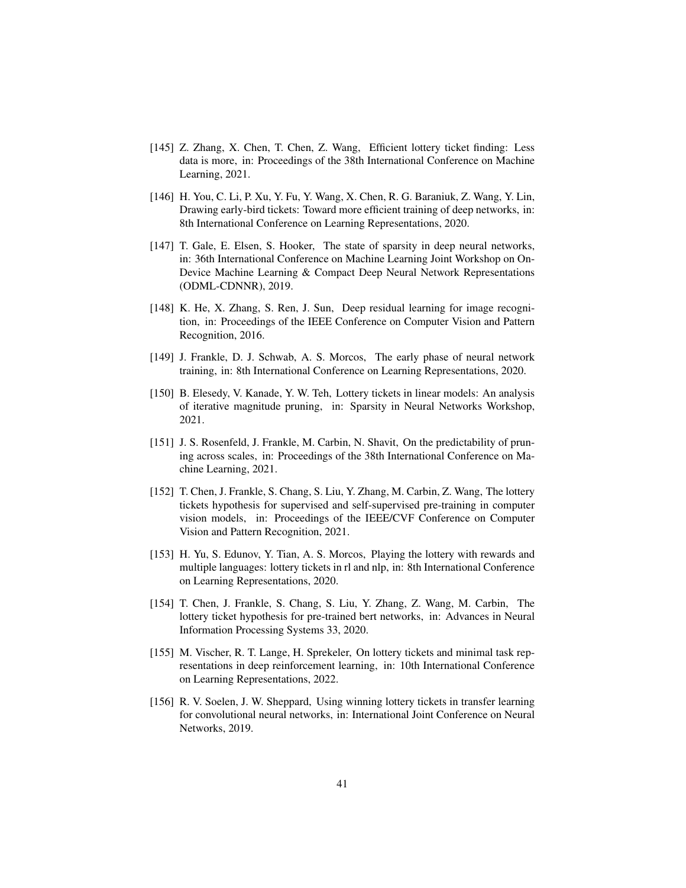[145] Z. Zhang, X. Chen, T. Chen, Z. Wang, Efficient lottery ticket finding: Less data is more, in: Proceedings of the 38th International Conference on Machine Learning, 2021.

[146] H. You, C. Li, P. Xu, Y. Fu, Y. Wang, X. Chen, R. G. Baraniuk, Z. Wang, Y. Lin, Drawing early-bird tickets: Toward more efficient training of deep networks, in: 8th International Conference on Learning Representations, 2020.

[147] T. Gale, E. Elsen, S. Hooker, The state of sparsity in deep neural networks, in: 36th International Conference on Machine Learning Joint Workshop on On-Device Machine Learning & Compact Deep Neural Network Representations (ODML-CDNNR), 2019.

[148] K. He, X. Zhang, S. Ren, J. Sun, Deep residual learning for image recognition, in: Proceedings of the IEEE Conference on Computer Vision and Pattern Recognition, 2016.

[149] J. Frankle, D. J. Schwab, A. S. Morcos, The early phase of neural network training, in: 8th International Conference on Learning Representations, 2020.

[150] B. Elesedy, V. Kanade, Y. W. Teh, Lottery tickets in linear models: An analysis of iterative magnitude pruning, in: Sparsity in Neural Networks Workshop, 2021.

[151] J. S. Rosenfeld, J. Frankle, M. Carbin, N. Shavit, On the predictability of pruning across scales, in: Proceedings of the 38th International Conference on Machine Learning, 2021.

[152] T. Chen, J. Frankle, S. Chang, S. Liu, Y. Zhang, M. Carbin, Z. Wang, The lottery tickets hypothesis for supervised and self-supervised pre-training in computer vision models, in: Proceedings of the IEEE/CVF Conference on Computer Vision and Pattern Recognition, 2021.

[153] H. Yu, S. Edunov, Y. Tian, A. S. Morcos, Playing the lottery with rewards and multiple languages: lottery tickets in rl and nlp, in: 8th International Conference on Learning Representations, 2020.

[154] T. Chen, J. Frankle, S. Chang, S. Liu, Y. Zhang, Z. Wang, M. Carbin, The lottery ticket hypothesis for pre-trained bert networks, in: Advances in Neural Information Processing Systems 33, 2020.

[155] M. Vischer, R. T. Lange, H. Sprekeler, On lottery tickets and minimal task representations in deep reinforcement learning, in: 10th International Conference on Learning Representations, 2022.

[156] R. V. Soelen, J. W. Sheppard, Using winning lottery tickets in transfer learning for convolutional neural networks, in: International Joint Conference on Neural Networks, 2019.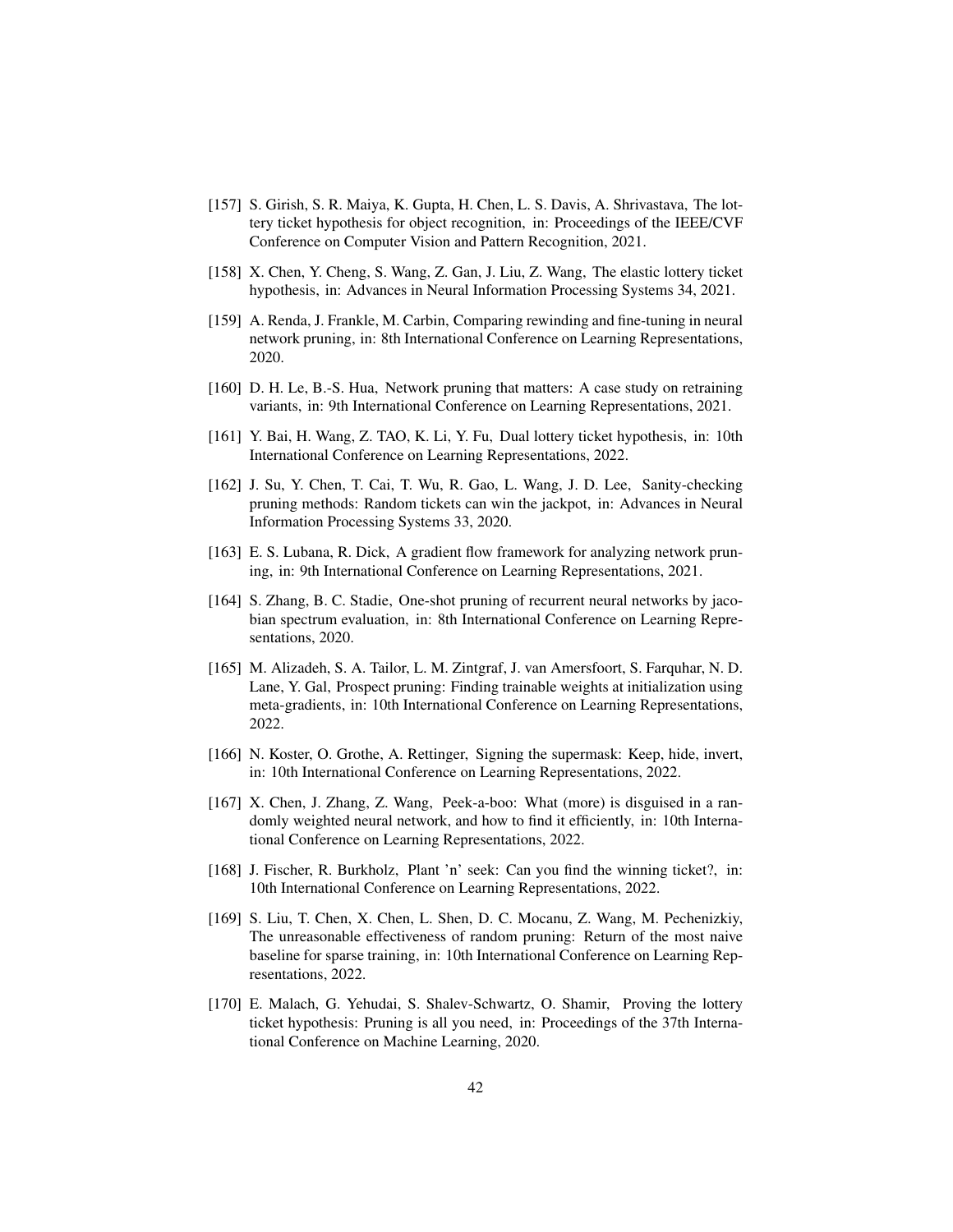[157] S. Girish, S. R. Maiya, K. Gupta, H. Chen, L. S. Davis, A. Shrivastava, The lottery ticket hypothesis for object recognition, in: Proceedings of the IEEE/CVF Conference on Computer Vision and Pattern Recognition, 2021.

[158] X. Chen, Y. Cheng, S. Wang, Z. Gan, J. Liu, Z. Wang, The elastic lottery ticket hypothesis, in: Advances in Neural Information Processing Systems 34, 2021.

[159] A. Renda, J. Frankle, M. Carbin, Comparing rewinding and fine-tuning in neural network pruning, in: 8th International Conference on Learning Representations, 2020.

[160] D. H. Le, B.-S. Hua, Network pruning that matters: A case study on retraining variants, in: 9th International Conference on Learning Representations, 2021.

[161] Y. Bai, H. Wang, Z. TAO, K. Li, Y. Fu, Dual lottery ticket hypothesis, in: 10th International Conference on Learning Representations, 2022.

[162] J. Su, Y. Chen, T. Cai, T. Wu, R. Gao, L. Wang, J. D. Lee, Sanity-checking pruning methods: Random tickets can win the jackpot, in: Advances in Neural Information Processing Systems 33, 2020.

[163] E. S. Lubana, R. Dick, A gradient flow framework for analyzing network pruning, in: 9th International Conference on Learning Representations, 2021.

[164] S. Zhang, B. C. Stadie, One-shot pruning of recurrent neural networks by jacobian spectrum evaluation, in: 8th International Conference on Learning Representations, 2020.

[165] M. Alizadeh, S. A. Tailor, L. M. Zintgraf, J. van Amersfoort, S. Farquhar, N. D. Lane, Y. Gal, Prospect pruning: Finding trainable weights at initialization using meta-gradients, in: 10th International Conference on Learning Representations, 2022.

[166] N. Koster, O. Grothe, A. Rettinger, Signing the supermask: Keep, hide, invert, in: 10th International Conference on Learning Representations, 2022.

[167] X. Chen, J. Zhang, Z. Wang, Peek-a-boo: What (more) is disguised in a randomly weighted neural network, and how to find it efficiently, in: 10th International Conference on Learning Representations, 2022.

[168] J. Fischer, R. Burkholz, Plant 'n' seek: Can you find the winning ticket?, in: 10th International Conference on Learning Representations, 2022.

[169] S. Liu, T. Chen, X. Chen, L. Shen, D. C. Mocanu, Z. Wang, M. Pechenizkiy, The unreasonable effectiveness of random pruning: Return of the most naive baseline for sparse training, in: 10th International Conference on Learning Representations, 2022.

[170] E. Malach, G. Yehudai, S. Shalev-Schwartz, O. Shamir, Proving the lottery ticket hypothesis: Pruning is all you need, in: Proceedings of the 37th International Conference on Machine Learning, 2020.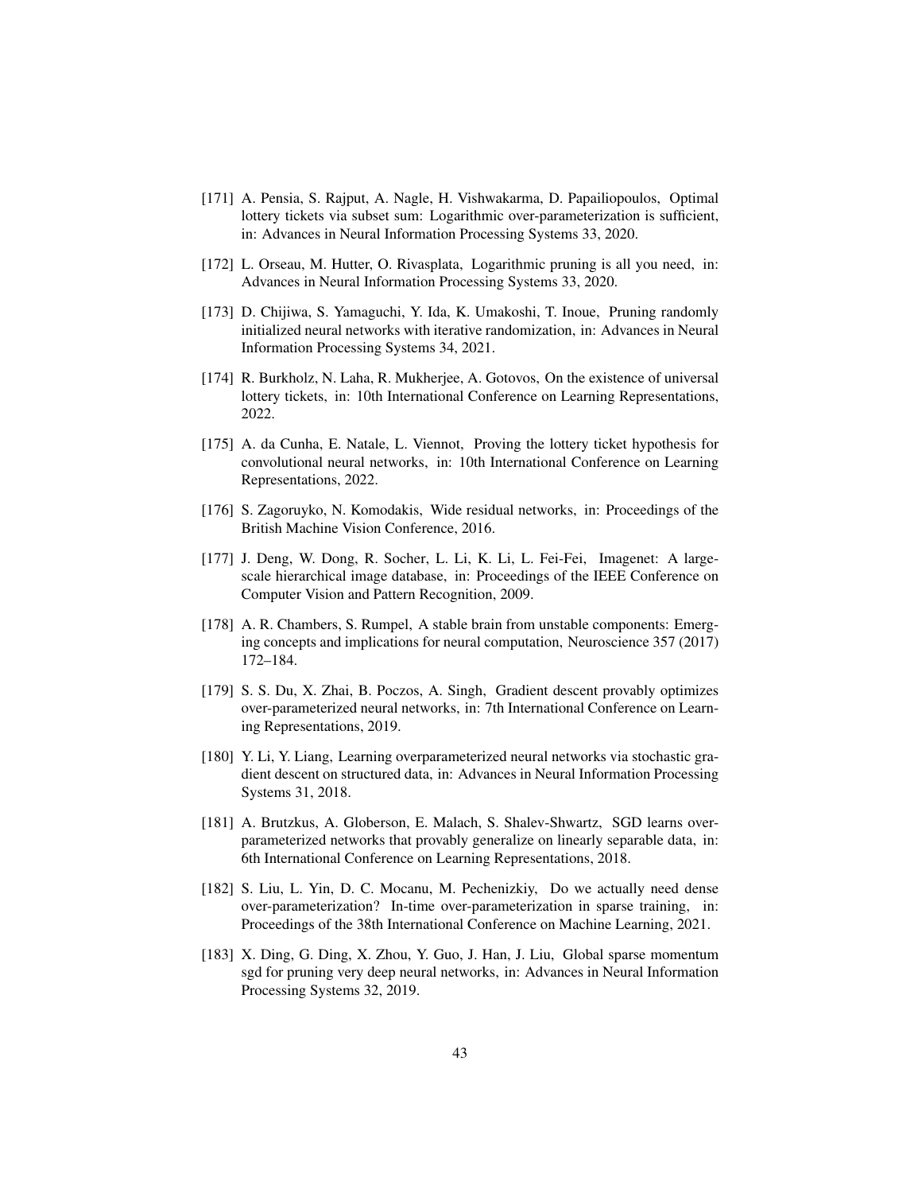[171] A. Pensia, S. Rajput, A. Nagle, H. Vishwakarma, D. Papailiopoulos, Optimal lottery tickets via subset sum: Logarithmic over-parameterization is sufficient, in: Advances in Neural Information Processing Systems 33, 2020.

[172] L. Orseau, M. Hutter, O. Rivasplata, Logarithmic pruning is all you need, in: Advances in Neural Information Processing Systems 33, 2020.

[173] D. Chijiwa, S. Yamaguchi, Y. Ida, K. Umakoshi, T. Inoue, Pruning randomly initialized neural networks with iterative randomization, in: Advances in Neural Information Processing Systems 34, 2021.

[174] R. Burkholz, N. Laha, R. Mukherjee, A. Gotovos, On the existence of universal lottery tickets, in: 10th International Conference on Learning Representations, 2022.

[175] A. da Cunha, E. Natale, L. Viennot, Proving the lottery ticket hypothesis for convolutional neural networks, in: 10th International Conference on Learning Representations, 2022.

[176] S. Zagoruyko, N. Komodakis, Wide residual networks, in: Proceedings of the British Machine Vision Conference, 2016.

[177] J. Deng, W. Dong, R. Socher, L. Li, K. Li, L. Fei-Fei, Imagenet: A large-scale hierarchical image database, in: Proceedings of the IEEE Conference on Computer Vision and Pattern Recognition, 2009.

[178] A. R. Chambers, S. Rumpel, A stable brain from unstable components: Emerging concepts and implications for neural computation, Neuroscience 357 (2017) 172–184.

[179] S. S. Du, X. Zhai, B. Poczos, A. Singh, Gradient descent provably optimizes over-parameterized neural networks, in: 7th International Conference on Learning Representations, 2019.

[180] Y. Li, Y. Liang, Learning overparameterized neural networks via stochastic gradient descent on structured data, in: Advances in Neural Information Processing Systems 31, 2018.

[181] A. Brutzkus, A. Globerson, E. Malach, S. Shalev-Shwartz, SGD learns over-parameterized networks that provably generalize on linearly separable data, in: 6th International Conference on Learning Representations, 2018.

[182] S. Liu, L. Yin, D. C. Mocanu, M. Pechenizkiy, Do we actually need dense over-parameterization? In-time over-parameterization in sparse training, in: Proceedings of the 38th International Conference on Machine Learning, 2021.

[183] X. Ding, G. Ding, X. Zhou, Y. Guo, J. Han, J. Liu, Global sparse momentum sgd for pruning very deep neural networks, in: Advances in Neural Information Processing Systems 32, 2019.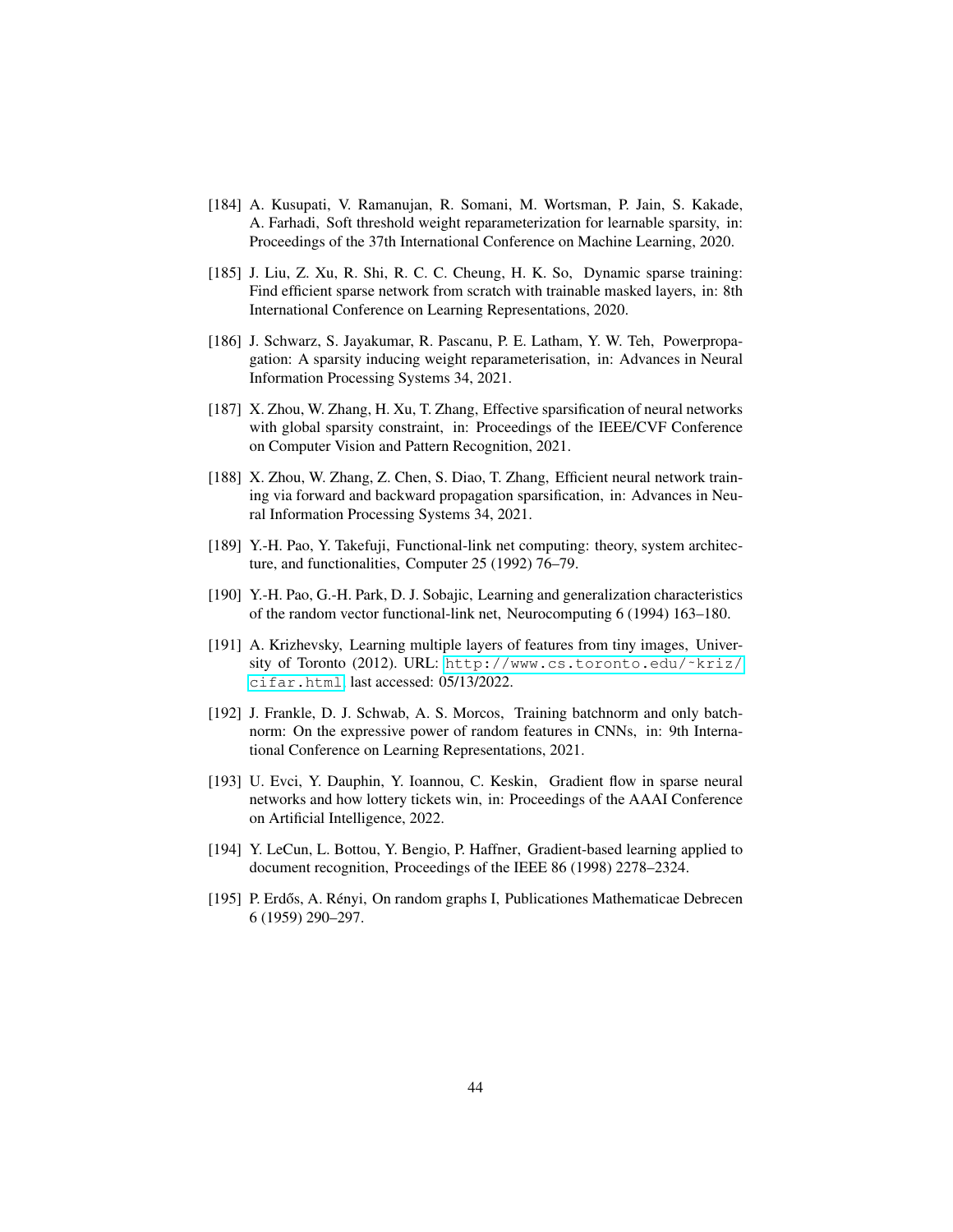[184] A. Kusupati, V. Ramanujan, R. Somani, M. Wortsman, P. Jain, S. Kakade, A. Farhadi, Soft threshold weight reparameterization for learnable sparsity, in: Proceedings of the 37th International Conference on Machine Learning, 2020.

[185] J. Liu, Z. Xu, R. Shi, R. C. C. Cheung, H. K. So, Dynamic sparse training: Find efficient sparse network from scratch with trainable masked layers, in: 8th International Conference on Learning Representations, 2020.

[186] J. Schwarz, S. Jayakumar, R. Pascanu, P. E. Latham, Y. W. Teh, Powerpropagation: A sparsity inducing weight reparameterisation, in: Advances in Neural Information Processing Systems 34, 2021.

[187] X. Zhou, W. Zhang, H. Xu, T. Zhang, Effective sparsification of neural networks with global sparsity constraint, in: Proceedings of the IEEE/CVF Conference on Computer Vision and Pattern Recognition, 2021.

[188] X. Zhou, W. Zhang, Z. Chen, S. Diao, T. Zhang, Efficient neural network training via forward and backward propagation sparsification, in: Advances in Neural Information Processing Systems 34, 2021.

[189] Y.-H. Pao, Y. Takefuji, Functional-link net computing: theory, system architecture, and functionalities, Computer 25 (1992) 76–79.

[190] Y.-H. Pao, G.-H. Park, D. J. Sobajic, Learning and generalization characteristics of the random vector functional-link net, Neurocomputing 6 (1994) 163–180.

[191] A. Krizhevsky, Learning multiple layers of features from tiny images, University of Toronto (2012). URL: http://www.cs.toronto.edu/~kriz/cifar.html, last accessed: 05/13/2022.

[192] J. Frankle, D. J. Schwab, A. S. Morcos, Training batchnorm and only batchnorm: On the expressive power of random features in CNNs, in: 9th International Conference on Learning Representations, 2021.

[193] U. Evci, Y. Dauphin, Y. Ioannou, C. Keskin, Gradient flow in sparse neural networks and how lottery tickets win, in: Proceedings of the AAAI Conference on Artificial Intelligence, 2022.

[194] Y. LeCun, L. Bottou, Y. Bengio, P. Haffner, Gradient-based learning applied to document recognition, Proceedings of the IEEE 86 (1998) 2278–2324.

[195] P. Erdős, A. Rényi, On random graphs I, Publicationes Mathematicae Debrecen 6 (1959) 290–297.